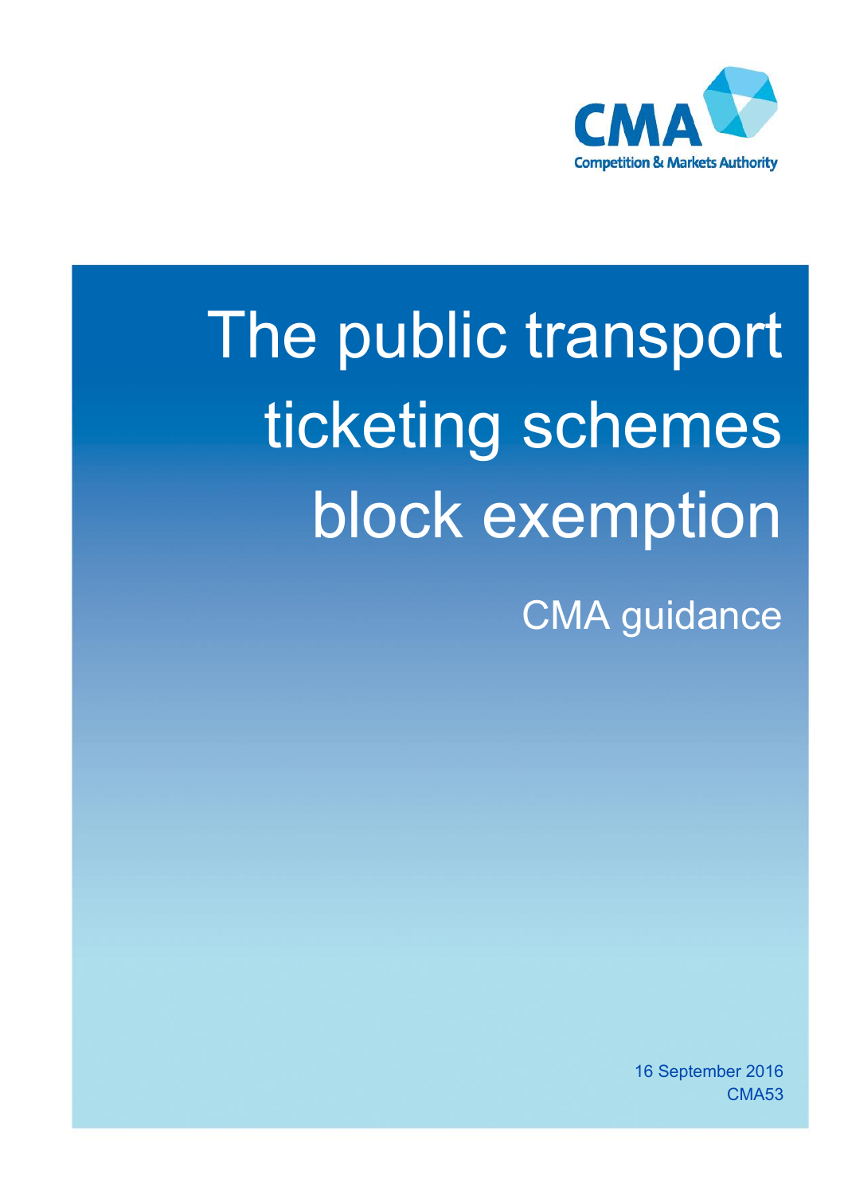CMA

Competition & Markets Authority

# The public transport ticketing schemes block exemption

## CMA guidance

16 September 2016

CMA53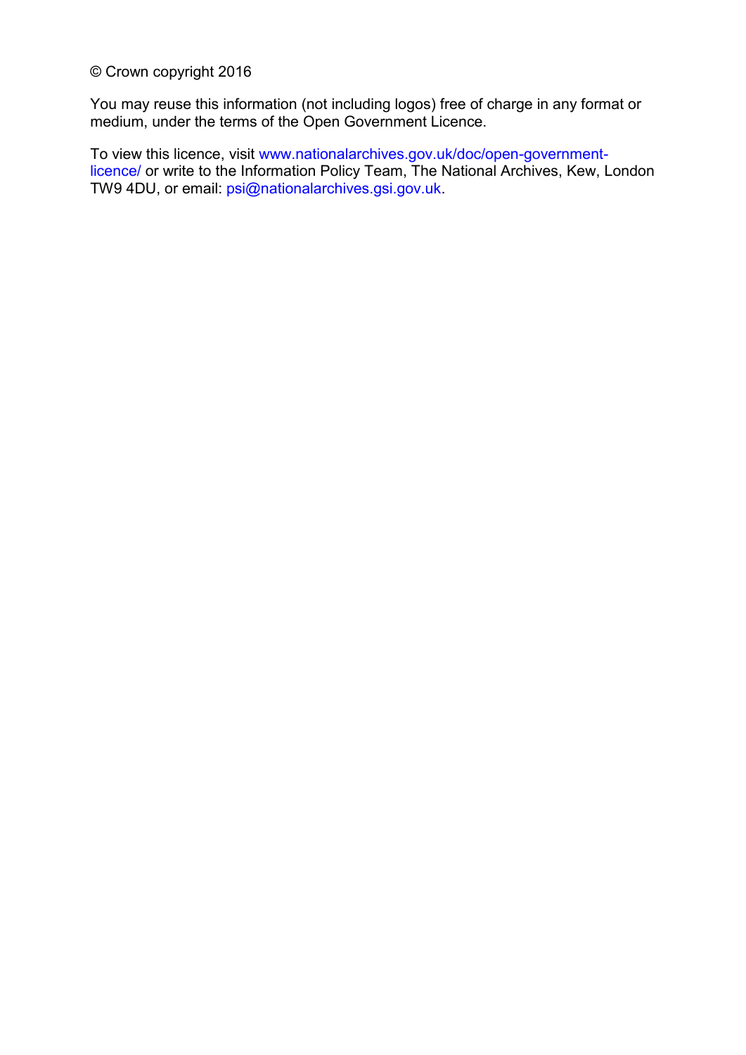© Crown copyright 2016

You may reuse this information (not including logos) free of charge in any format or medium, under the terms of the Open Government Licence.

To view this licence, visit www.nationalarchives.gov.uk/doc/open-government-licence/ or write to the Information Policy Team, The National Archives, Kew, London TW9 4DU, or email: psi@nationalarchives.gsi.gov.uk.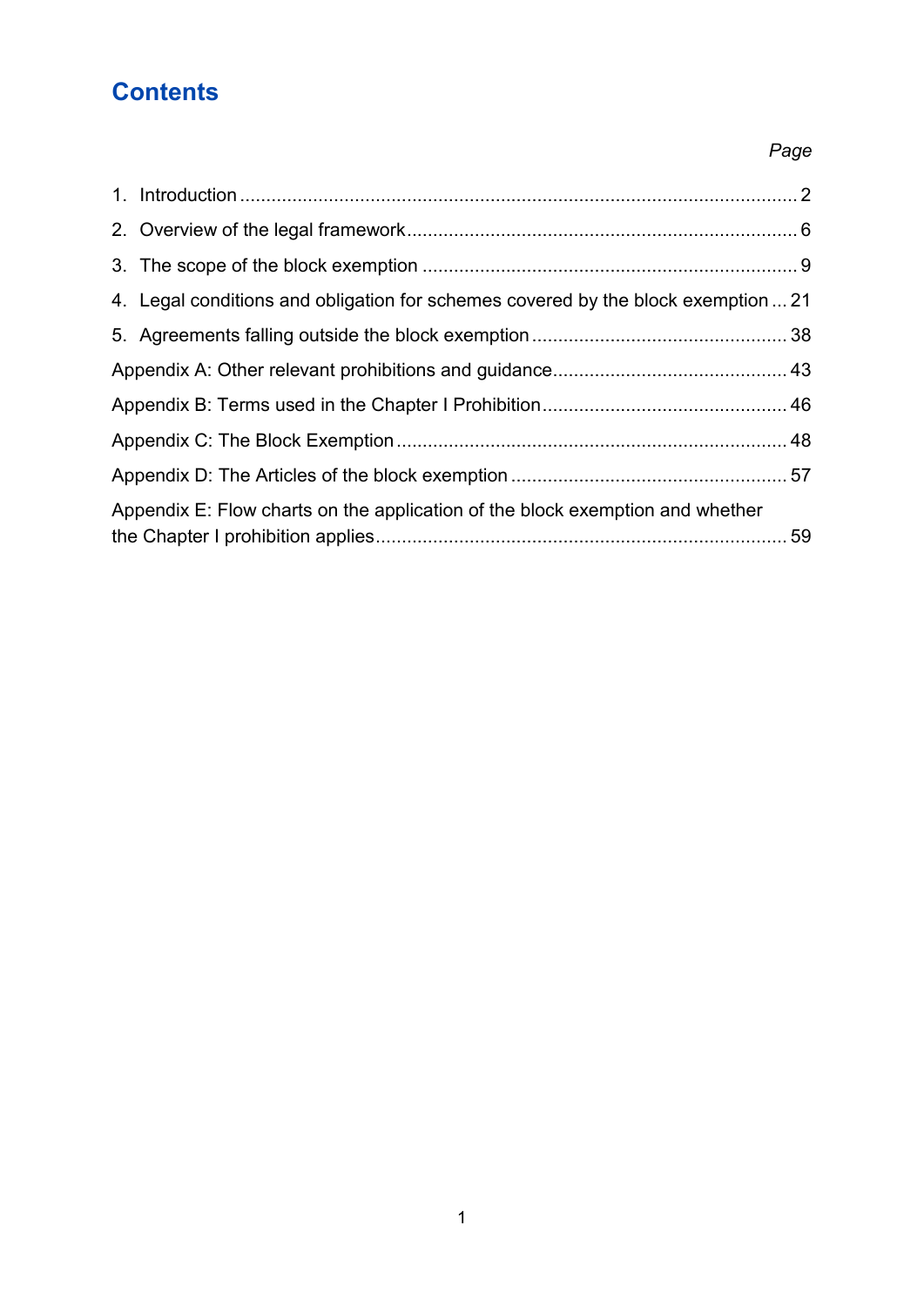# Contents

| | Page |
|---|---|
| 1. Introduction | 2 |
| 2. Overview of the legal framework | 6 |
| 3. The scope of the block exemption | 9 |
| 4. Legal conditions and obligation for schemes covered by the block exemption | 21 |
| 5. Agreements falling outside the block exemption | 38 |
| Appendix A: Other relevant prohibitions and guidance | 43 |
| Appendix B: Terms used in the Chapter I Prohibition | 46 |
| Appendix C: The Block Exemption | 48 |
| Appendix D: The Articles of the block exemption | 57 |
| Appendix E: Flow charts on the application of the block exemption and whether the Chapter I prohibition applies | 59 |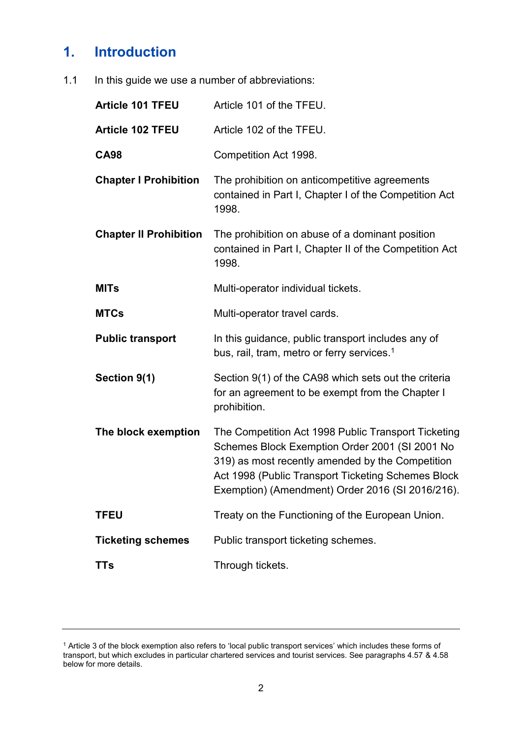# 1. Introduction

1.1 In this guide we use a number of abbreviations:

| | |
|---|---|
| **Article 101 TFEU** | Article 101 of the TFEU. |
| **Article 102 TFEU** | Article 102 of the TFEU. |
| **CA98** | Competition Act 1998. |
| **Chapter I Prohibition** | The prohibition on anticompetitive agreements contained in Part I, Chapter I of the Competition Act 1998. |
| **Chapter II Prohibition** | The prohibition on abuse of a dominant position contained in Part I, Chapter II of the Competition Act 1998. |
| **MITs** | Multi-operator individual tickets. |
| **MTCs** | Multi-operator travel cards. |
| **Public transport** | In this guidance, public transport includes any of bus, rail, tram, metro or ferry services.[1] |
| **Section 9(1)** | Section 9(1) of the CA98 which sets out the criteria for an agreement to be exempt from the Chapter I prohibition. |
| **The block exemption** | The Competition Act 1998 Public Transport Ticketing Schemes Block Exemption Order 2001 (SI 2001 No 319) as most recently amended by the Competition Act 1998 (Public Transport Ticketing Schemes Block Exemption) (Amendment) Order 2016 (SI 2016/216). |
| **TFEU** | Treaty on the Functioning of the European Union. |
| **Ticketing schemes** | Public transport ticketing schemes. |
| **TTs** | Through tickets. |

[1] Article 3 of the block exemption also refers to 'local public transport services' which includes these forms of transport, but which excludes in particular chartered services and tourist services. See paragraphs 4.57 & 4.58 below for more details.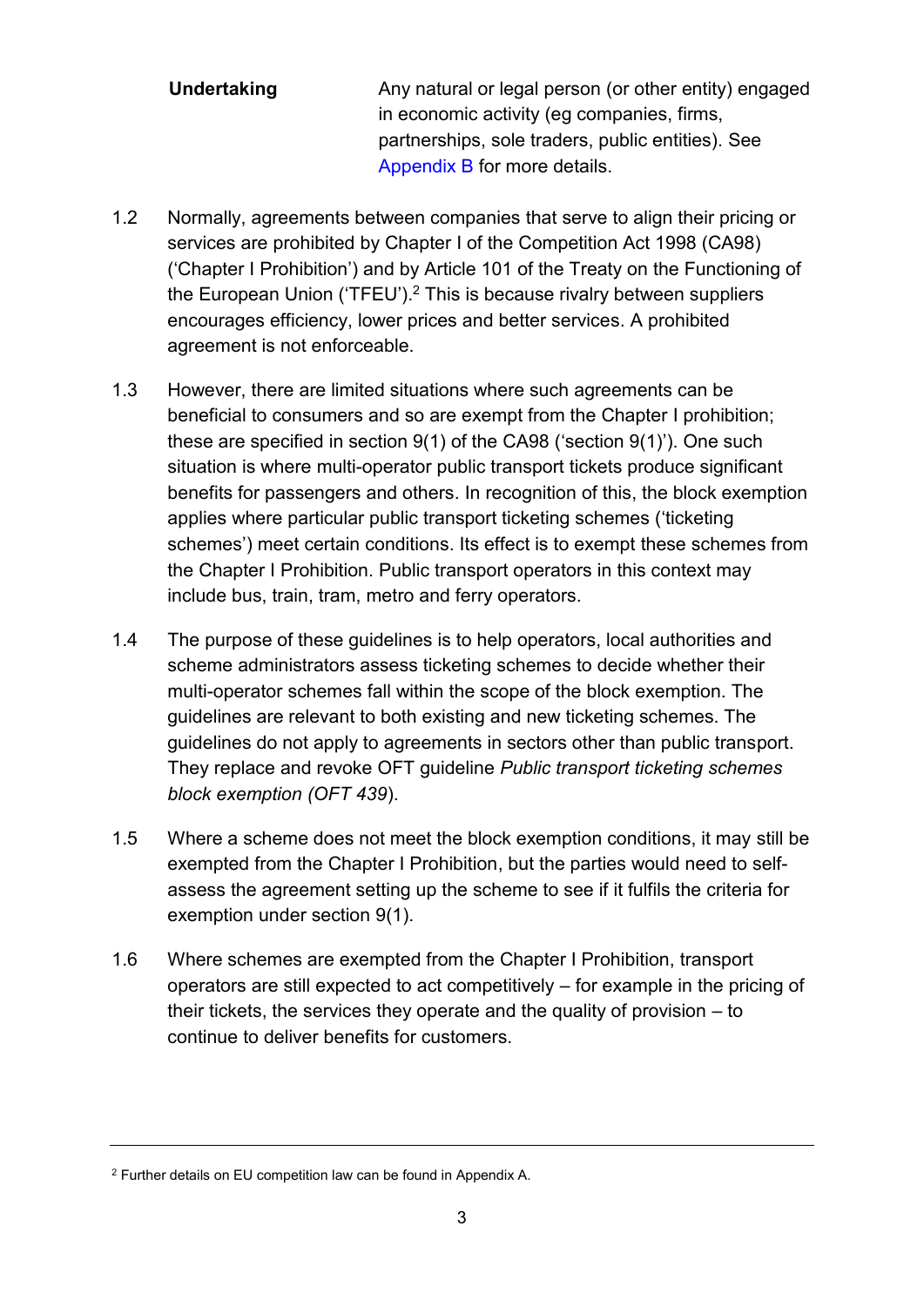| **Undertaking** | Any natural or legal person (or other entity) engaged in economic activity (eg companies, firms, partnerships, sole traders, public entities). See Appendix B for more details. |
|---|---|

1.2 Normally, agreements between companies that serve to align their pricing or services are prohibited by Chapter I of the Competition Act 1998 (CA98) ('Chapter I Prohibition') and by Article 101 of the Treaty on the Functioning of the European Union ('TFEU').[2] This is because rivalry between suppliers encourages efficiency, lower prices and better services. A prohibited agreement is not enforceable.

1.3 However, there are limited situations where such agreements can be beneficial to consumers and so are exempt from the Chapter I prohibition; these are specified in section 9(1) of the CA98 ('section 9(1)'). One such situation is where multi-operator public transport tickets produce significant benefits for passengers and others. In recognition of this, the block exemption applies where particular public transport ticketing schemes ('ticketing schemes') meet certain conditions. Its effect is to exempt these schemes from the Chapter I Prohibition. Public transport operators in this context may include bus, train, tram, metro and ferry operators.

1.4 The purpose of these guidelines is to help operators, local authorities and scheme administrators assess ticketing schemes to decide whether their multi-operator schemes fall within the scope of the block exemption. The guidelines are relevant to both existing and new ticketing schemes. The guidelines do not apply to agreements in sectors other than public transport. They replace and revoke OFT guideline *Public transport ticketing schemes block exemption (OFT 439)*.

1.5 Where a scheme does not meet the block exemption conditions, it may still be exempted from the Chapter I Prohibition, but the parties would need to self-assess the agreement setting up the scheme to see if it fulfils the criteria for exemption under section 9(1).

1.6 Where schemes are exempted from the Chapter I Prohibition, transport operators are still expected to act competitively – for example in the pricing of their tickets, the services they operate and the quality of provision – to continue to deliver benefits for customers.

[2] Further details on EU competition law can be found in Appendix A.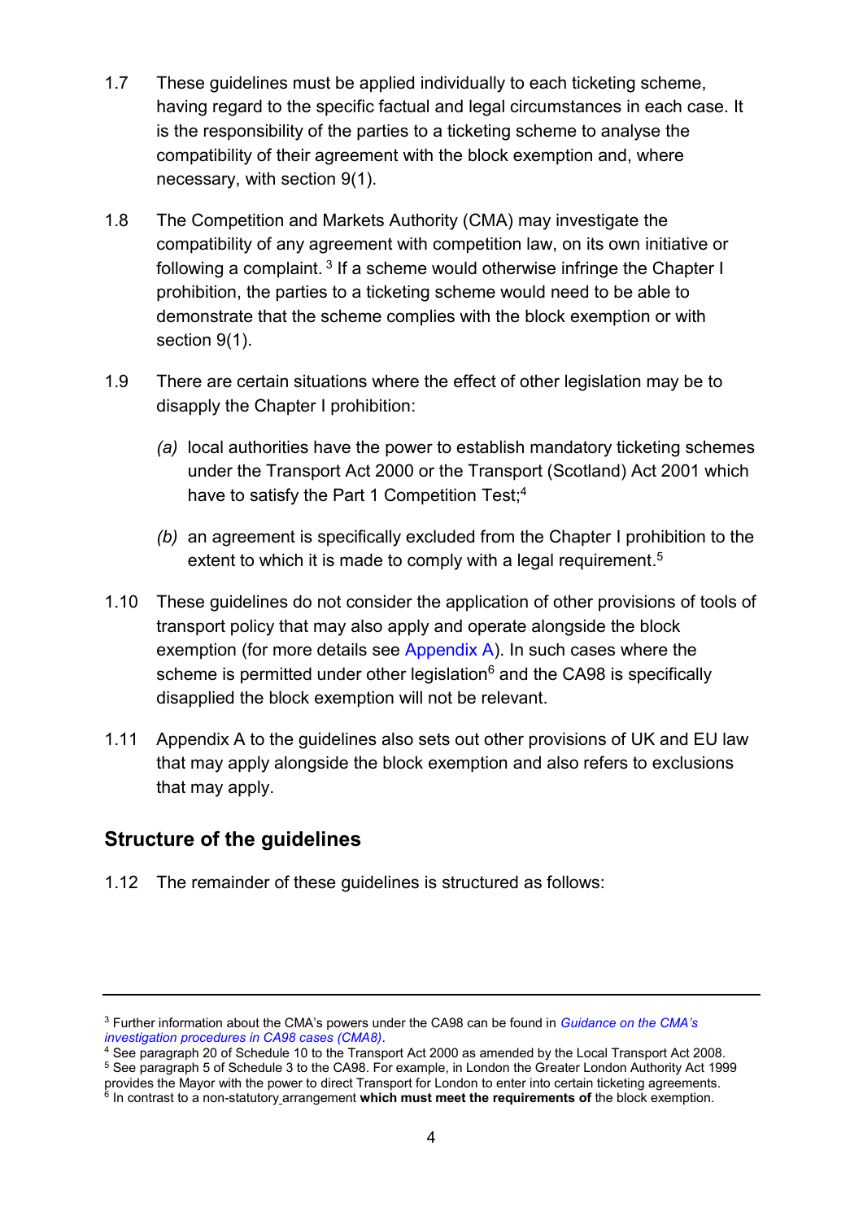1.7 These guidelines must be applied individually to each ticketing scheme, having regard to the specific factual and legal circumstances in each case. It is the responsibility of the parties to a ticketing scheme to analyse the compatibility of their agreement with the block exemption and, where necessary, with section 9(1).

1.8 The Competition and Markets Authority (CMA) may investigate the compatibility of any agreement with competition law, on its own initiative or following a complaint. [3] If a scheme would otherwise infringe the Chapter I prohibition, the parties to a ticketing scheme would need to be able to demonstrate that the scheme complies with the block exemption or with section 9(1).

1.9 There are certain situations where the effect of other legislation may be to disapply the Chapter I prohibition:

*(a)* local authorities have the power to establish mandatory ticketing schemes under the Transport Act 2000 or the Transport (Scotland) Act 2001 which have to satisfy the Part 1 Competition Test;[4]

*(b)* an agreement is specifically excluded from the Chapter I prohibition to the extent to which it is made to comply with a legal requirement.[5]

1.10 These guidelines do not consider the application of other provisions of tools of transport policy that may also apply and operate alongside the block exemption (for more details see Appendix A). In such cases where the scheme is permitted under other legislation[6] and the CA98 is specifically disapplied the block exemption will not be relevant.

1.11 Appendix A to the guidelines also sets out other provisions of UK and EU law that may apply alongside the block exemption and also refers to exclusions that may apply.

## Structure of the guidelines

1.12 The remainder of these guidelines is structured as follows:

---

[3] Further information about the CMA's powers under the CA98 can be found in *Guidance on the CMA's investigation procedures in CA98 cases (CMA8)*.

[4] See paragraph 20 of Schedule 10 to the Transport Act 2000 as amended by the Local Transport Act 2008.

[5] See paragraph 5 of Schedule 3 to the CA98. For example, in London the Greater London Authority Act 1999 provides the Mayor with the power to direct Transport for London to enter into certain ticketing agreements.

[6] In contrast to a non-statutory arrangement **which must meet the requirements of** the block exemption.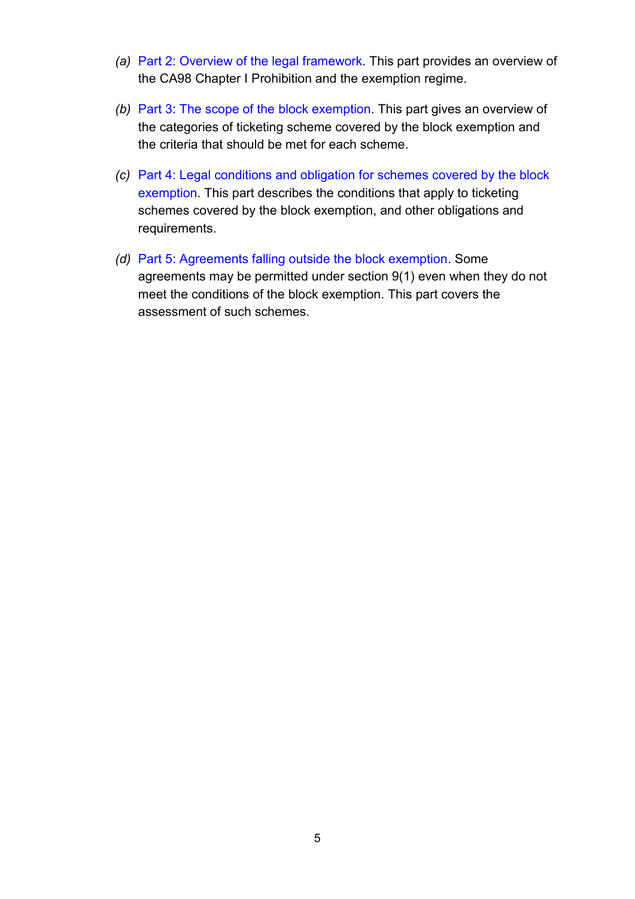*(a)* Part 2: Overview of the legal framework. This part provides an overview of the CA98 Chapter I Prohibition and the exemption regime.

*(b)* Part 3: The scope of the block exemption. This part gives an overview of the categories of ticketing scheme covered by the block exemption and the criteria that should be met for each scheme.

*(c)* Part 4: Legal conditions and obligation for schemes covered by the block exemption. This part describes the conditions that apply to ticketing schemes covered by the block exemption, and other obligations and requirements.

*(d)* Part 5: Agreements falling outside the block exemption. Some agreements may be permitted under section 9(1) even when they do not meet the conditions of the block exemption. This part covers the assessment of such schemes.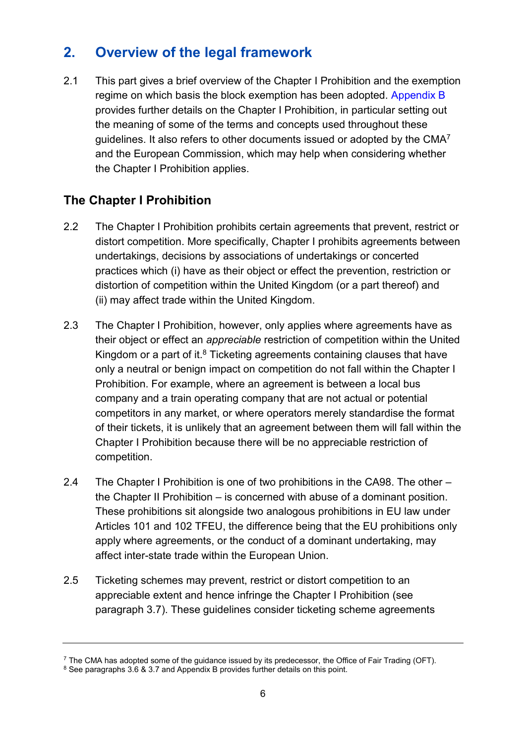## 2. Overview of the legal framework

2.1 This part gives a brief overview of the Chapter I Prohibition and the exemption regime on which basis the block exemption has been adopted. Appendix B provides further details on the Chapter I Prohibition, in particular setting out the meaning of some of the terms and concepts used throughout these guidelines. It also refers to other documents issued or adopted by the CMA[7] and the European Commission, which may help when considering whether the Chapter I Prohibition applies.

### The Chapter I Prohibition

2.2 The Chapter I Prohibition prohibits certain agreements that prevent, restrict or distort competition. More specifically, Chapter I prohibits agreements between undertakings, decisions by associations of undertakings or concerted practices which (i) have as their object or effect the prevention, restriction or distortion of competition within the United Kingdom (or a part thereof) and (ii) may affect trade within the United Kingdom.

2.3 The Chapter I Prohibition, however, only applies where agreements have as their object or effect an *appreciable* restriction of competition within the United Kingdom or a part of it.[8] Ticketing agreements containing clauses that have only a neutral or benign impact on competition do not fall within the Chapter I Prohibition. For example, where an agreement is between a local bus company and a train operating company that are not actual or potential competitors in any market, or where operators merely standardise the format of their tickets, it is unlikely that an agreement between them will fall within the Chapter I Prohibition because there will be no appreciable restriction of competition.

2.4 The Chapter I Prohibition is one of two prohibitions in the CA98. The other – the Chapter II Prohibition – is concerned with abuse of a dominant position. These prohibitions sit alongside two analogous prohibitions in EU law under Articles 101 and 102 TFEU, the difference being that the EU prohibitions only apply where agreements, or the conduct of a dominant undertaking, may affect inter-state trade within the European Union.

2.5 Ticketing schemes may prevent, restrict or distort competition to an appreciable extent and hence infringe the Chapter I Prohibition (see paragraph 3.7). These guidelines consider ticketing scheme agreements

---

[7] The CMA has adopted some of the guidance issued by its predecessor, the Office of Fair Trading (OFT).

[8] See paragraphs 3.6 & 3.7 and Appendix B provides further details on this point.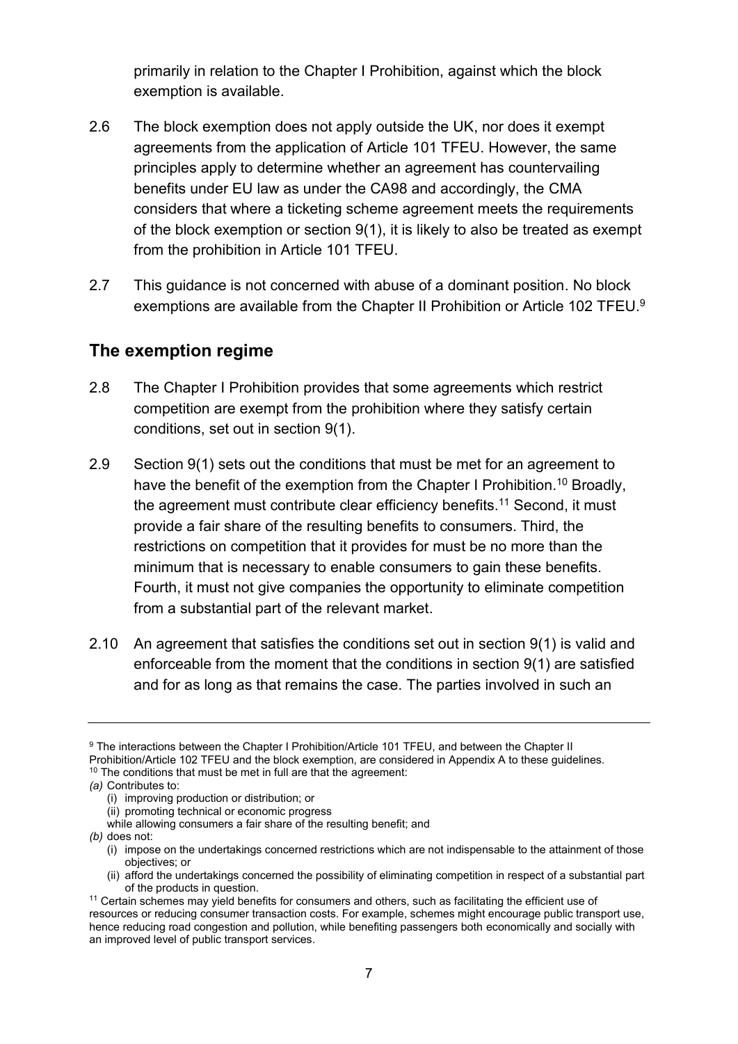primarily in relation to the Chapter I Prohibition, against which the block exemption is available.

2.6 The block exemption does not apply outside the UK, nor does it exempt agreements from the application of Article 101 TFEU. However, the same principles apply to determine whether an agreement has countervailing benefits under EU law as under the CA98 and accordingly, the CMA considers that where a ticketing scheme agreement meets the requirements of the block exemption or section 9(1), it is likely to also be treated as exempt from the prohibition in Article 101 TFEU.

2.7 This guidance is not concerned with abuse of a dominant position. No block exemptions are available from the Chapter II Prohibition or Article 102 TFEU.[9]

## The exemption regime

2.8 The Chapter I Prohibition provides that some agreements which restrict competition are exempt from the prohibition where they satisfy certain conditions, set out in section 9(1).

2.9 Section 9(1) sets out the conditions that must be met for an agreement to have the benefit of the exemption from the Chapter I Prohibition.[10] Broadly, the agreement must contribute clear efficiency benefits.[11] Second, it must provide a fair share of the resulting benefits to consumers. Third, the restrictions on competition that it provides for must be no more than the minimum that is necessary to enable consumers to gain these benefits. Fourth, it must not give companies the opportunity to eliminate competition from a substantial part of the relevant market.

2.10 An agreement that satisfies the conditions set out in section 9(1) is valid and enforceable from the moment that the conditions in section 9(1) are satisfied and for as long as that remains the case. The parties involved in such an

---

[9] The interactions between the Chapter I Prohibition/Article 101 TFEU, and between the Chapter II Prohibition/Article 102 TFEU and the block exemption, are considered in Appendix A to these guidelines.

[10] The conditions that must be met in full are that the agreement:

*(a)* Contributes to:

(i) improving production or distribution; or

(ii) promoting technical or economic progress

while allowing consumers a fair share of the resulting benefit; and

*(b)* does not:

(i) impose on the undertakings concerned restrictions which are not indispensable to the attainment of those objectives; or

(ii) afford the undertakings concerned the possibility of eliminating competition in respect of a substantial part of the products in question.

[11] Certain schemes may yield benefits for consumers and others, such as facilitating the efficient use of resources or reducing consumer transaction costs. For example, schemes might encourage public transport use, hence reducing road congestion and pollution, while benefiting passengers both economically and socially with an improved level of public transport services.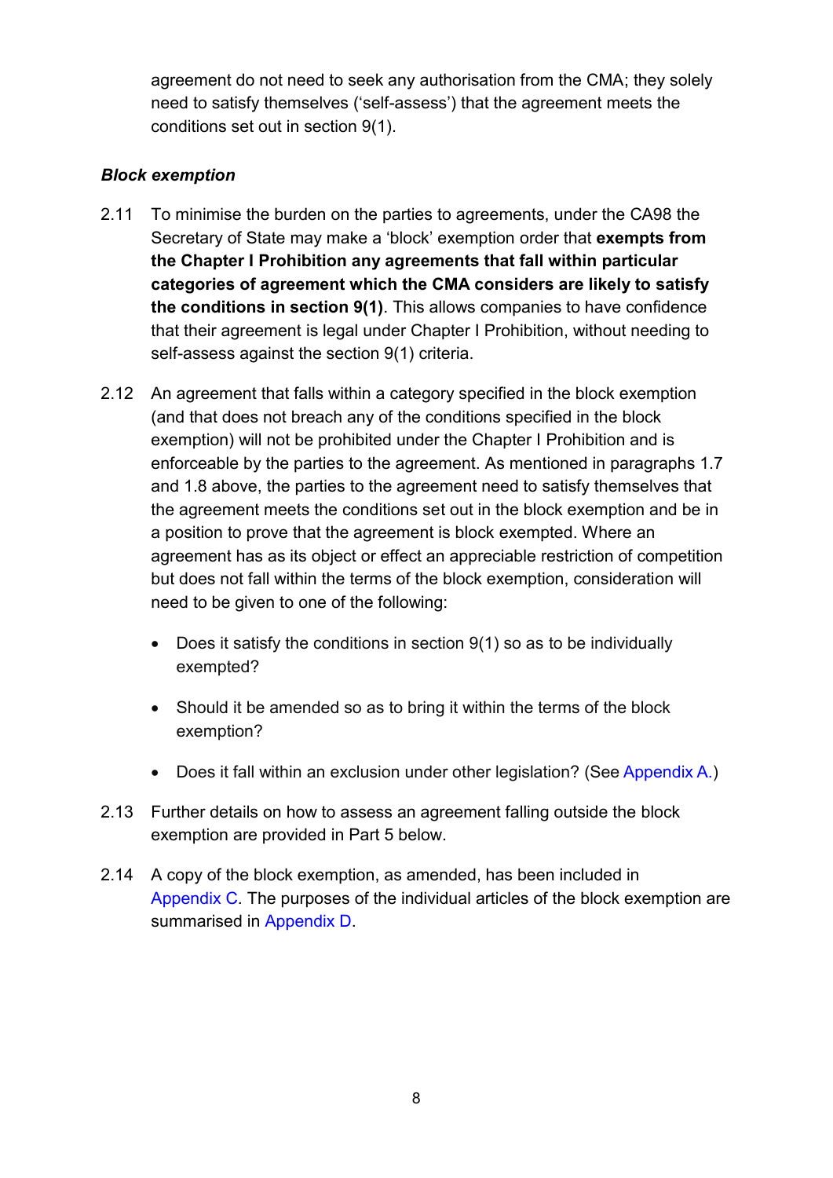agreement do not need to seek any authorisation from the CMA; they solely need to satisfy themselves ('self-assess') that the agreement meets the conditions set out in section 9(1).

### *Block exemption*

2.11 To minimise the burden on the parties to agreements, under the CA98 the Secretary of State may make a 'block' exemption order that **exempts from the Chapter I Prohibition any agreements that fall within particular categories of agreement which the CMA considers are likely to satisfy the conditions in section 9(1)**. This allows companies to have confidence that their agreement is legal under Chapter I Prohibition, without needing to self-assess against the section 9(1) criteria.

2.12 An agreement that falls within a category specified in the block exemption (and that does not breach any of the conditions specified in the block exemption) will not be prohibited under the Chapter I Prohibition and is enforceable by the parties to the agreement. As mentioned in paragraphs 1.7 and 1.8 above, the parties to the agreement need to satisfy themselves that the agreement meets the conditions set out in the block exemption and be in a position to prove that the agreement is block exempted. Where an agreement has as its object or effect an appreciable restriction of competition but does not fall within the terms of the block exemption, consideration will need to be given to one of the following:

- Does it satisfy the conditions in section 9(1) so as to be individually exempted?
- Should it be amended so as to bring it within the terms of the block exemption?
- Does it fall within an exclusion under other legislation? (See Appendix A.)

2.13 Further details on how to assess an agreement falling outside the block exemption are provided in Part 5 below.

2.14 A copy of the block exemption, as amended, has been included in Appendix C. The purposes of the individual articles of the block exemption are summarised in Appendix D.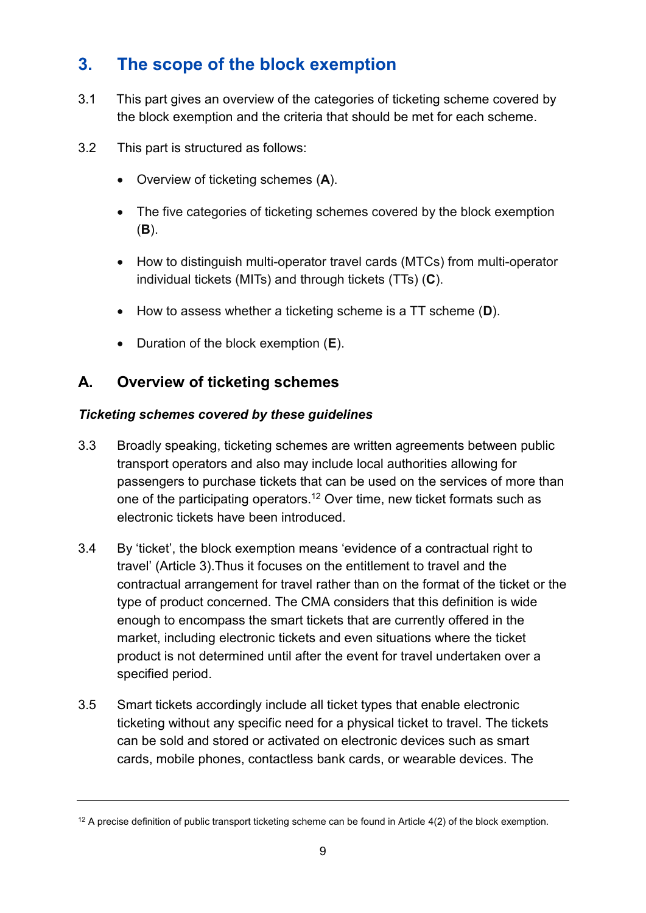## 3. The scope of the block exemption

3.1 This part gives an overview of the categories of ticketing scheme covered by the block exemption and the criteria that should be met for each scheme.

3.2 This part is structured as follows:

- Overview of ticketing schemes (**A**).
- The five categories of ticketing schemes covered by the block exemption (**B**).
- How to distinguish multi-operator travel cards (MTCs) from multi-operator individual tickets (MITs) and through tickets (TTs) (**C**).
- How to assess whether a ticketing scheme is a TT scheme (**D**).
- Duration of the block exemption (**E**).

### A. Overview of ticketing schemes

#### *Ticketing schemes covered by these guidelines*

3.3 Broadly speaking, ticketing schemes are written agreements between public transport operators and also may include local authorities allowing for passengers to purchase tickets that can be used on the services of more than one of the participating operators.[12] Over time, new ticket formats such as electronic tickets have been introduced.

3.4 By 'ticket', the block exemption means 'evidence of a contractual right to travel' (Article 3).Thus it focuses on the entitlement to travel and the contractual arrangement for travel rather than on the format of the ticket or the type of product concerned. The CMA considers that this definition is wide enough to encompass the smart tickets that are currently offered in the market, including electronic tickets and even situations where the ticket product is not determined until after the event for travel undertaken over a specified period.

3.5 Smart tickets accordingly include all ticket types that enable electronic ticketing without any specific need for a physical ticket to travel. The tickets can be sold and stored or activated on electronic devices such as smart cards, mobile phones, contactless bank cards, or wearable devices. The

[12] A precise definition of public transport ticketing scheme can be found in Article 4(2) of the block exemption.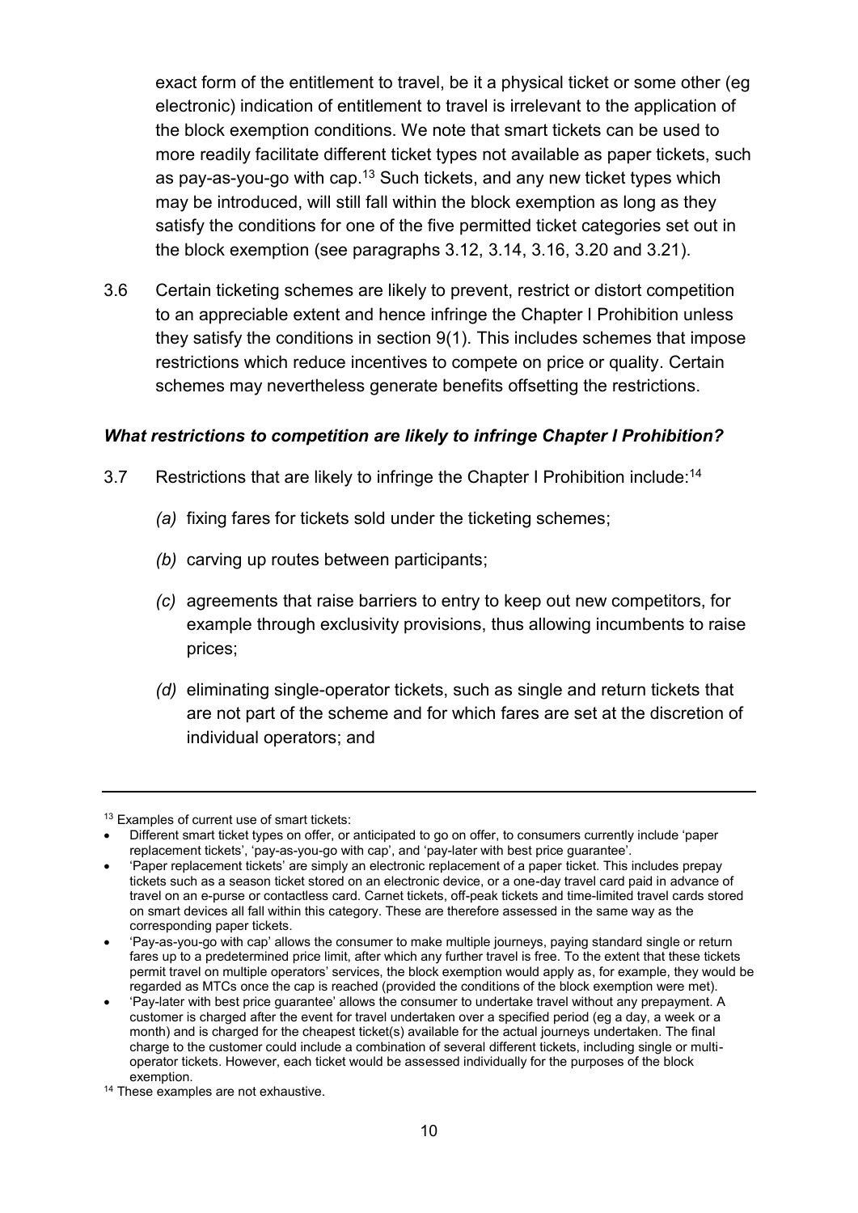exact form of the entitlement to travel, be it a physical ticket or some other (eg electronic) indication of entitlement to travel is irrelevant to the application of the block exemption conditions. We note that smart tickets can be used to more readily facilitate different ticket types not available as paper tickets, such as pay-as-you-go with cap.[13] Such tickets, and any new ticket types which may be introduced, will still fall within the block exemption as long as they satisfy the conditions for one of the five permitted ticket categories set out in the block exemption (see paragraphs 3.12, 3.14, 3.16, 3.20 and 3.21).

3.6 Certain ticketing schemes are likely to prevent, restrict or distort competition to an appreciable extent and hence infringe the Chapter I Prohibition unless they satisfy the conditions in section 9(1). This includes schemes that impose restrictions which reduce incentives to compete on price or quality. Certain schemes may nevertheless generate benefits offsetting the restrictions.

### *What restrictions to competition are likely to infringe Chapter I Prohibition?*

3.7 Restrictions that are likely to infringe the Chapter I Prohibition include:[14]

*(a)* fixing fares for tickets sold under the ticketing schemes;

*(b)* carving up routes between participants;

*(c)* agreements that raise barriers to entry to keep out new competitors, for example through exclusivity provisions, thus allowing incumbents to raise prices;

*(d)* eliminating single-operator tickets, such as single and return tickets that are not part of the scheme and for which fares are set at the discretion of individual operators; and

---

[13] Examples of current use of smart tickets:

- Different smart ticket types on offer, or anticipated to go on offer, to consumers currently include 'paper replacement tickets', 'pay-as-you-go with cap', and 'pay-later with best price guarantee'.
- 'Paper replacement tickets' are simply an electronic replacement of a paper ticket. This includes prepay tickets such as a season ticket stored on an electronic device, or a one-day travel card paid in advance of travel on an e-purse or contactless card. Carnet tickets, off-peak tickets and time-limited travel cards stored on smart devices all fall within this category. These are therefore assessed in the same way as the corresponding paper tickets.
- 'Pay-as-you-go with cap' allows the consumer to make multiple journeys, paying standard single or return fares up to a predetermined price limit, after which any further travel is free. To the extent that these tickets permit travel on multiple operators' services, the block exemption would apply as, for example, they would be regarded as MTCs once the cap is reached (provided the conditions of the block exemption were met).
- 'Pay-later with best price guarantee' allows the consumer to undertake travel without any prepayment. A customer is charged after the event for travel undertaken over a specified period (eg a day, a week or a month) and is charged for the cheapest ticket(s) available for the actual journeys undertaken. The final charge to the customer could include a combination of several different tickets, including single or multi-operator tickets. However, each ticket would be assessed individually for the purposes of the block exemption.

[14] These examples are not exhaustive.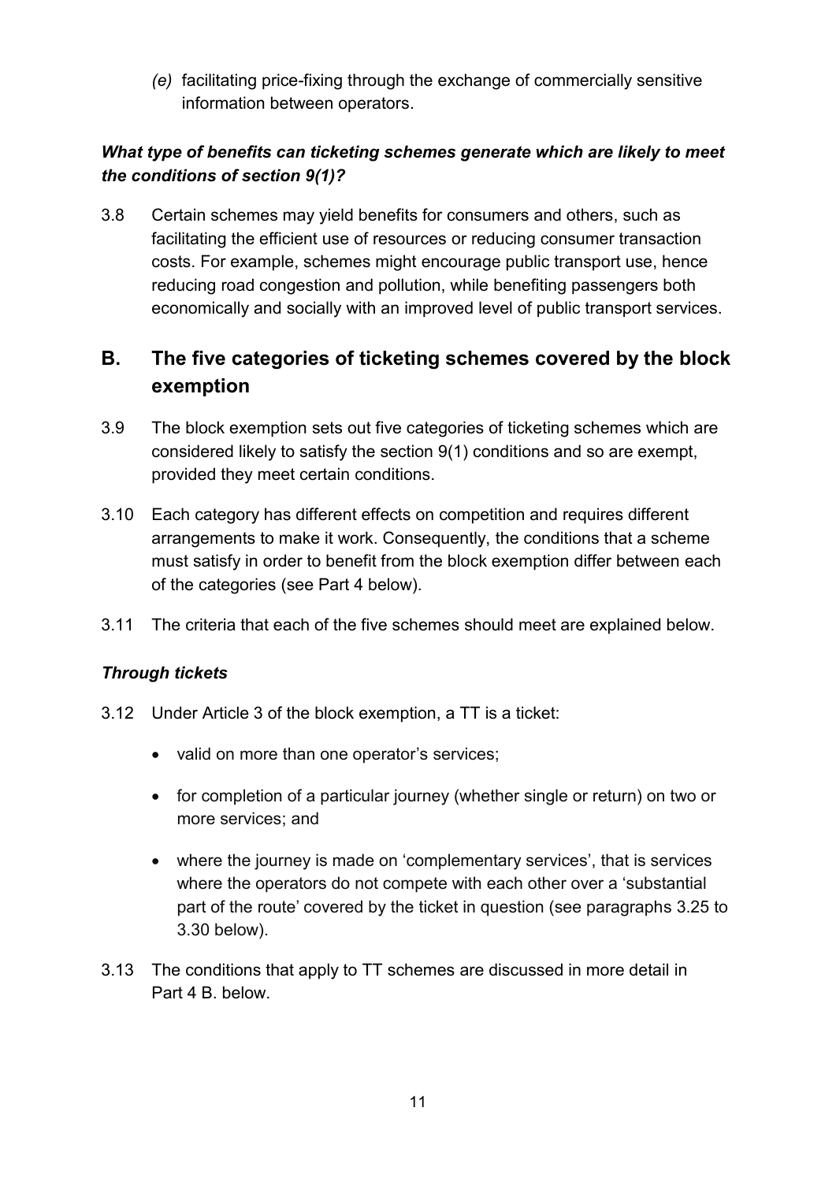*(e)* facilitating price-fixing through the exchange of commercially sensitive information between operators.

### *What type of benefits can ticketing schemes generate which are likely to meet the conditions of section 9(1)?*

3.8 Certain schemes may yield benefits for consumers and others, such as facilitating the efficient use of resources or reducing consumer transaction costs. For example, schemes might encourage public transport use, hence reducing road congestion and pollution, while benefiting passengers both economically and socially with an improved level of public transport services.

## B. The five categories of ticketing schemes covered by the block exemption

3.9 The block exemption sets out five categories of ticketing schemes which are considered likely to satisfy the section 9(1) conditions and so are exempt, provided they meet certain conditions.

3.10 Each category has different effects on competition and requires different arrangements to make it work. Consequently, the conditions that a scheme must satisfy in order to benefit from the block exemption differ between each of the categories (see Part 4 below).

3.11 The criteria that each of the five schemes should meet are explained below.

### *Through tickets*

3.12 Under Article 3 of the block exemption, a TT is a ticket:

- valid on more than one operator's services;
- for completion of a particular journey (whether single or return) on two or more services; and
- where the journey is made on 'complementary services', that is services where the operators do not compete with each other over a 'substantial part of the route' covered by the ticket in question (see paragraphs 3.25 to 3.30 below).

3.13 The conditions that apply to TT schemes are discussed in more detail in Part 4 B. below.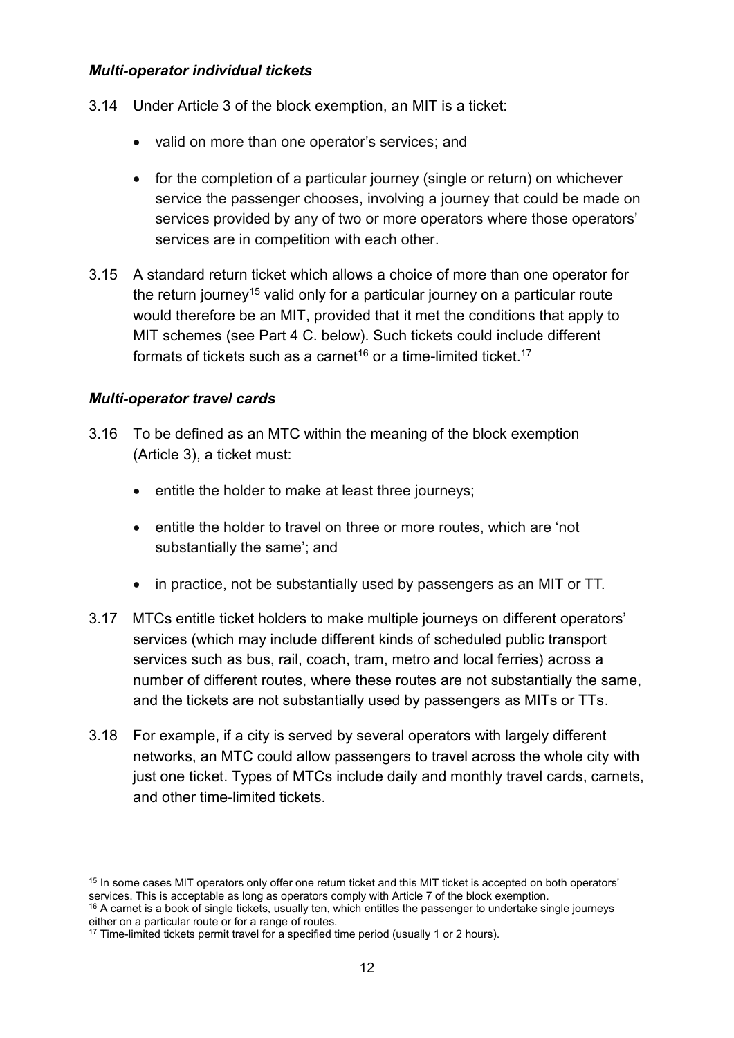### *Multi-operator individual tickets*

3.14 Under Article 3 of the block exemption, an MIT is a ticket:

- valid on more than one operator's services; and
- for the completion of a particular journey (single or return) on whichever service the passenger chooses, involving a journey that could be made on services provided by any of two or more operators where those operators' services are in competition with each other.

3.15 A standard return ticket which allows a choice of more than one operator for the return journey[15] valid only for a particular journey on a particular route would therefore be an MIT, provided that it met the conditions that apply to MIT schemes (see Part 4 C. below). Such tickets could include different formats of tickets such as a carnet[16] or a time-limited ticket.[17]

### *Multi-operator travel cards*

3.16 To be defined as an MTC within the meaning of the block exemption (Article 3), a ticket must:

- entitle the holder to make at least three journeys;
- entitle the holder to travel on three or more routes, which are 'not substantially the same'; and
- in practice, not be substantially used by passengers as an MIT or TT.

3.17 MTCs entitle ticket holders to make multiple journeys on different operators' services (which may include different kinds of scheduled public transport services such as bus, rail, coach, tram, metro and local ferries) across a number of different routes, where these routes are not substantially the same, and the tickets are not substantially used by passengers as MITs or TTs.

3.18 For example, if a city is served by several operators with largely different networks, an MTC could allow passengers to travel across the whole city with just one ticket. Types of MTCs include daily and monthly travel cards, carnets, and other time-limited tickets.

---

[15] In some cases MIT operators only offer one return ticket and this MIT ticket is accepted on both operators' services. This is acceptable as long as operators comply with Article 7 of the block exemption.

[16] A carnet is a book of single tickets, usually ten, which entitles the passenger to undertake single journeys either on a particular route or for a range of routes.

[17] Time-limited tickets permit travel for a specified time period (usually 1 or 2 hours).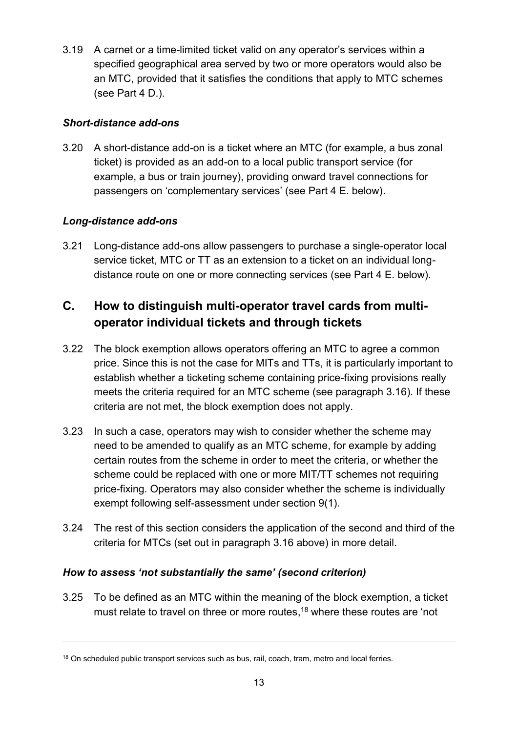3.19 A carnet or a time-limited ticket valid on any operator's services within a specified geographical area served by two or more operators would also be an MTC, provided that it satisfies the conditions that apply to MTC schemes (see Part 4 D.).

### *Short-distance add-ons*

3.20 A short-distance add-on is a ticket where an MTC (for example, a bus zonal ticket) is provided as an add-on to a local public transport service (for example, a bus or train journey), providing onward travel connections for passengers on 'complementary services' (see Part 4 E. below).

### *Long-distance add-ons*

3.21 Long-distance add-ons allow passengers to purchase a single-operator local service ticket, MTC or TT as an extension to a ticket on an individual long-distance route on one or more connecting services (see Part 4 E. below).

## C. How to distinguish multi-operator travel cards from multi-operator individual tickets and through tickets

3.22 The block exemption allows operators offering an MTC to agree a common price. Since this is not the case for MITs and TTs, it is particularly important to establish whether a ticketing scheme containing price-fixing provisions really meets the criteria required for an MTC scheme (see paragraph 3.16). If these criteria are not met, the block exemption does not apply.

3.23 In such a case, operators may wish to consider whether the scheme may need to be amended to qualify as an MTC scheme, for example by adding certain routes from the scheme in order to meet the criteria, or whether the scheme could be replaced with one or more MIT/TT schemes not requiring price-fixing. Operators may also consider whether the scheme is individually exempt following self-assessment under section 9(1).

3.24 The rest of this section considers the application of the second and third of the criteria for MTCs (set out in paragraph 3.16 above) in more detail.

### *How to assess 'not substantially the same' (second criterion)*

3.25 To be defined as an MTC within the meaning of the block exemption, a ticket must relate to travel on three or more routes,[18] where these routes are 'not

---

[18] On scheduled public transport services such as bus, rail, coach, tram, metro and local ferries.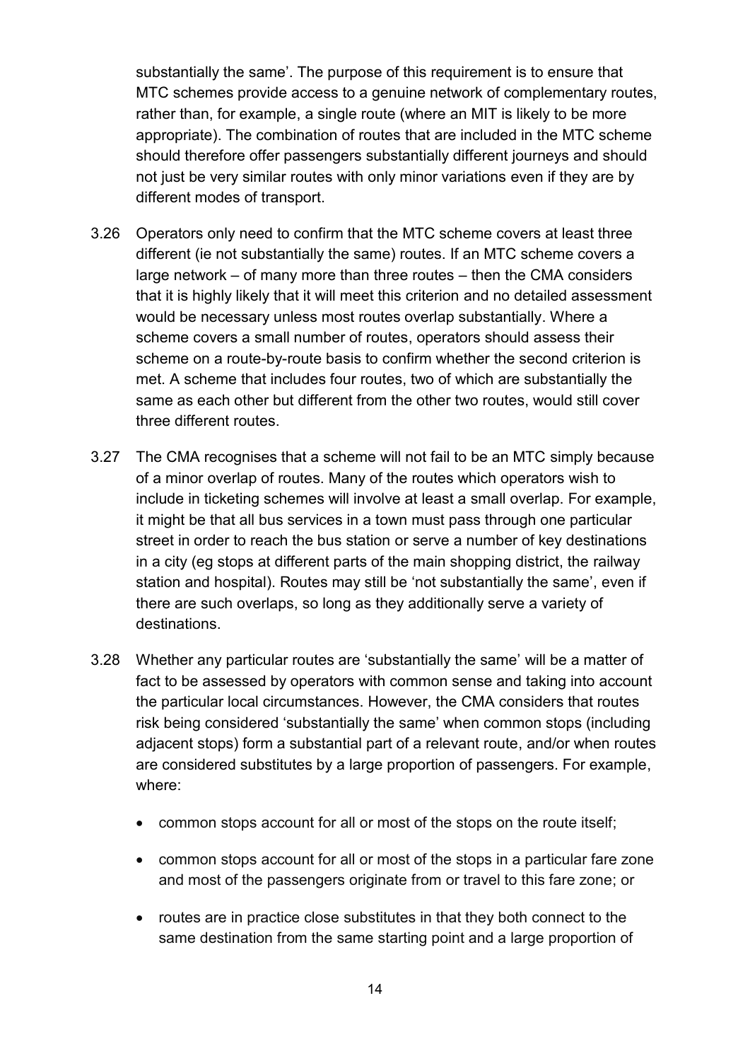substantially the same'. The purpose of this requirement is to ensure that MTC schemes provide access to a genuine network of complementary routes, rather than, for example, a single route (where an MIT is likely to be more appropriate). The combination of routes that are included in the MTC scheme should therefore offer passengers substantially different journeys and should not just be very similar routes with only minor variations even if they are by different modes of transport.

3.26 Operators only need to confirm that the MTC scheme covers at least three different (ie not substantially the same) routes. If an MTC scheme covers a large network – of many more than three routes – then the CMA considers that it is highly likely that it will meet this criterion and no detailed assessment would be necessary unless most routes overlap substantially. Where a scheme covers a small number of routes, operators should assess their scheme on a route-by-route basis to confirm whether the second criterion is met. A scheme that includes four routes, two of which are substantially the same as each other but different from the other two routes, would still cover three different routes.

3.27 The CMA recognises that a scheme will not fail to be an MTC simply because of a minor overlap of routes. Many of the routes which operators wish to include in ticketing schemes will involve at least a small overlap. For example, it might be that all bus services in a town must pass through one particular street in order to reach the bus station or serve a number of key destinations in a city (eg stops at different parts of the main shopping district, the railway station and hospital). Routes may still be 'not substantially the same', even if there are such overlaps, so long as they additionally serve a variety of destinations.

3.28 Whether any particular routes are 'substantially the same' will be a matter of fact to be assessed by operators with common sense and taking into account the particular local circumstances. However, the CMA considers that routes risk being considered 'substantially the same' when common stops (including adjacent stops) form a substantial part of a relevant route, and/or when routes are considered substitutes by a large proportion of passengers. For example, where:

- common stops account for all or most of the stops on the route itself;
- common stops account for all or most of the stops in a particular fare zone and most of the passengers originate from or travel to this fare zone; or
- routes are in practice close substitutes in that they both connect to the same destination from the same starting point and a large proportion of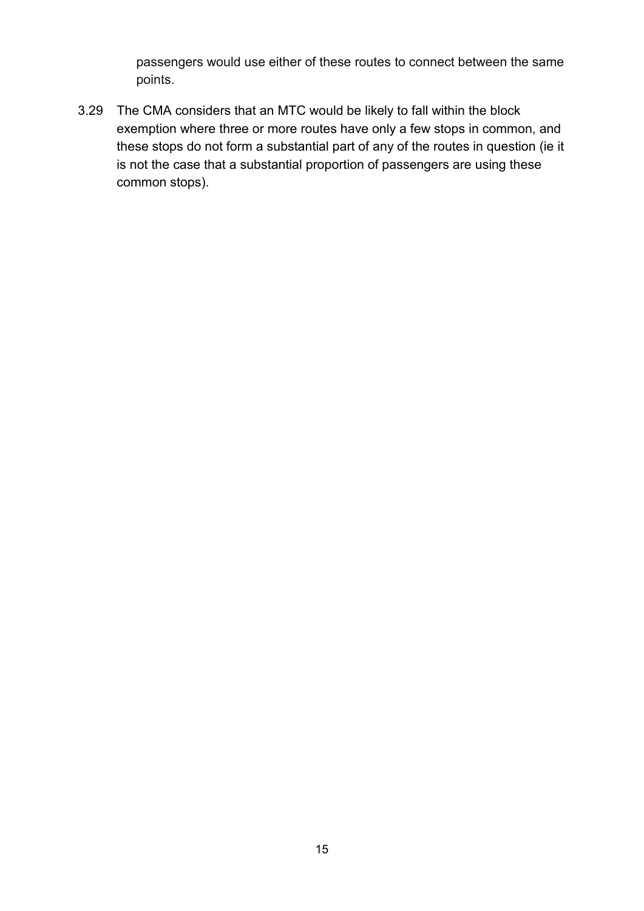passengers would use either of these routes to connect between the same points.

3.29 The CMA considers that an MTC would be likely to fall within the block exemption where three or more routes have only a few stops in common, and these stops do not form a substantial part of any of the routes in question (ie it is not the case that a substantial proportion of passengers are using these common stops).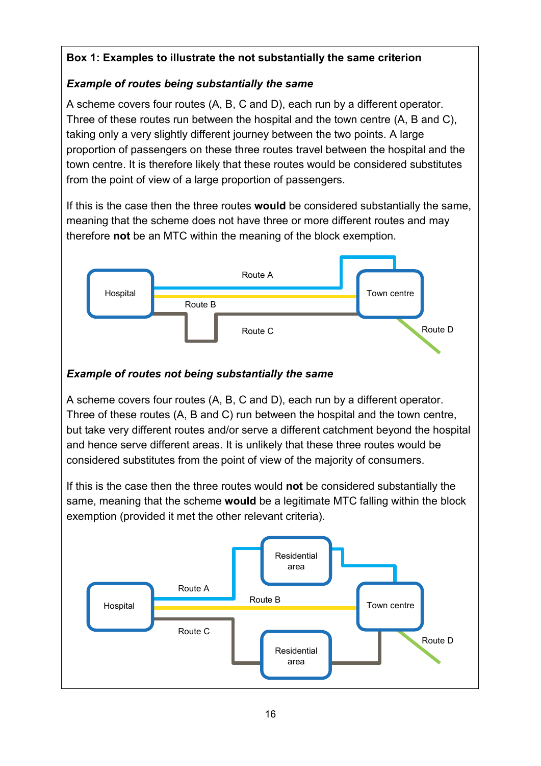**Box 1: Examples to illustrate the not substantially the same criterion**

***Example of routes being substantially the same***

A scheme covers four routes (A, B, C and D), each run by a different operator. Three of these routes run between the hospital and the town centre (A, B and C), taking only a very slightly different journey between the two points. A large proportion of passengers on these three routes travel between the hospital and the town centre. It is therefore likely that these routes would be considered substitutes from the point of view of a large proportion of passengers.

If this is the case then the three routes **would** be considered substantially the same, meaning that the scheme does not have three or more different routes and may therefore **not** be an MTC within the meaning of the block exemption.

Hospital — Route A — Route B — Route C — Town centre — Route D

***Example of routes not being substantially the same***

A scheme covers four routes (A, B, C and D), each run by a different operator. Three of these routes (A, B and C) run between the hospital and the town centre, but take very different routes and/or serve a different catchment beyond the hospital and hence serve different areas. It is unlikely that these three routes would be considered substitutes from the point of view of the majority of consumers.

If this is the case then the three routes would **not** be considered substantially the same, meaning that the scheme **would** be a legitimate MTC falling within the block exemption (provided it met the other relevant criteria).

Hospital — Route A — Residential area — Route B — Route C — Residential area — Town centre — Route D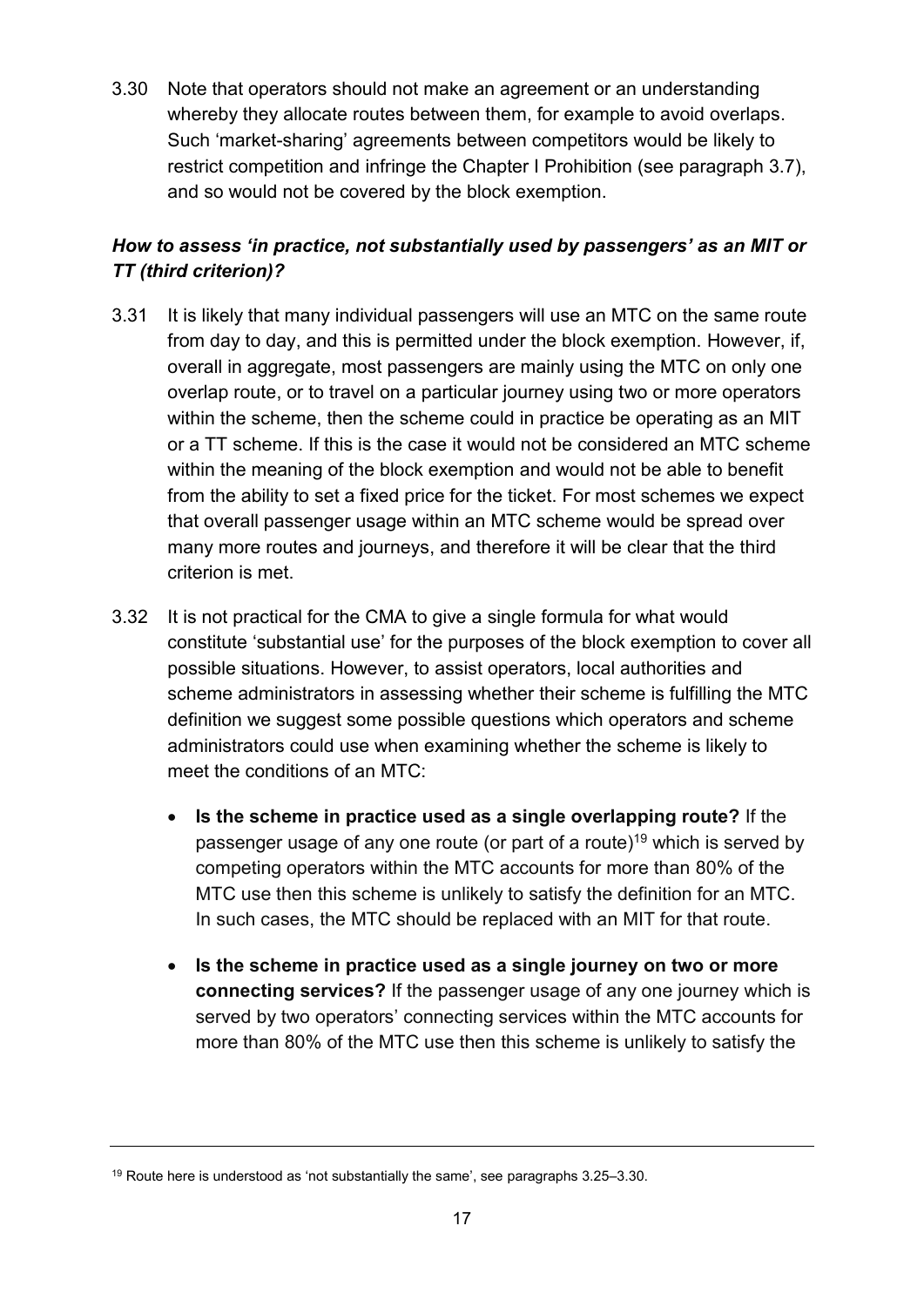3.30 Note that operators should not make an agreement or an understanding whereby they allocate routes between them, for example to avoid overlaps. Such 'market-sharing' agreements between competitors would be likely to restrict competition and infringe the Chapter I Prohibition (see paragraph 3.7), and so would not be covered by the block exemption.

### *How to assess 'in practice, not substantially used by passengers' as an MIT or TT (third criterion)?*

3.31 It is likely that many individual passengers will use an MTC on the same route from day to day, and this is permitted under the block exemption. However, if, overall in aggregate, most passengers are mainly using the MTC on only one overlap route, or to travel on a particular journey using two or more operators within the scheme, then the scheme could in practice be operating as an MIT or a TT scheme. If this is the case it would not be considered an MTC scheme within the meaning of the block exemption and would not be able to benefit from the ability to set a fixed price for the ticket. For most schemes we expect that overall passenger usage within an MTC scheme would be spread over many more routes and journeys, and therefore it will be clear that the third criterion is met.

3.32 It is not practical for the CMA to give a single formula for what would constitute 'substantial use' for the purposes of the block exemption to cover all possible situations. However, to assist operators, local authorities and scheme administrators in assessing whether their scheme is fulfilling the MTC definition we suggest some possible questions which operators and scheme administrators could use when examining whether the scheme is likely to meet the conditions of an MTC:

- **Is the scheme in practice used as a single overlapping route?** If the passenger usage of any one route (or part of a route)[19] which is served by competing operators within the MTC accounts for more than 80% of the MTC use then this scheme is unlikely to satisfy the definition for an MTC. In such cases, the MTC should be replaced with an MIT for that route.

- **Is the scheme in practice used as a single journey on two or more connecting services?** If the passenger usage of any one journey which is served by two operators' connecting services within the MTC accounts for more than 80% of the MTC use then this scheme is unlikely to satisfy the

[19] Route here is understood as 'not substantially the same', see paragraphs 3.25–3.30.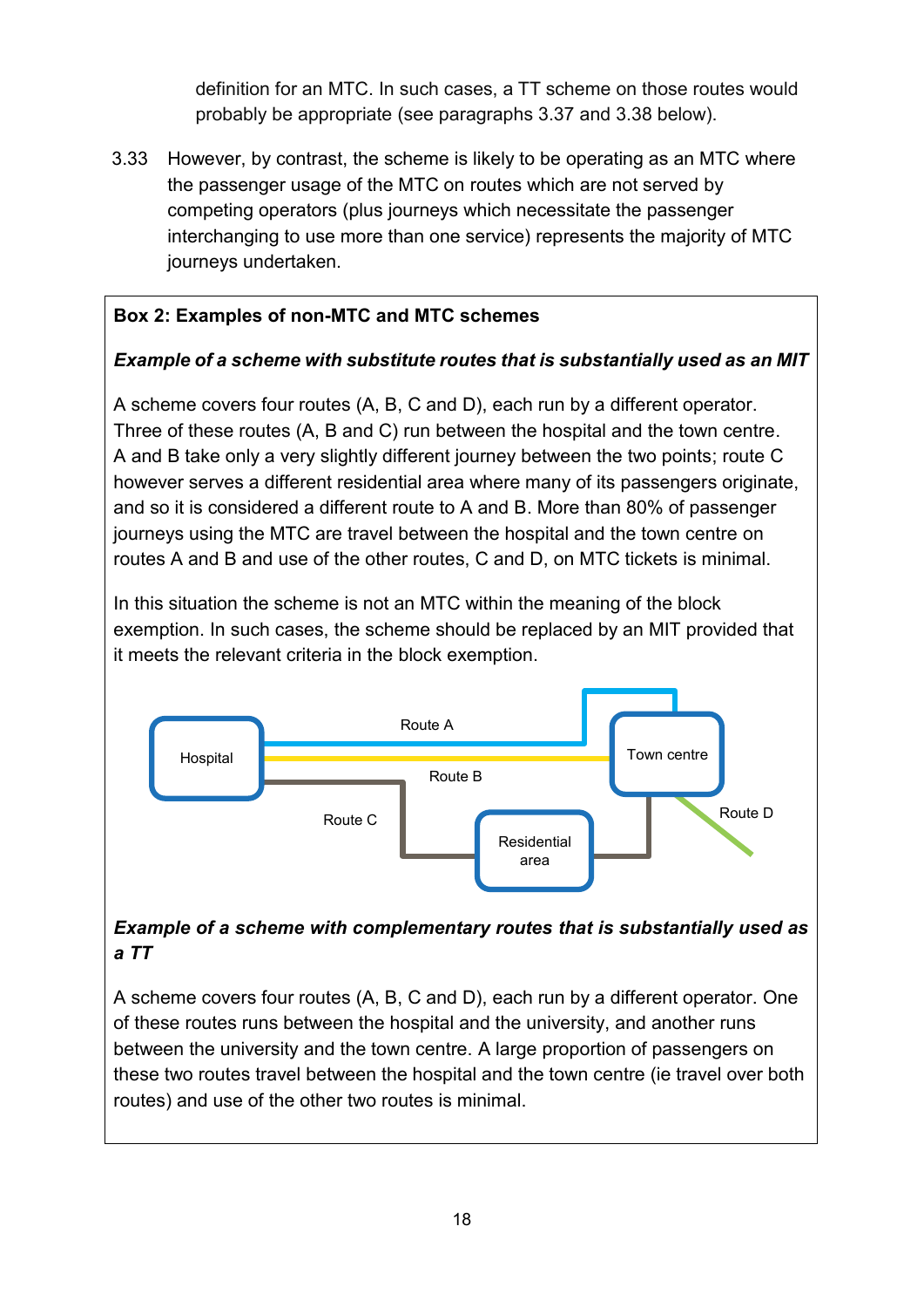definition for an MTC. In such cases, a TT scheme on those routes would probably be appropriate (see paragraphs 3.37 and 3.38 below).

3.33 However, by contrast, the scheme is likely to be operating as an MTC where the passenger usage of the MTC on routes which are not served by competing operators (plus journeys which necessitate the passenger interchanging to use more than one service) represents the majority of MTC journeys undertaken.

**Box 2: Examples of non-MTC and MTC schemes**

***Example of a scheme with substitute routes that is substantially used as an MIT***

A scheme covers four routes (A, B, C and D), each run by a different operator. Three of these routes (A, B and C) run between the hospital and the town centre. A and B take only a very slightly different journey between the two points; route C however serves a different residential area where many of its passengers originate, and so it is considered a different route to A and B. More than 80% of passenger journeys using the MTC are travel between the hospital and the town centre on routes A and B and use of the other routes, C and D, on MTC tickets is minimal.

In this situation the scheme is not an MTC within the meaning of the block exemption. In such cases, the scheme should be replaced by an MIT provided that it meets the relevant criteria in the block exemption.

Hospital | Route A | Route B | Town centre | Route C | Residential area | Route D

***Example of a scheme with complementary routes that is substantially used as a TT***

A scheme covers four routes (A, B, C and D), each run by a different operator. One of these routes runs between the hospital and the university, and another runs between the university and the town centre. A large proportion of passengers on these two routes travel between the hospital and the town centre (ie travel over both routes) and use of the other two routes is minimal.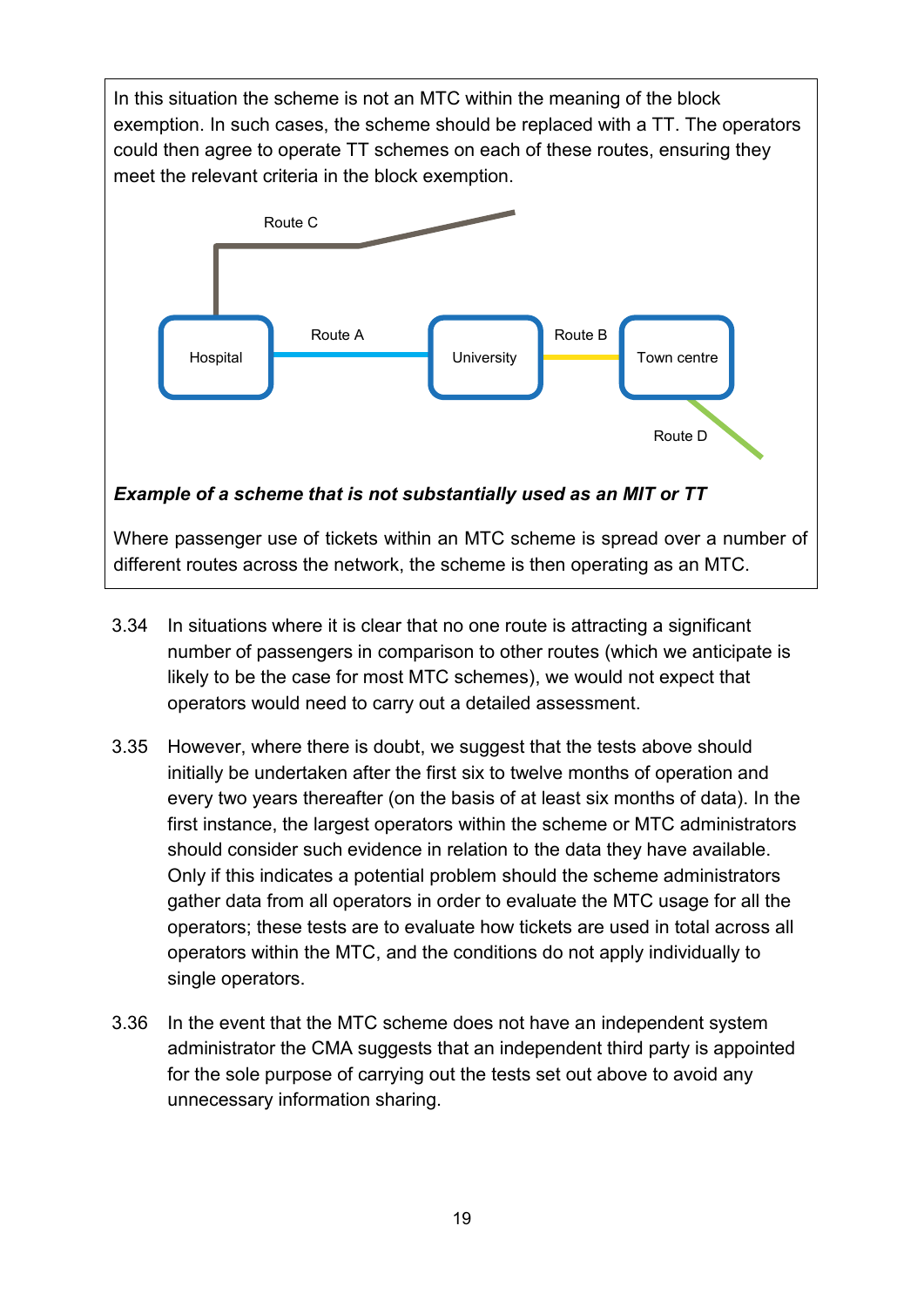In this situation the scheme is not an MTC within the meaning of the block exemption. In such cases, the scheme should be replaced with a TT. The operators could then agree to operate TT schemes on each of these routes, ensuring they meet the relevant criteria in the block exemption.

Route C

Hospital — Route A — University — Route B — Town centre

Route D

***Example of a scheme that is not substantially used as an MIT or TT***

Where passenger use of tickets within an MTC scheme is spread over a number of different routes across the network, the scheme is then operating as an MTC.

3.34 In situations where it is clear that no one route is attracting a significant number of passengers in comparison to other routes (which we anticipate is likely to be the case for most MTC schemes), we would not expect that operators would need to carry out a detailed assessment.

3.35 However, where there is doubt, we suggest that the tests above should initially be undertaken after the first six to twelve months of operation and every two years thereafter (on the basis of at least six months of data). In the first instance, the largest operators within the scheme or MTC administrators should consider such evidence in relation to the data they have available. Only if this indicates a potential problem should the scheme administrators gather data from all operators in order to evaluate the MTC usage for all the operators; these tests are to evaluate how tickets are used in total across all operators within the MTC, and the conditions do not apply individually to single operators.

3.36 In the event that the MTC scheme does not have an independent system administrator the CMA suggests that an independent third party is appointed for the sole purpose of carrying out the tests set out above to avoid any unnecessary information sharing.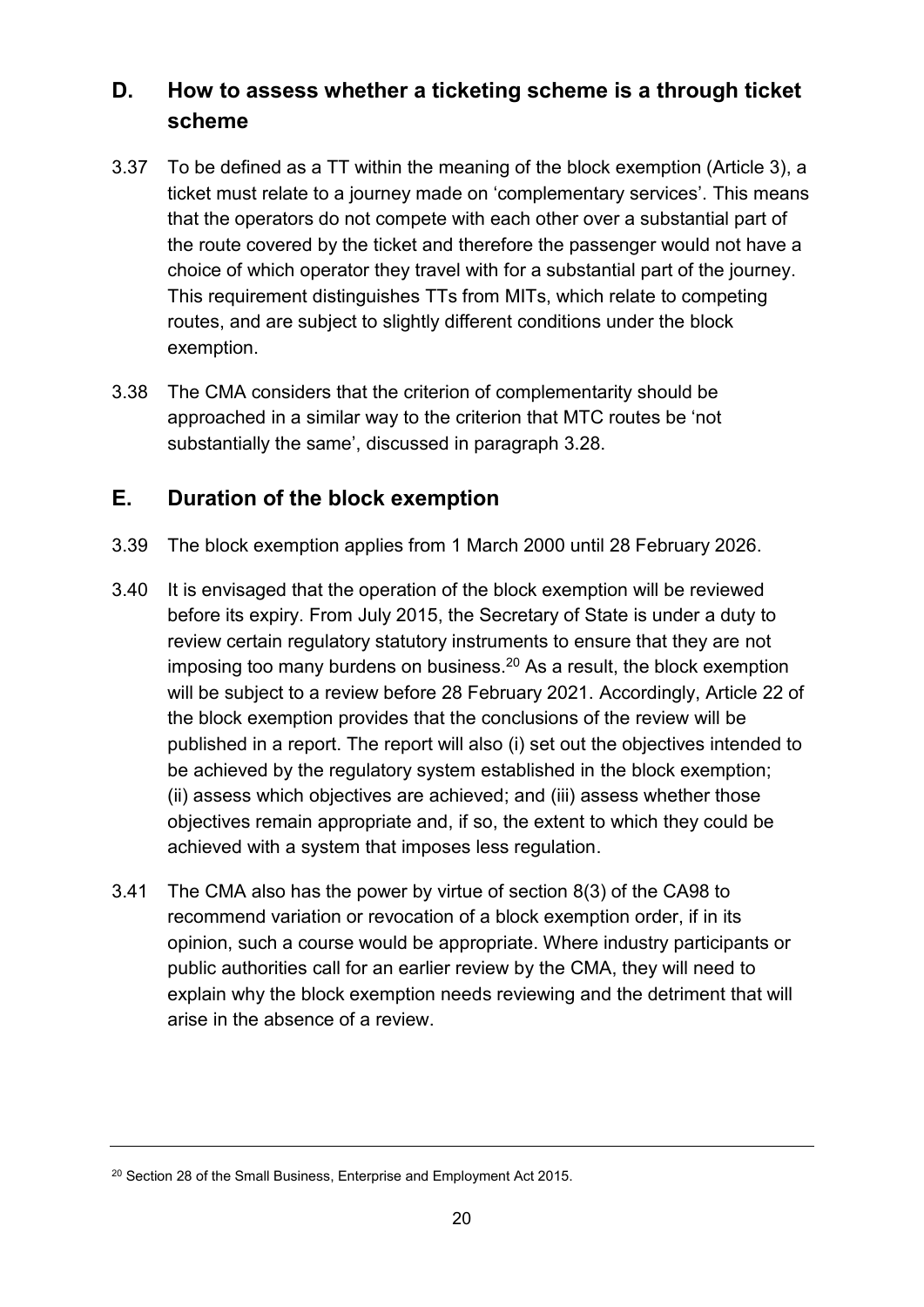## D. How to assess whether a ticketing scheme is a through ticket scheme

3.37 To be defined as a TT within the meaning of the block exemption (Article 3), a ticket must relate to a journey made on 'complementary services'. This means that the operators do not compete with each other over a substantial part of the route covered by the ticket and therefore the passenger would not have a choice of which operator they travel with for a substantial part of the journey. This requirement distinguishes TTs from MITs, which relate to competing routes, and are subject to slightly different conditions under the block exemption.

3.38 The CMA considers that the criterion of complementarity should be approached in a similar way to the criterion that MTC routes be 'not substantially the same', discussed in paragraph 3.28.

## E. Duration of the block exemption

3.39 The block exemption applies from 1 March 2000 until 28 February 2026.

3.40 It is envisaged that the operation of the block exemption will be reviewed before its expiry. From July 2015, the Secretary of State is under a duty to review certain regulatory statutory instruments to ensure that they are not imposing too many burdens on business.[20] As a result, the block exemption will be subject to a review before 28 February 2021. Accordingly, Article 22 of the block exemption provides that the conclusions of the review will be published in a report. The report will also (i) set out the objectives intended to be achieved by the regulatory system established in the block exemption; (ii) assess which objectives are achieved; and (iii) assess whether those objectives remain appropriate and, if so, the extent to which they could be achieved with a system that imposes less regulation.

3.41 The CMA also has the power by virtue of section 8(3) of the CA98 to recommend variation or revocation of a block exemption order, if in its opinion, such a course would be appropriate. Where industry participants or public authorities call for an earlier review by the CMA, they will need to explain why the block exemption needs reviewing and the detriment that will arise in the absence of a review.

---

[20] Section 28 of the Small Business, Enterprise and Employment Act 2015.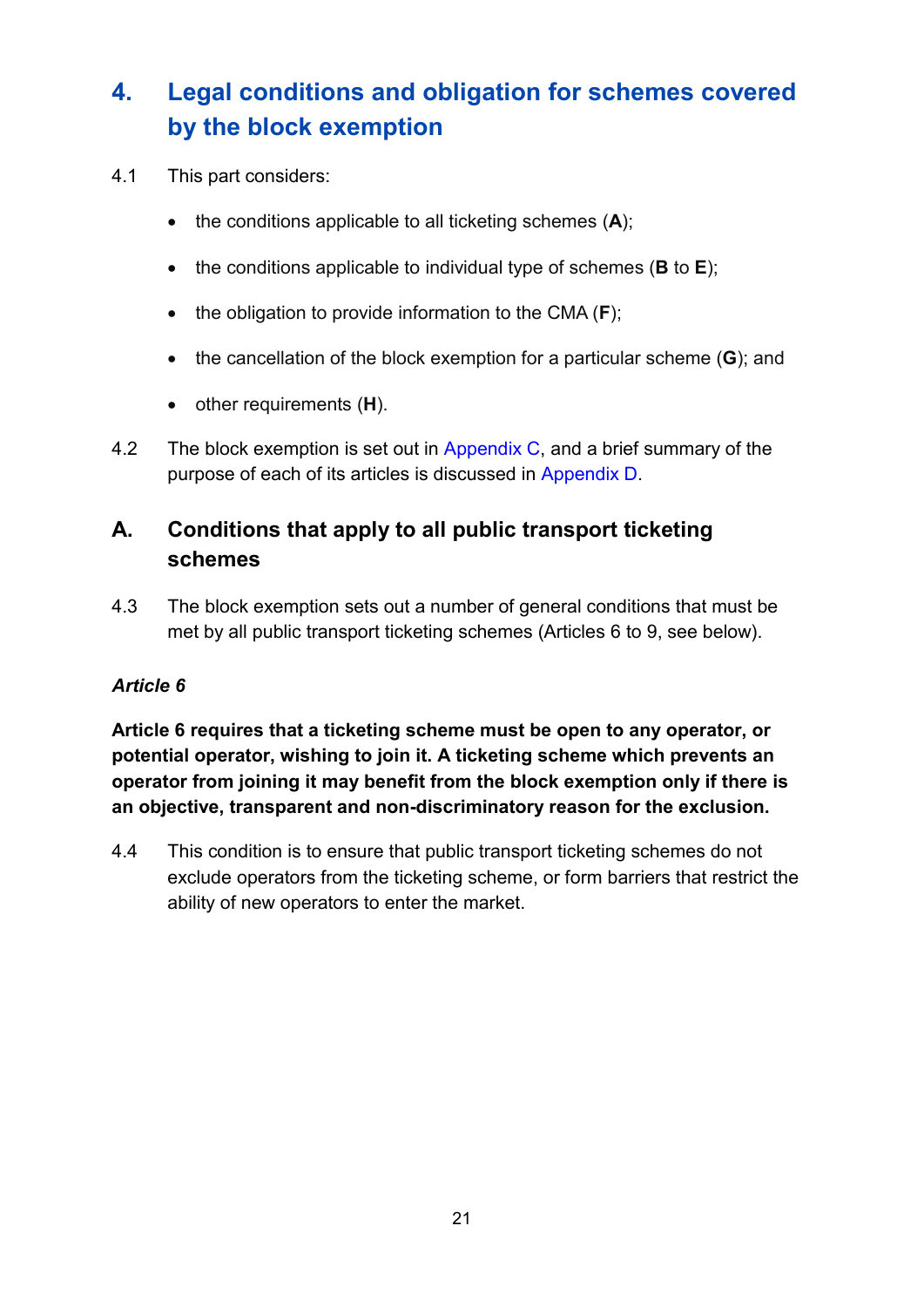# 4. Legal conditions and obligation for schemes covered by the block exemption

4.1 This part considers:

- the conditions applicable to all ticketing schemes (**A**);
- the conditions applicable to individual type of schemes (**B** to **E**);
- the obligation to provide information to the CMA (**F**);
- the cancellation of the block exemption for a particular scheme (**G**); and
- other requirements (**H**).

4.2 The block exemption is set out in Appendix C, and a brief summary of the purpose of each of its articles is discussed in Appendix D.

## A. Conditions that apply to all public transport ticketing schemes

4.3 The block exemption sets out a number of general conditions that must be met by all public transport ticketing schemes (Articles 6 to 9, see below).

***Article 6***

**Article 6 requires that a ticketing scheme must be open to any operator, or potential operator, wishing to join it. A ticketing scheme which prevents an operator from joining it may benefit from the block exemption only if there is an objective, transparent and non-discriminatory reason for the exclusion.**

4.4 This condition is to ensure that public transport ticketing schemes do not exclude operators from the ticketing scheme, or form barriers that restrict the ability of new operators to enter the market.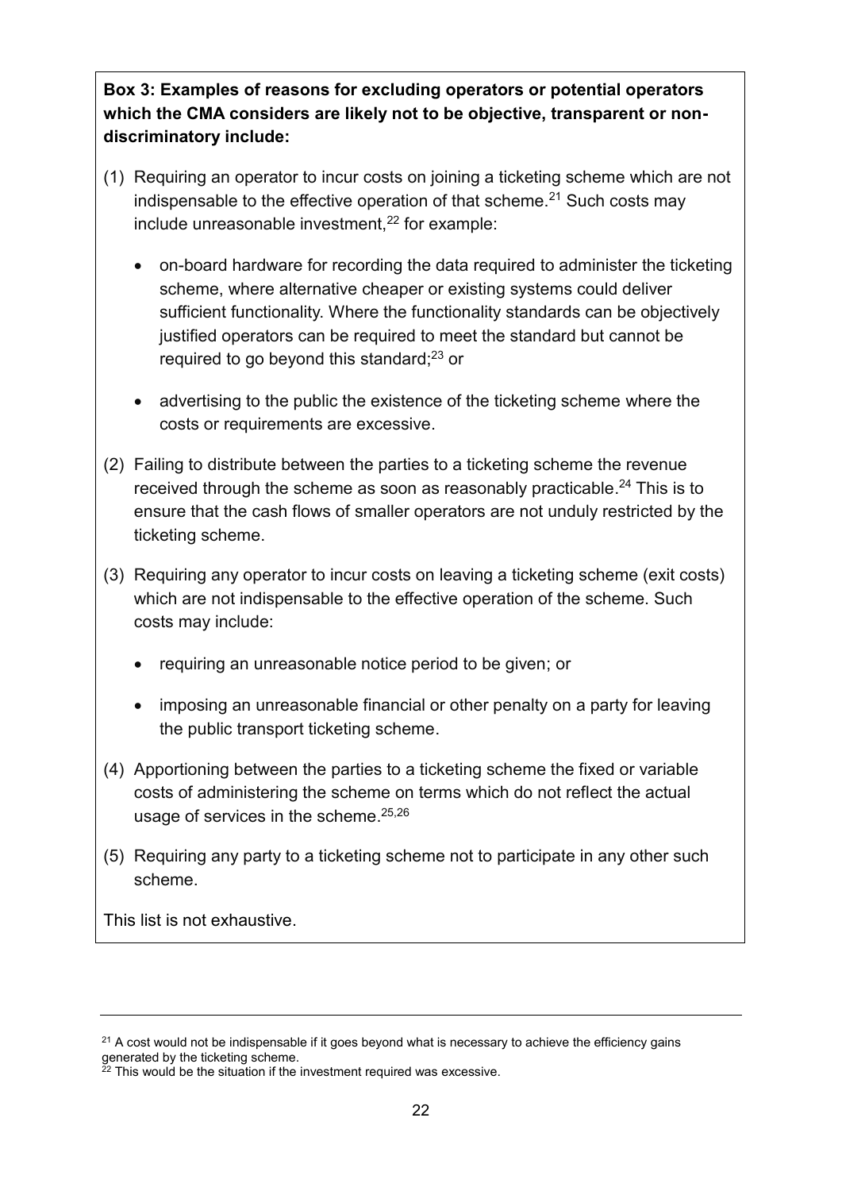**Box 3: Examples of reasons for excluding operators or potential operators which the CMA considers are likely not to be objective, transparent or non-discriminatory include:**

(1) Requiring an operator to incur costs on joining a ticketing scheme which are not indispensable to the effective operation of that scheme.[21] Such costs may include unreasonable investment,[22] for example:

- on-board hardware for recording the data required to administer the ticketing scheme, where alternative cheaper or existing systems could deliver sufficient functionality. Where the functionality standards can be objectively justified operators can be required to meet the standard but cannot be required to go beyond this standard;[23] or
- advertising to the public the existence of the ticketing scheme where the costs or requirements are excessive.

(2) Failing to distribute between the parties to a ticketing scheme the revenue received through the scheme as soon as reasonably practicable.[24] This is to ensure that the cash flows of smaller operators are not unduly restricted by the ticketing scheme.

(3) Requiring any operator to incur costs on leaving a ticketing scheme (exit costs) which are not indispensable to the effective operation of the scheme. Such costs may include:

- requiring an unreasonable notice period to be given; or
- imposing an unreasonable financial or other penalty on a party for leaving the public transport ticketing scheme.

(4) Apportioning between the parties to a ticketing scheme the fixed or variable costs of administering the scheme on terms which do not reflect the actual usage of services in the scheme.[25,26]

(5) Requiring any party to a ticketing scheme not to participate in any other such scheme.

This list is not exhaustive.

---

[21] A cost would not be indispensable if it goes beyond what is necessary to achieve the efficiency gains generated by the ticketing scheme.

[22] This would be the situation if the investment required was excessive.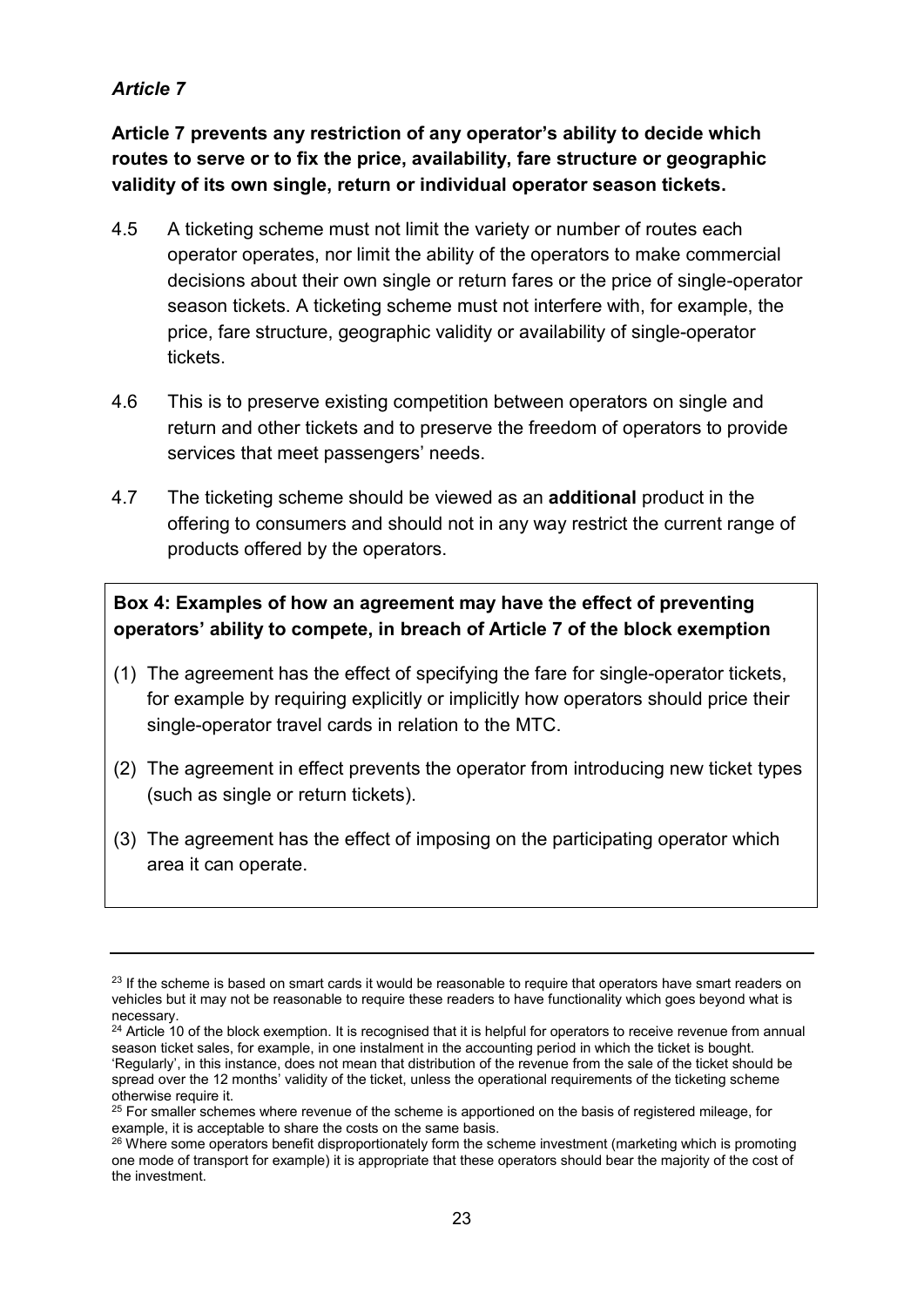*Article 7*

**Article 7 prevents any restriction of any operator's ability to decide which routes to serve or to fix the price, availability, fare structure or geographic validity of its own single, return or individual operator season tickets.**

4.5 A ticketing scheme must not limit the variety or number of routes each operator operates, nor limit the ability of the operators to make commercial decisions about their own single or return fares or the price of single-operator season tickets. A ticketing scheme must not interfere with, for example, the price, fare structure, geographic validity or availability of single-operator tickets.

4.6 This is to preserve existing competition between operators on single and return and other tickets and to preserve the freedom of operators to provide services that meet passengers' needs.

4.7 The ticketing scheme should be viewed as an **additional** product in the offering to consumers and should not in any way restrict the current range of products offered by the operators.

**Box 4: Examples of how an agreement may have the effect of preventing operators' ability to compete, in breach of Article 7 of the block exemption**

(1) The agreement has the effect of specifying the fare for single-operator tickets, for example by requiring explicitly or implicitly how operators should price their single-operator travel cards in relation to the MTC.

(2) The agreement in effect prevents the operator from introducing new ticket types (such as single or return tickets).

(3) The agreement has the effect of imposing on the participating operator which area it can operate.

---

[23] If the scheme is based on smart cards it would be reasonable to require that operators have smart readers on vehicles but it may not be reasonable to require these readers to have functionality which goes beyond what is necessary.

[24] Article 10 of the block exemption. It is recognised that it is helpful for operators to receive revenue from annual season ticket sales, for example, in one instalment in the accounting period in which the ticket is bought. 'Regularly', in this instance, does not mean that distribution of the revenue from the sale of the ticket should be spread over the 12 months' validity of the ticket, unless the operational requirements of the ticketing scheme otherwise require it.

[25] For smaller schemes where revenue of the scheme is apportioned on the basis of registered mileage, for example, it is acceptable to share the costs on the same basis.

[26] Where some operators benefit disproportionately form the scheme investment (marketing which is promoting one mode of transport for example) it is appropriate that these operators should bear the majority of the cost of the investment.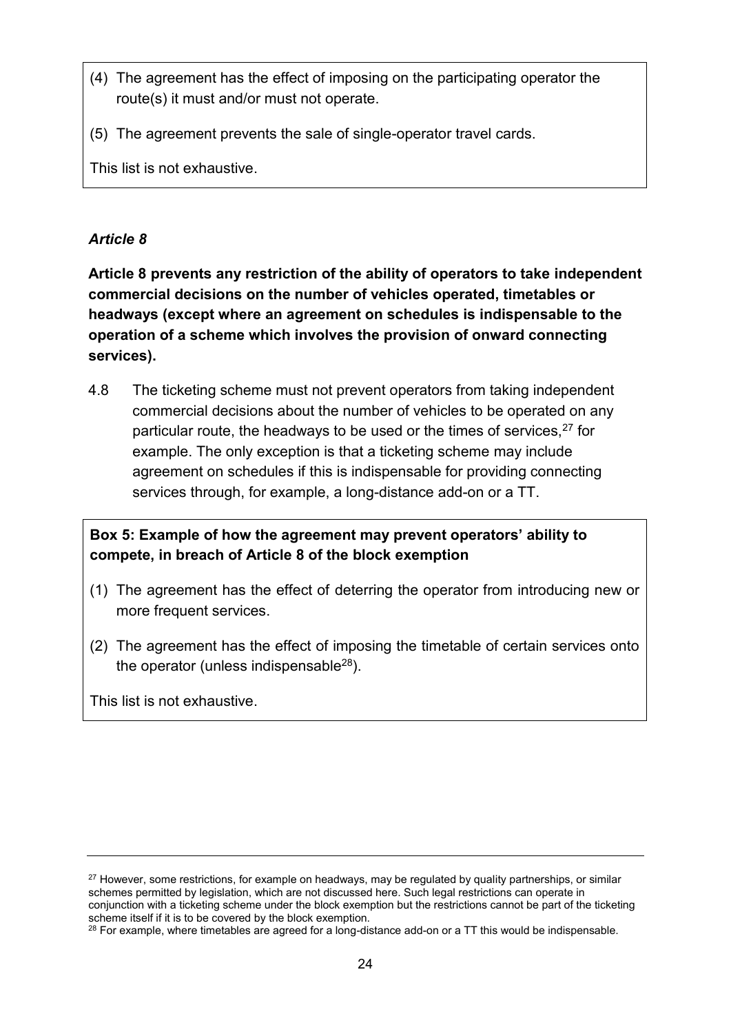(4) The agreement has the effect of imposing on the participating operator the route(s) it must and/or must not operate.

(5) The agreement prevents the sale of single-operator travel cards.

This list is not exhaustive.

### *Article 8*

**Article 8 prevents any restriction of the ability of operators to take independent commercial decisions on the number of vehicles operated, timetables or headways (except where an agreement on schedules is indispensable to the operation of a scheme which involves the provision of onward connecting services).**

4.8 The ticketing scheme must not prevent operators from taking independent commercial decisions about the number of vehicles to be operated on any particular route, the headways to be used or the times of services,[27] for example. The only exception is that a ticketing scheme may include agreement on schedules if this is indispensable for providing connecting services through, for example, a long-distance add-on or a TT.

**Box 5: Example of how the agreement may prevent operators' ability to compete, in breach of Article 8 of the block exemption**

(1) The agreement has the effect of deterring the operator from introducing new or more frequent services.

(2) The agreement has the effect of imposing the timetable of certain services onto the operator (unless indispensable[28]).

This list is not exhaustive.

---

[27] However, some restrictions, for example on headways, may be regulated by quality partnerships, or similar schemes permitted by legislation, which are not discussed here. Such legal restrictions can operate in conjunction with a ticketing scheme under the block exemption but the restrictions cannot be part of the ticketing scheme itself if it is to be covered by the block exemption.

[28] For example, where timetables are agreed for a long-distance add-on or a TT this would be indispensable.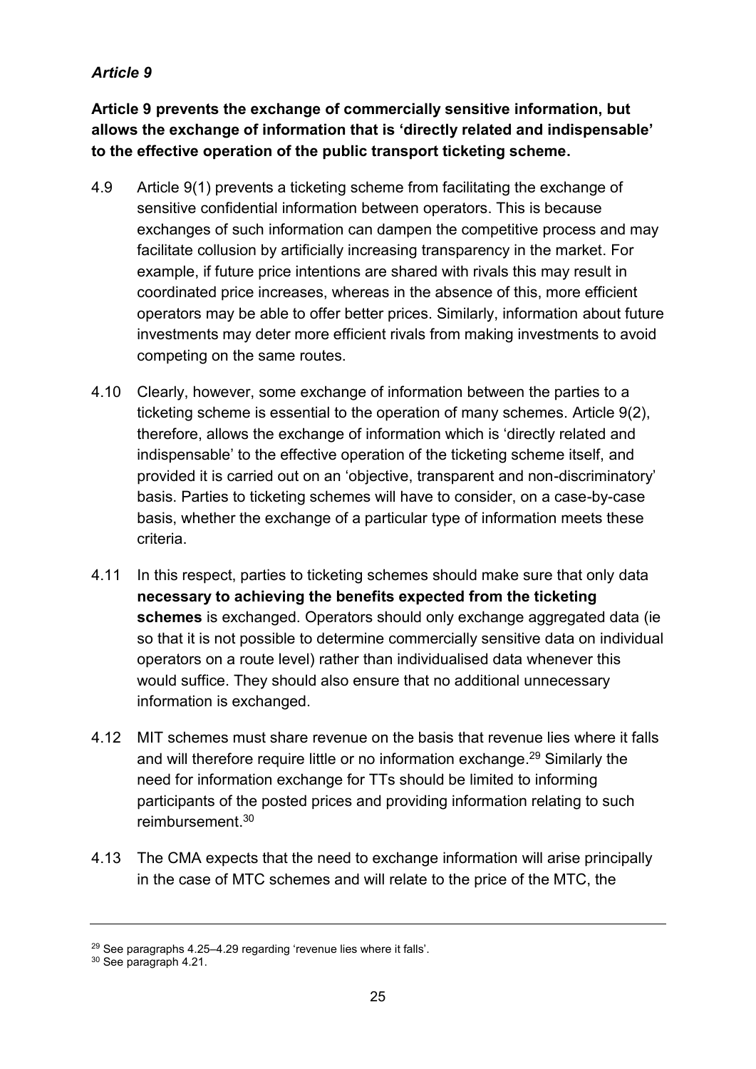*Article 9*

**Article 9 prevents the exchange of commercially sensitive information, but allows the exchange of information that is 'directly related and indispensable' to the effective operation of the public transport ticketing scheme.**

4.9 Article 9(1) prevents a ticketing scheme from facilitating the exchange of sensitive confidential information between operators. This is because exchanges of such information can dampen the competitive process and may facilitate collusion by artificially increasing transparency in the market. For example, if future price intentions are shared with rivals this may result in coordinated price increases, whereas in the absence of this, more efficient operators may be able to offer better prices. Similarly, information about future investments may deter more efficient rivals from making investments to avoid competing on the same routes.

4.10 Clearly, however, some exchange of information between the parties to a ticketing scheme is essential to the operation of many schemes. Article 9(2), therefore, allows the exchange of information which is 'directly related and indispensable' to the effective operation of the ticketing scheme itself, and provided it is carried out on an 'objective, transparent and non-discriminatory' basis. Parties to ticketing schemes will have to consider, on a case-by-case basis, whether the exchange of a particular type of information meets these criteria.

4.11 In this respect, parties to ticketing schemes should make sure that only data **necessary to achieving the benefits expected from the ticketing schemes** is exchanged. Operators should only exchange aggregated data (ie so that it is not possible to determine commercially sensitive data on individual operators on a route level) rather than individualised data whenever this would suffice. They should also ensure that no additional unnecessary information is exchanged.

4.12 MIT schemes must share revenue on the basis that revenue lies where it falls and will therefore require little or no information exchange.[29] Similarly the need for information exchange for TTs should be limited to informing participants of the posted prices and providing information relating to such reimbursement.[30]

4.13 The CMA expects that the need to exchange information will arise principally in the case of MTC schemes and will relate to the price of the MTC, the

---

[29] See paragraphs 4.25–4.29 regarding 'revenue lies where it falls'.

[30] See paragraph 4.21.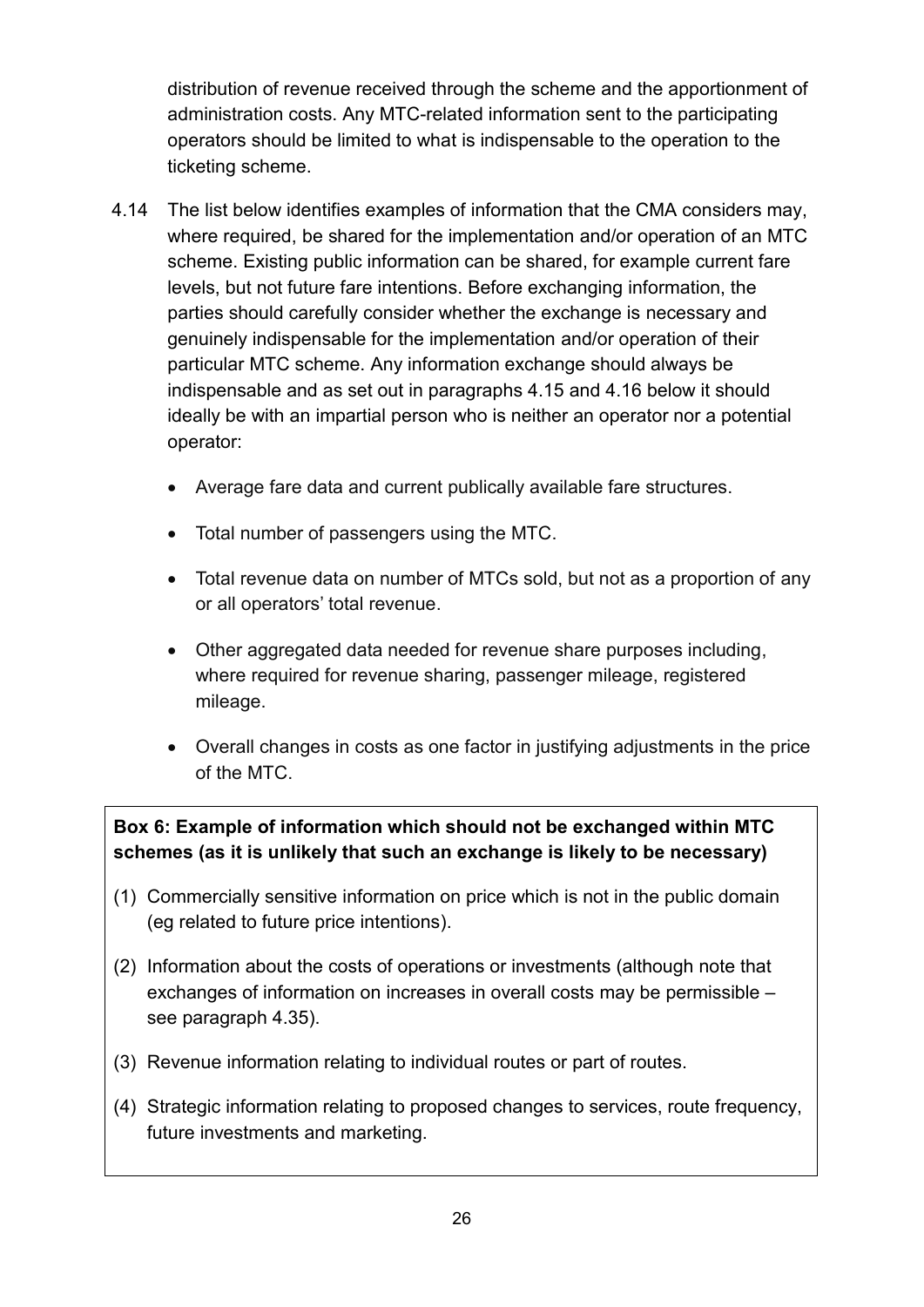distribution of revenue received through the scheme and the apportionment of administration costs. Any MTC-related information sent to the participating operators should be limited to what is indispensable to the operation to the ticketing scheme.

4.14 The list below identifies examples of information that the CMA considers may, where required, be shared for the implementation and/or operation of an MTC scheme. Existing public information can be shared, for example current fare levels, but not future fare intentions. Before exchanging information, the parties should carefully consider whether the exchange is necessary and genuinely indispensable for the implementation and/or operation of their particular MTC scheme. Any information exchange should always be indispensable and as set out in paragraphs 4.15 and 4.16 below it should ideally be with an impartial person who is neither an operator nor a potential operator:

- Average fare data and current publically available fare structures.
- Total number of passengers using the MTC.
- Total revenue data on number of MTCs sold, but not as a proportion of any or all operators' total revenue.
- Other aggregated data needed for revenue share purposes including, where required for revenue sharing, passenger mileage, registered mileage.
- Overall changes in costs as one factor in justifying adjustments in the price of the MTC.

**Box 6: Example of information which should not be exchanged within MTC schemes (as it is unlikely that such an exchange is likely to be necessary)**

(1) Commercially sensitive information on price which is not in the public domain (eg related to future price intentions).

(2) Information about the costs of operations or investments (although note that exchanges of information on increases in overall costs may be permissible – see paragraph 4.35).

(3) Revenue information relating to individual routes or part of routes.

(4) Strategic information relating to proposed changes to services, route frequency, future investments and marketing.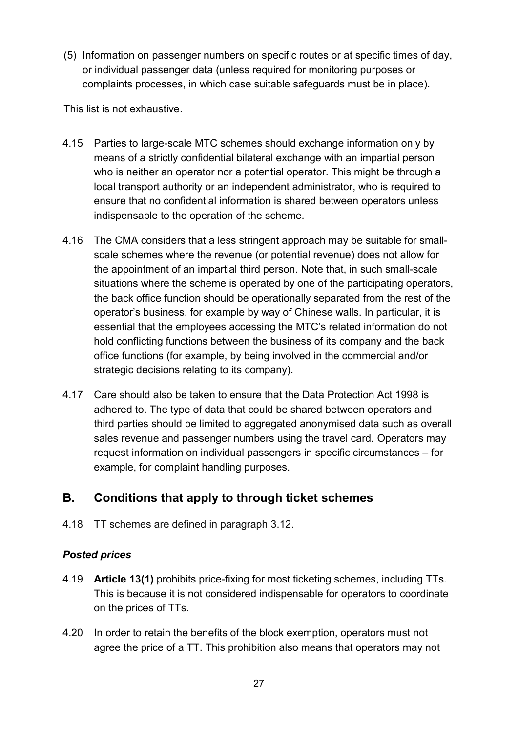(5) Information on passenger numbers on specific routes or at specific times of day, or individual passenger data (unless required for monitoring purposes or complaints processes, in which case suitable safeguards must be in place).

This list is not exhaustive.

4.15 Parties to large-scale MTC schemes should exchange information only by means of a strictly confidential bilateral exchange with an impartial person who is neither an operator nor a potential operator. This might be through a local transport authority or an independent administrator, who is required to ensure that no confidential information is shared between operators unless indispensable to the operation of the scheme.

4.16 The CMA considers that a less stringent approach may be suitable for small-scale schemes where the revenue (or potential revenue) does not allow for the appointment of an impartial third person. Note that, in such small-scale situations where the scheme is operated by one of the participating operators, the back office function should be operationally separated from the rest of the operator's business, for example by way of Chinese walls. In particular, it is essential that the employees accessing the MTC's related information do not hold conflicting functions between the business of its company and the back office functions (for example, by being involved in the commercial and/or strategic decisions relating to its company).

4.17 Care should also be taken to ensure that the Data Protection Act 1998 is adhered to. The type of data that could be shared between operators and third parties should be limited to aggregated anonymised data such as overall sales revenue and passenger numbers using the travel card. Operators may request information on individual passengers in specific circumstances – for example, for complaint handling purposes.

## B. Conditions that apply to through ticket schemes

4.18 TT schemes are defined in paragraph 3.12.

### *Posted prices*

4.19 **Article 13(1)** prohibits price-fixing for most ticketing schemes, including TTs. This is because it is not considered indispensable for operators to coordinate on the prices of TTs.

4.20 In order to retain the benefits of the block exemption, operators must not agree the price of a TT. This prohibition also means that operators may not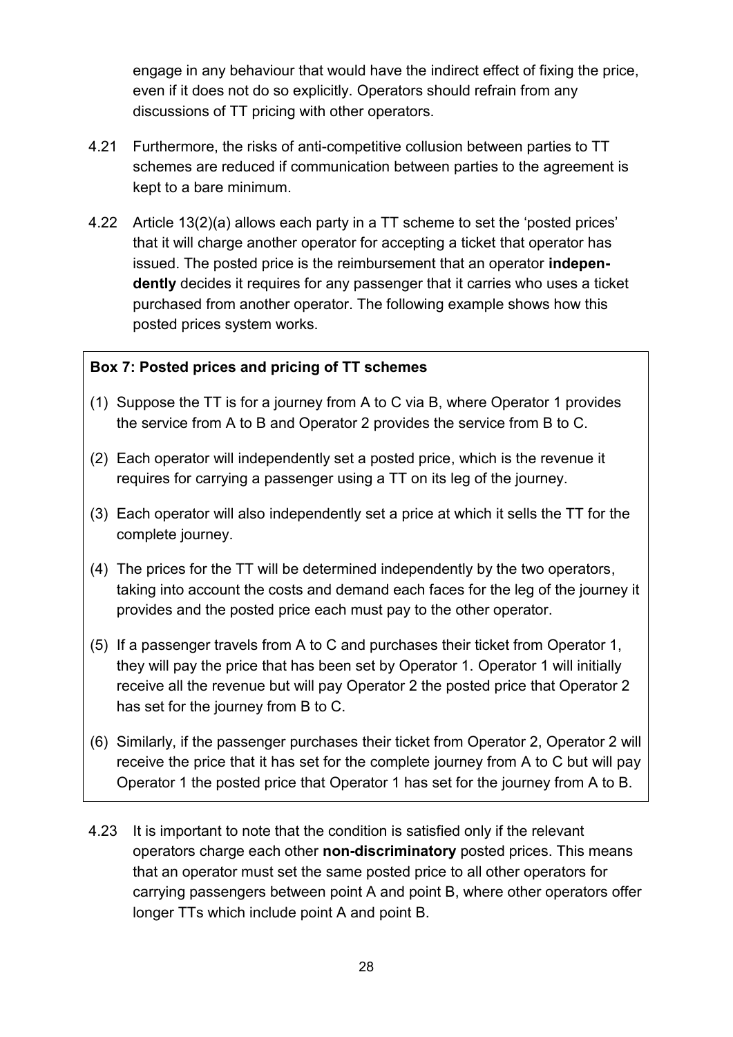engage in any behaviour that would have the indirect effect of fixing the price, even if it does not do so explicitly. Operators should refrain from any discussions of TT pricing with other operators.

4.21 Furthermore, the risks of anti-competitive collusion between parties to TT schemes are reduced if communication between parties to the agreement is kept to a bare minimum.

4.22 Article 13(2)(a) allows each party in a TT scheme to set the 'posted prices' that it will charge another operator for accepting a ticket that operator has issued. The posted price is the reimbursement that an operator **independently** decides it requires for any passenger that it carries who uses a ticket purchased from another operator. The following example shows how this posted prices system works.

**Box 7: Posted prices and pricing of TT schemes**

(1) Suppose the TT is for a journey from A to C via B, where Operator 1 provides the service from A to B and Operator 2 provides the service from B to C.

(2) Each operator will independently set a posted price, which is the revenue it requires for carrying a passenger using a TT on its leg of the journey.

(3) Each operator will also independently set a price at which it sells the TT for the complete journey.

(4) The prices for the TT will be determined independently by the two operators, taking into account the costs and demand each faces for the leg of the journey it provides and the posted price each must pay to the other operator.

(5) If a passenger travels from A to C and purchases their ticket from Operator 1, they will pay the price that has been set by Operator 1. Operator 1 will initially receive all the revenue but will pay Operator 2 the posted price that Operator 2 has set for the journey from B to C.

(6) Similarly, if the passenger purchases their ticket from Operator 2, Operator 2 will receive the price that it has set for the complete journey from A to C but will pay Operator 1 the posted price that Operator 1 has set for the journey from A to B.

4.23 It is important to note that the condition is satisfied only if the relevant operators charge each other **non-discriminatory** posted prices. This means that an operator must set the same posted price to all other operators for carrying passengers between point A and point B, where other operators offer longer TTs which include point A and point B.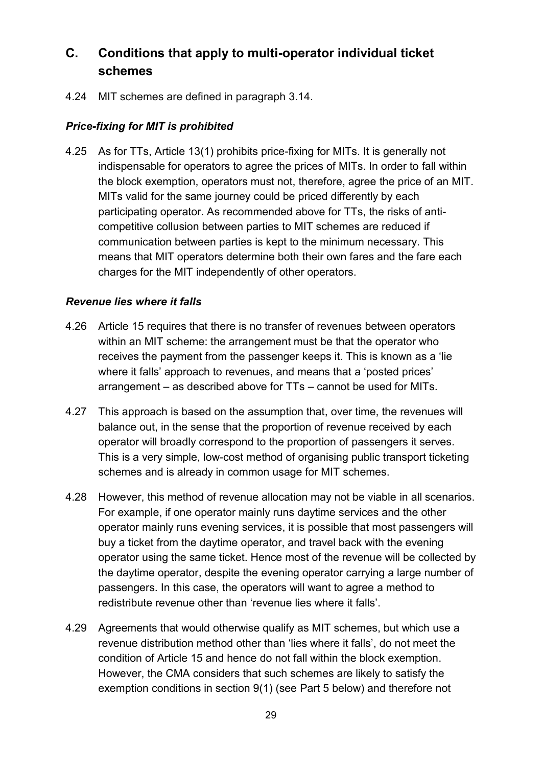## C. Conditions that apply to multi-operator individual ticket schemes

4.24 MIT schemes are defined in paragraph 3.14.

### *Price-fixing for MIT is prohibited*

4.25 As for TTs, Article 13(1) prohibits price-fixing for MITs. It is generally not indispensable for operators to agree the prices of MITs. In order to fall within the block exemption, operators must not, therefore, agree the price of an MIT. MITs valid for the same journey could be priced differently by each participating operator. As recommended above for TTs, the risks of anti-competitive collusion between parties to MIT schemes are reduced if communication between parties is kept to the minimum necessary. This means that MIT operators determine both their own fares and the fare each charges for the MIT independently of other operators.

### *Revenue lies where it falls*

4.26 Article 15 requires that there is no transfer of revenues between operators within an MIT scheme: the arrangement must be that the operator who receives the payment from the passenger keeps it. This is known as a 'lie where it falls' approach to revenues, and means that a 'posted prices' arrangement – as described above for TTs – cannot be used for MITs.

4.27 This approach is based on the assumption that, over time, the revenues will balance out, in the sense that the proportion of revenue received by each operator will broadly correspond to the proportion of passengers it serves. This is a very simple, low-cost method of organising public transport ticketing schemes and is already in common usage for MIT schemes.

4.28 However, this method of revenue allocation may not be viable in all scenarios. For example, if one operator mainly runs daytime services and the other operator mainly runs evening services, it is possible that most passengers will buy a ticket from the daytime operator, and travel back with the evening operator using the same ticket. Hence most of the revenue will be collected by the daytime operator, despite the evening operator carrying a large number of passengers. In this case, the operators will want to agree a method to redistribute revenue other than 'revenue lies where it falls'.

4.29 Agreements that would otherwise qualify as MIT schemes, but which use a revenue distribution method other than 'lies where it falls', do not meet the condition of Article 15 and hence do not fall within the block exemption. However, the CMA considers that such schemes are likely to satisfy the exemption conditions in section 9(1) (see Part 5 below) and therefore not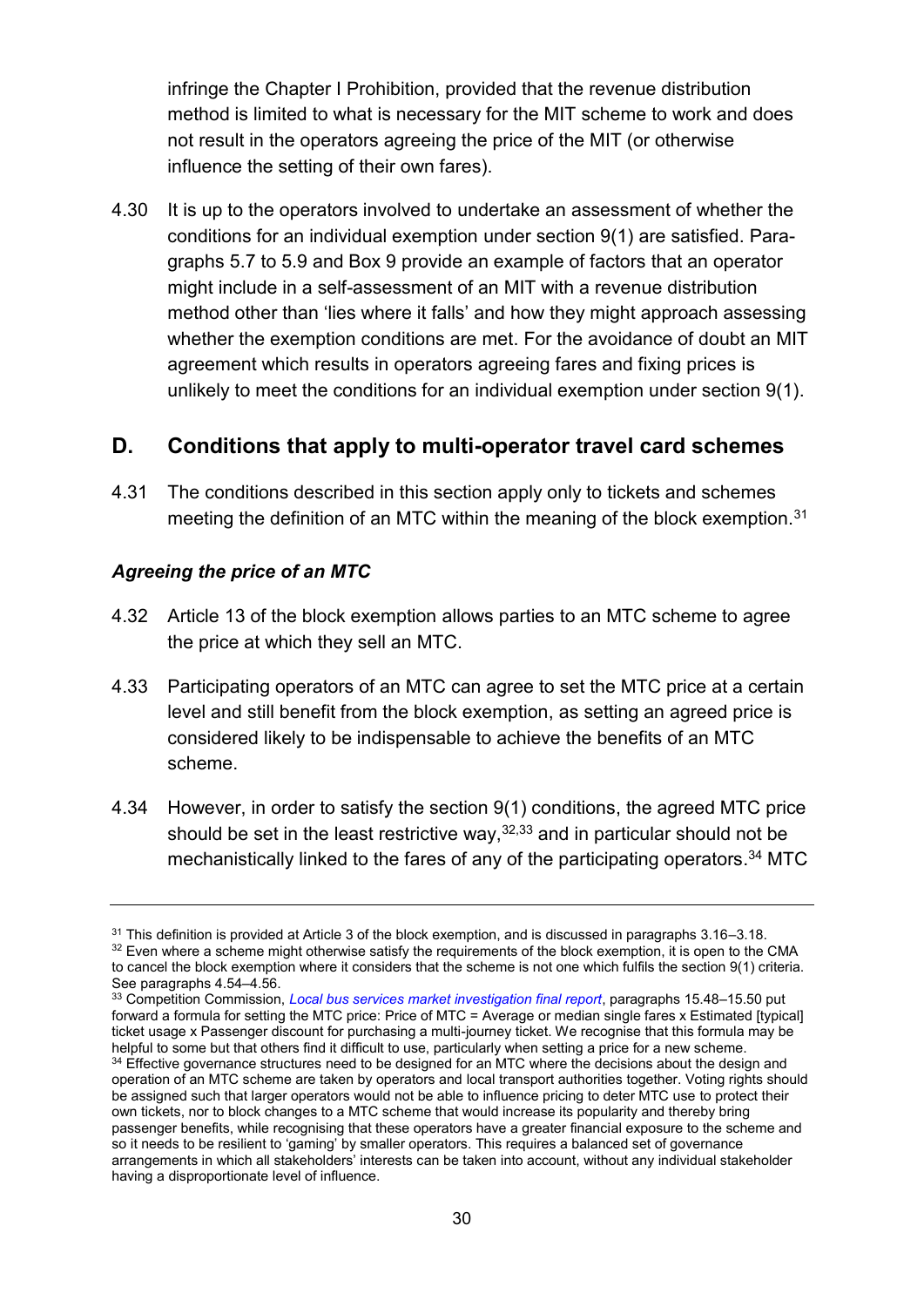infringe the Chapter I Prohibition, provided that the revenue distribution method is limited to what is necessary for the MIT scheme to work and does not result in the operators agreeing the price of the MIT (or otherwise influence the setting of their own fares).

4.30 It is up to the operators involved to undertake an assessment of whether the conditions for an individual exemption under section 9(1) are satisfied. Paragraphs 5.7 to 5.9 and Box 9 provide an example of factors that an operator might include in a self-assessment of an MIT with a revenue distribution method other than 'lies where it falls' and how they might approach assessing whether the exemption conditions are met. For the avoidance of doubt an MIT agreement which results in operators agreeing fares and fixing prices is unlikely to meet the conditions for an individual exemption under section 9(1).

## D. Conditions that apply to multi-operator travel card schemes

4.31 The conditions described in this section apply only to tickets and schemes meeting the definition of an MTC within the meaning of the block exemption.[31]

### *Agreeing the price of an MTC*

4.32 Article 13 of the block exemption allows parties to an MTC scheme to agree the price at which they sell an MTC.

4.33 Participating operators of an MTC can agree to set the MTC price at a certain level and still benefit from the block exemption, as setting an agreed price is considered likely to be indispensable to achieve the benefits of an MTC scheme.

4.34 However, in order to satisfy the section 9(1) conditions, the agreed MTC price should be set in the least restrictive way,[32,33] and in particular should not be mechanistically linked to the fares of any of the participating operators.[34] MTC

---

[31] This definition is provided at Article 3 of the block exemption, and is discussed in paragraphs 3.16–3.18.

[32] Even where a scheme might otherwise satisfy the requirements of the block exemption, it is open to the CMA to cancel the block exemption where it considers that the scheme is not one which fulfils the section 9(1) criteria. See paragraphs 4.54–4.56.

[33] Competition Commission, *Local bus services market investigation final report*, paragraphs 15.48–15.50 put forward a formula for setting the MTC price: Price of MTC = Average or median single fares x Estimated [typical] ticket usage x Passenger discount for purchasing a multi-journey ticket. We recognise that this formula may be helpful to some but that others find it difficult to use, particularly when setting a price for a new scheme.

[34] Effective governance structures need to be designed for an MTC where the decisions about the design and operation of an MTC scheme are taken by operators and local transport authorities together. Voting rights should be assigned such that larger operators would not be able to influence pricing to deter MTC use to protect their own tickets, nor to block changes to a MTC scheme that would increase its popularity and thereby bring passenger benefits, while recognising that these operators have a greater financial exposure to the scheme and so it needs to be resilient to 'gaming' by smaller operators. This requires a balanced set of governance arrangements in which all stakeholders' interests can be taken into account, without any individual stakeholder having a disproportionate level of influence.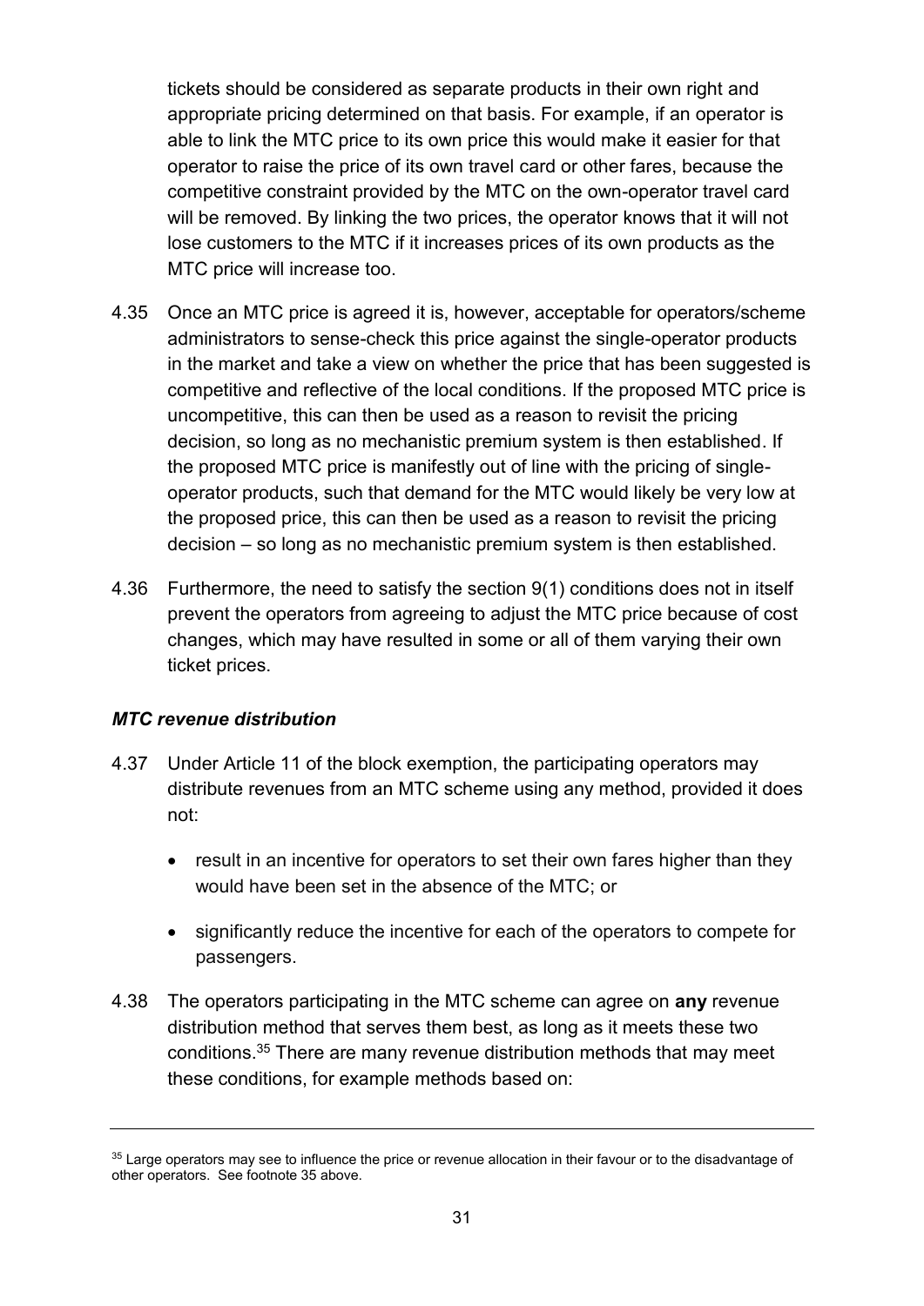tickets should be considered as separate products in their own right and appropriate pricing determined on that basis. For example, if an operator is able to link the MTC price to its own price this would make it easier for that operator to raise the price of its own travel card or other fares, because the competitive constraint provided by the MTC on the own-operator travel card will be removed. By linking the two prices, the operator knows that it will not lose customers to the MTC if it increases prices of its own products as the MTC price will increase too.

4.35 Once an MTC price is agreed it is, however, acceptable for operators/scheme administrators to sense-check this price against the single-operator products in the market and take a view on whether the price that has been suggested is competitive and reflective of the local conditions. If the proposed MTC price is uncompetitive, this can then be used as a reason to revisit the pricing decision, so long as no mechanistic premium system is then established. If the proposed MTC price is manifestly out of line with the pricing of single-operator products, such that demand for the MTC would likely be very low at the proposed price, this can then be used as a reason to revisit the pricing decision – so long as no mechanistic premium system is then established.

4.36 Furthermore, the need to satisfy the section 9(1) conditions does not in itself prevent the operators from agreeing to adjust the MTC price because of cost changes, which may have resulted in some or all of them varying their own ticket prices.

### *MTC revenue distribution*

4.37 Under Article 11 of the block exemption, the participating operators may distribute revenues from an MTC scheme using any method, provided it does not:

- result in an incentive for operators to set their own fares higher than they would have been set in the absence of the MTC; or
- significantly reduce the incentive for each of the operators to compete for passengers.

4.38 The operators participating in the MTC scheme can agree on **any** revenue distribution method that serves them best, as long as it meets these two conditions.[35] There are many revenue distribution methods that may meet these conditions, for example methods based on:

---

[35] Large operators may see to influence the price or revenue allocation in their favour or to the disadvantage of other operators. See footnote 35 above.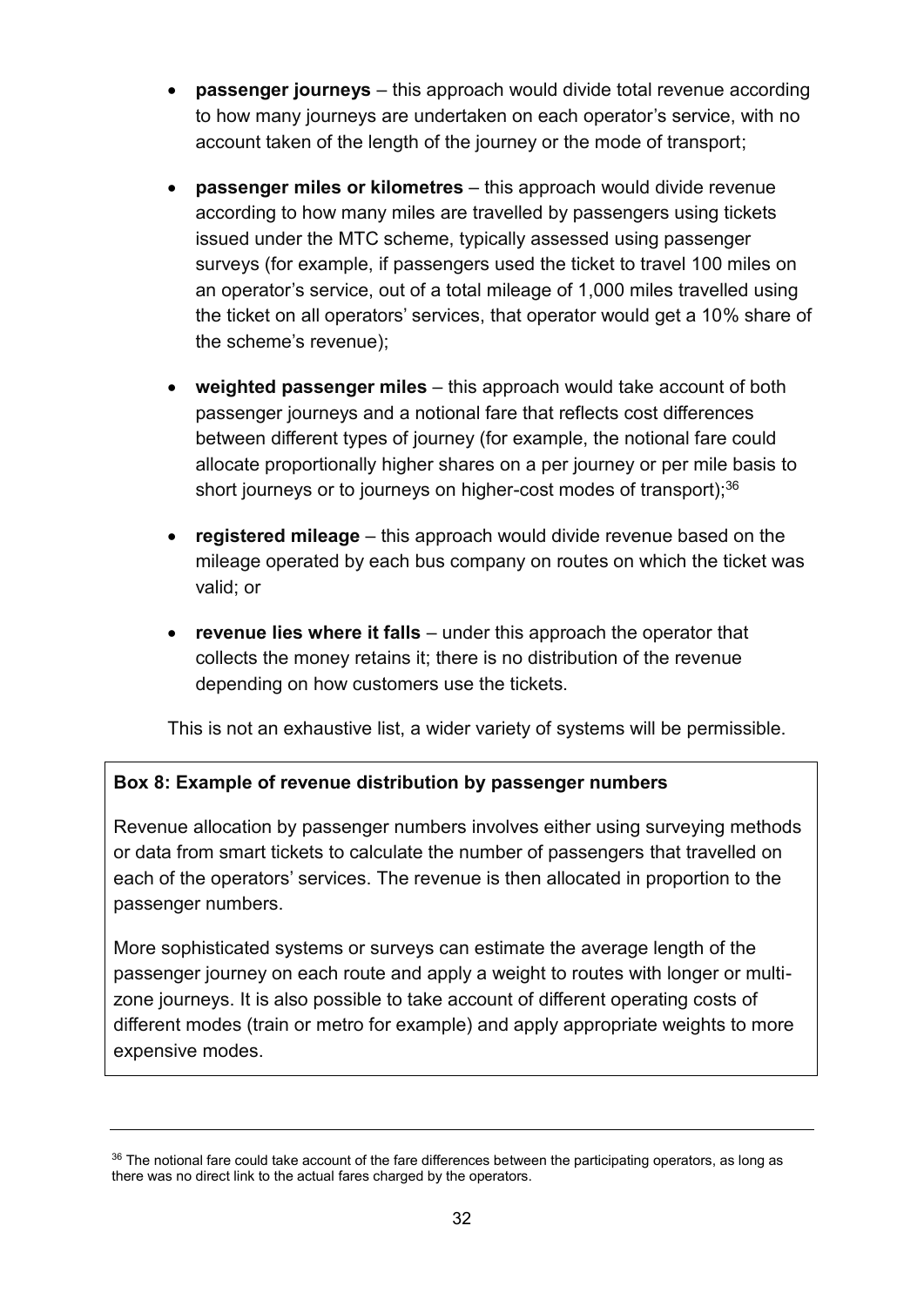- **passenger journeys** – this approach would divide total revenue according to how many journeys are undertaken on each operator's service, with no account taken of the length of the journey or the mode of transport;
- **passenger miles or kilometres** – this approach would divide revenue according to how many miles are travelled by passengers using tickets issued under the MTC scheme, typically assessed using passenger surveys (for example, if passengers used the ticket to travel 100 miles on an operator's service, out of a total mileage of 1,000 miles travelled using the ticket on all operators' services, that operator would get a 10% share of the scheme's revenue);
- **weighted passenger miles** – this approach would take account of both passenger journeys and a notional fare that reflects cost differences between different types of journey (for example, the notional fare could allocate proportionally higher shares on a per journey or per mile basis to short journeys or to journeys on higher-cost modes of transport);[36]
- **registered mileage** – this approach would divide revenue based on the mileage operated by each bus company on routes on which the ticket was valid; or
- **revenue lies where it falls** – under this approach the operator that collects the money retains it; there is no distribution of the revenue depending on how customers use the tickets.

This is not an exhaustive list, a wider variety of systems will be permissible.

**Box 8: Example of revenue distribution by passenger numbers**

Revenue allocation by passenger numbers involves either using surveying methods or data from smart tickets to calculate the number of passengers that travelled on each of the operators' services. The revenue is then allocated in proportion to the passenger numbers.

More sophisticated systems or surveys can estimate the average length of the passenger journey on each route and apply a weight to routes with longer or multi-zone journeys. It is also possible to take account of different operating costs of different modes (train or metro for example) and apply appropriate weights to more expensive modes.

---

[36] The notional fare could take account of the fare differences between the participating operators, as long as there was no direct link to the actual fares charged by the operators.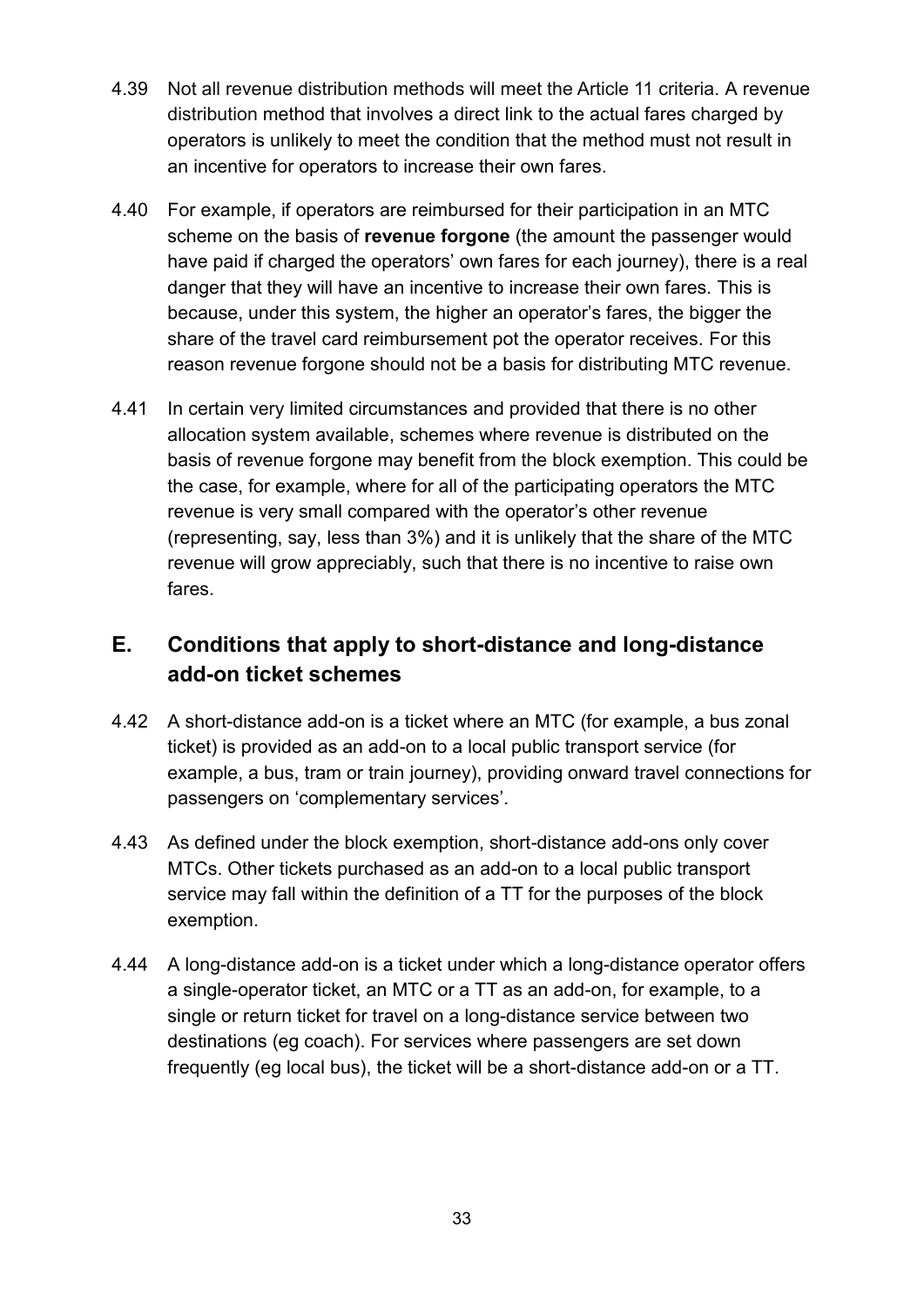4.39 Not all revenue distribution methods will meet the Article 11 criteria. A revenue distribution method that involves a direct link to the actual fares charged by operators is unlikely to meet the condition that the method must not result in an incentive for operators to increase their own fares.

4.40 For example, if operators are reimbursed for their participation in an MTC scheme on the basis of **revenue forgone** (the amount the passenger would have paid if charged the operators' own fares for each journey), there is a real danger that they will have an incentive to increase their own fares. This is because, under this system, the higher an operator's fares, the bigger the share of the travel card reimbursement pot the operator receives. For this reason revenue forgone should not be a basis for distributing MTC revenue.

4.41 In certain very limited circumstances and provided that there is no other allocation system available, schemes where revenue is distributed on the basis of revenue forgone may benefit from the block exemption. This could be the case, for example, where for all of the participating operators the MTC revenue is very small compared with the operator's other revenue (representing, say, less than 3%) and it is unlikely that the share of the MTC revenue will grow appreciably, such that there is no incentive to raise own fares.

## E. Conditions that apply to short-distance and long-distance add-on ticket schemes

4.42 A short-distance add-on is a ticket where an MTC (for example, a bus zonal ticket) is provided as an add-on to a local public transport service (for example, a bus, tram or train journey), providing onward travel connections for passengers on 'complementary services'.

4.43 As defined under the block exemption, short-distance add-ons only cover MTCs. Other tickets purchased as an add-on to a local public transport service may fall within the definition of a TT for the purposes of the block exemption.

4.44 A long-distance add-on is a ticket under which a long-distance operator offers a single-operator ticket, an MTC or a TT as an add-on, for example, to a single or return ticket for travel on a long-distance service between two destinations (eg coach). For services where passengers are set down frequently (eg local bus), the ticket will be a short-distance add-on or a TT.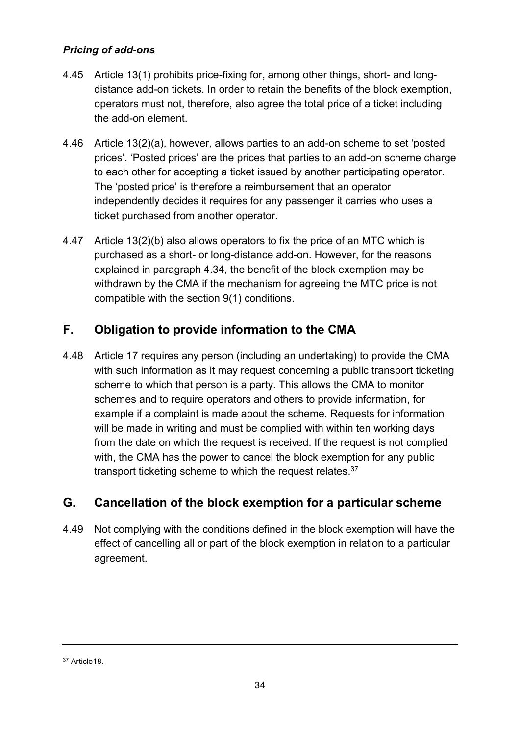### *Pricing of add-ons*

4.45 Article 13(1) prohibits price-fixing for, among other things, short- and long-distance add-on tickets. In order to retain the benefits of the block exemption, operators must not, therefore, also agree the total price of a ticket including the add-on element.

4.46 Article 13(2)(a), however, allows parties to an add-on scheme to set 'posted prices'. 'Posted prices' are the prices that parties to an add-on scheme charge to each other for accepting a ticket issued by another participating operator. The 'posted price' is therefore a reimbursement that an operator independently decides it requires for any passenger it carries who uses a ticket purchased from another operator.

4.47 Article 13(2)(b) also allows operators to fix the price of an MTC which is purchased as a short- or long-distance add-on. However, for the reasons explained in paragraph 4.34, the benefit of the block exemption may be withdrawn by the CMA if the mechanism for agreeing the MTC price is not compatible with the section 9(1) conditions.

## F. Obligation to provide information to the CMA

4.48 Article 17 requires any person (including an undertaking) to provide the CMA with such information as it may request concerning a public transport ticketing scheme to which that person is a party. This allows the CMA to monitor schemes and to require operators and others to provide information, for example if a complaint is made about the scheme. Requests for information will be made in writing and must be complied with within ten working days from the date on which the request is received. If the request is not complied with, the CMA has the power to cancel the block exemption for any public transport ticketing scheme to which the request relates.[37]

## G. Cancellation of the block exemption for a particular scheme

4.49 Not complying with the conditions defined in the block exemption will have the effect of cancelling all or part of the block exemption in relation to a particular agreement.

---

[37] Article18.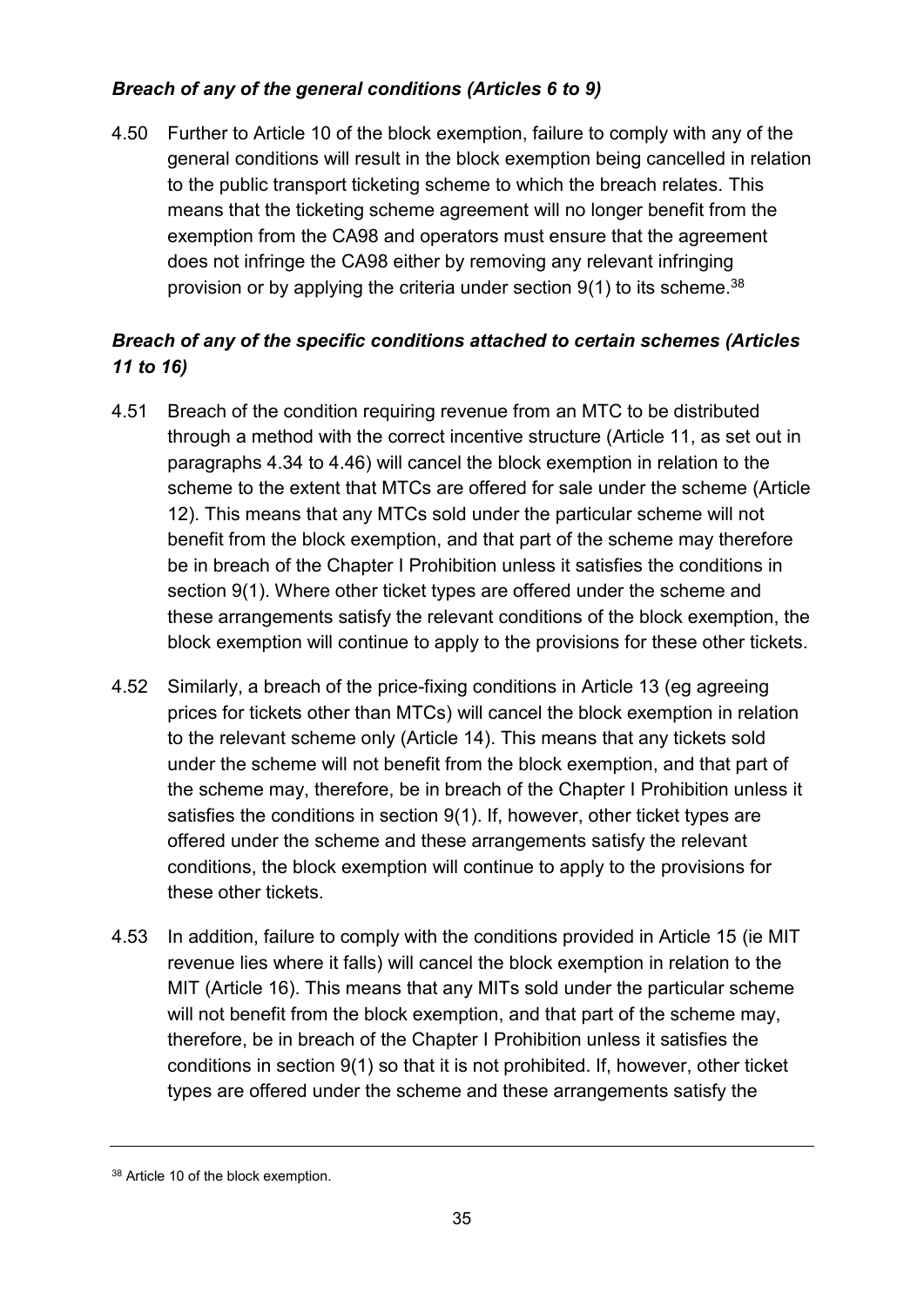### *Breach of any of the general conditions (Articles 6 to 9)*

4.50 Further to Article 10 of the block exemption, failure to comply with any of the general conditions will result in the block exemption being cancelled in relation to the public transport ticketing scheme to which the breach relates. This means that the ticketing scheme agreement will no longer benefit from the exemption from the CA98 and operators must ensure that the agreement does not infringe the CA98 either by removing any relevant infringing provision or by applying the criteria under section 9(1) to its scheme.[38]

### *Breach of any of the specific conditions attached to certain schemes (Articles 11 to 16)*

4.51 Breach of the condition requiring revenue from an MTC to be distributed through a method with the correct incentive structure (Article 11, as set out in paragraphs 4.34 to 4.46) will cancel the block exemption in relation to the scheme to the extent that MTCs are offered for sale under the scheme (Article 12). This means that any MTCs sold under the particular scheme will not benefit from the block exemption, and that part of the scheme may therefore be in breach of the Chapter I Prohibition unless it satisfies the conditions in section 9(1). Where other ticket types are offered under the scheme and these arrangements satisfy the relevant conditions of the block exemption, the block exemption will continue to apply to the provisions for these other tickets.

4.52 Similarly, a breach of the price-fixing conditions in Article 13 (eg agreeing prices for tickets other than MTCs) will cancel the block exemption in relation to the relevant scheme only (Article 14). This means that any tickets sold under the scheme will not benefit from the block exemption, and that part of the scheme may, therefore, be in breach of the Chapter I Prohibition unless it satisfies the conditions in section 9(1). If, however, other ticket types are offered under the scheme and these arrangements satisfy the relevant conditions, the block exemption will continue to apply to the provisions for these other tickets.

4.53 In addition, failure to comply with the conditions provided in Article 15 (ie MIT revenue lies where it falls) will cancel the block exemption in relation to the MIT (Article 16). This means that any MITs sold under the particular scheme will not benefit from the block exemption, and that part of the scheme may, therefore, be in breach of the Chapter I Prohibition unless it satisfies the conditions in section 9(1) so that it is not prohibited. If, however, other ticket types are offered under the scheme and these arrangements satisfy the

[38] Article 10 of the block exemption.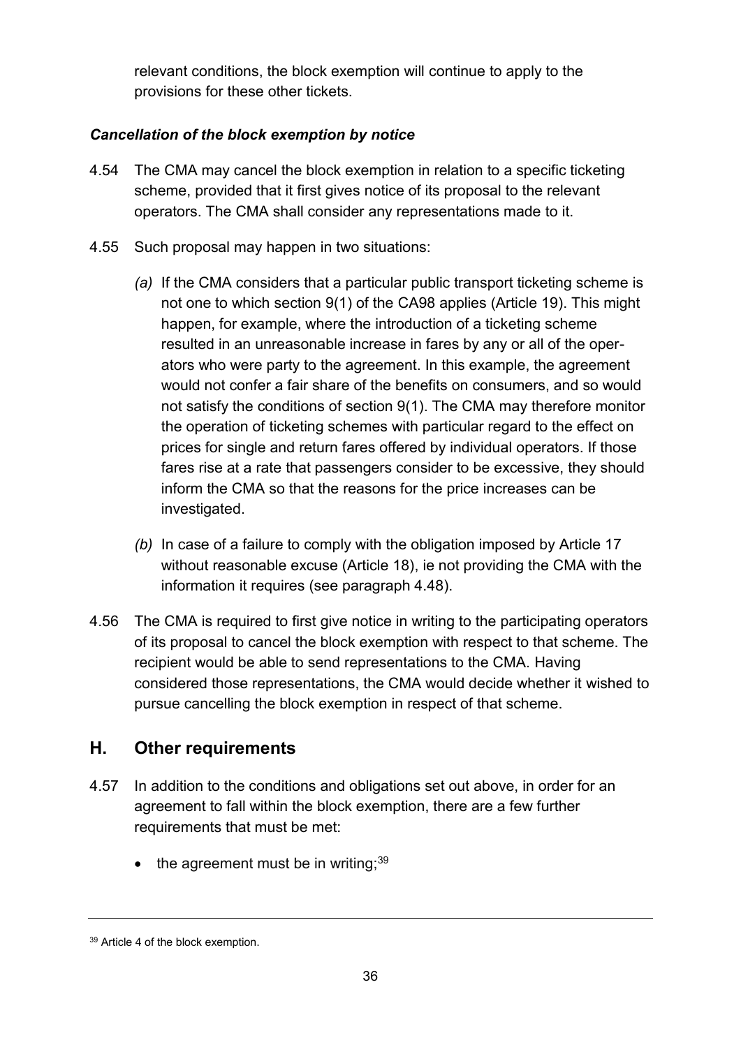relevant conditions, the block exemption will continue to apply to the provisions for these other tickets.

***Cancellation of the block exemption by notice***

4.54 The CMA may cancel the block exemption in relation to a specific ticketing scheme, provided that it first gives notice of its proposal to the relevant operators. The CMA shall consider any representations made to it.

4.55 Such proposal may happen in two situations:

*(a)* If the CMA considers that a particular public transport ticketing scheme is not one to which section 9(1) of the CA98 applies (Article 19). This might happen, for example, where the introduction of a ticketing scheme resulted in an unreasonable increase in fares by any or all of the operators who were party to the agreement. In this example, the agreement would not confer a fair share of the benefits on consumers, and so would not satisfy the conditions of section 9(1). The CMA may therefore monitor the operation of ticketing schemes with particular regard to the effect on prices for single and return fares offered by individual operators. If those fares rise at a rate that passengers consider to be excessive, they should inform the CMA so that the reasons for the price increases can be investigated.

*(b)* In case of a failure to comply with the obligation imposed by Article 17 without reasonable excuse (Article 18), ie not providing the CMA with the information it requires (see paragraph 4.48).

4.56 The CMA is required to first give notice in writing to the participating operators of its proposal to cancel the block exemption with respect to that scheme. The recipient would be able to send representations to the CMA. Having considered those representations, the CMA would decide whether it wished to pursue cancelling the block exemption in respect of that scheme.

## H. Other requirements

4.57 In addition to the conditions and obligations set out above, in order for an agreement to fall within the block exemption, there are a few further requirements that must be met:

- the agreement must be in writing;[39]

[39] Article 4 of the block exemption.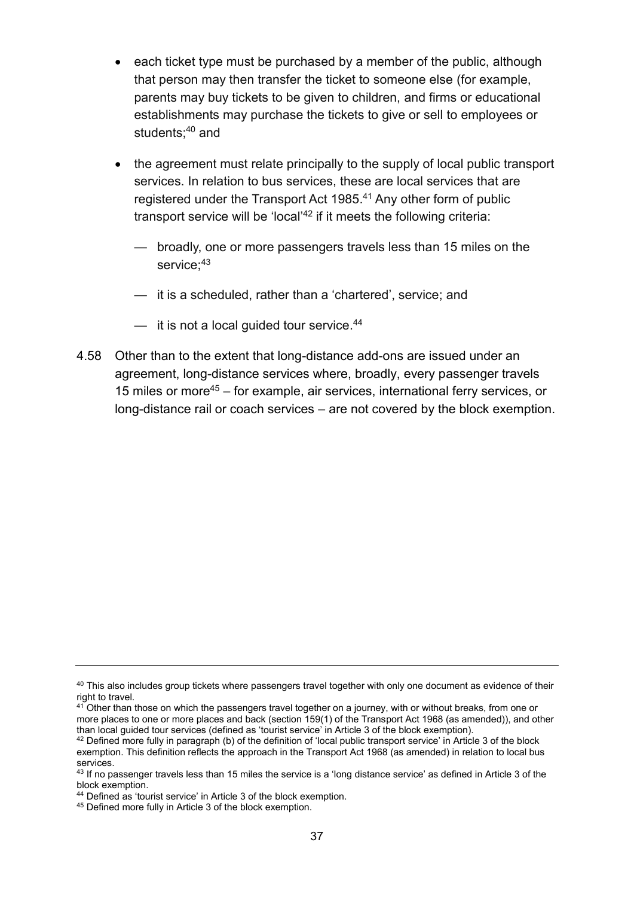- each ticket type must be purchased by a member of the public, although that person may then transfer the ticket to someone else (for example, parents may buy tickets to be given to children, and firms or educational establishments may purchase the tickets to give or sell to employees or students;[40] and
- the agreement must relate principally to the supply of local public transport services. In relation to bus services, these are local services that are registered under the Transport Act 1985.[41] Any other form of public transport service will be 'local'[42] if it meets the following criteria:
  - — broadly, one or more passengers travels less than 15 miles on the service;[43]
  - — it is a scheduled, rather than a 'chartered', service; and
  - — it is not a local guided tour service.[44]

4.58 Other than to the extent that long-distance add-ons are issued under an agreement, long-distance services where, broadly, every passenger travels 15 miles or more[45] – for example, air services, international ferry services, or long-distance rail or coach services – are not covered by the block exemption.

---

[40] This also includes group tickets where passengers travel together with only one document as evidence of their right to travel.

[41] Other than those on which the passengers travel together on a journey, with or without breaks, from one or more places to one or more places and back (section 159(1) of the Transport Act 1968 (as amended)), and other than local guided tour services (defined as 'tourist service' in Article 3 of the block exemption).

[42] Defined more fully in paragraph (b) of the definition of 'local public transport service' in Article 3 of the block exemption. This definition reflects the approach in the Transport Act 1968 (as amended) in relation to local bus services.

[43] If no passenger travels less than 15 miles the service is a 'long distance service' as defined in Article 3 of the block exemption.

[44] Defined as 'tourist service' in Article 3 of the block exemption.

[45] Defined more fully in Article 3 of the block exemption.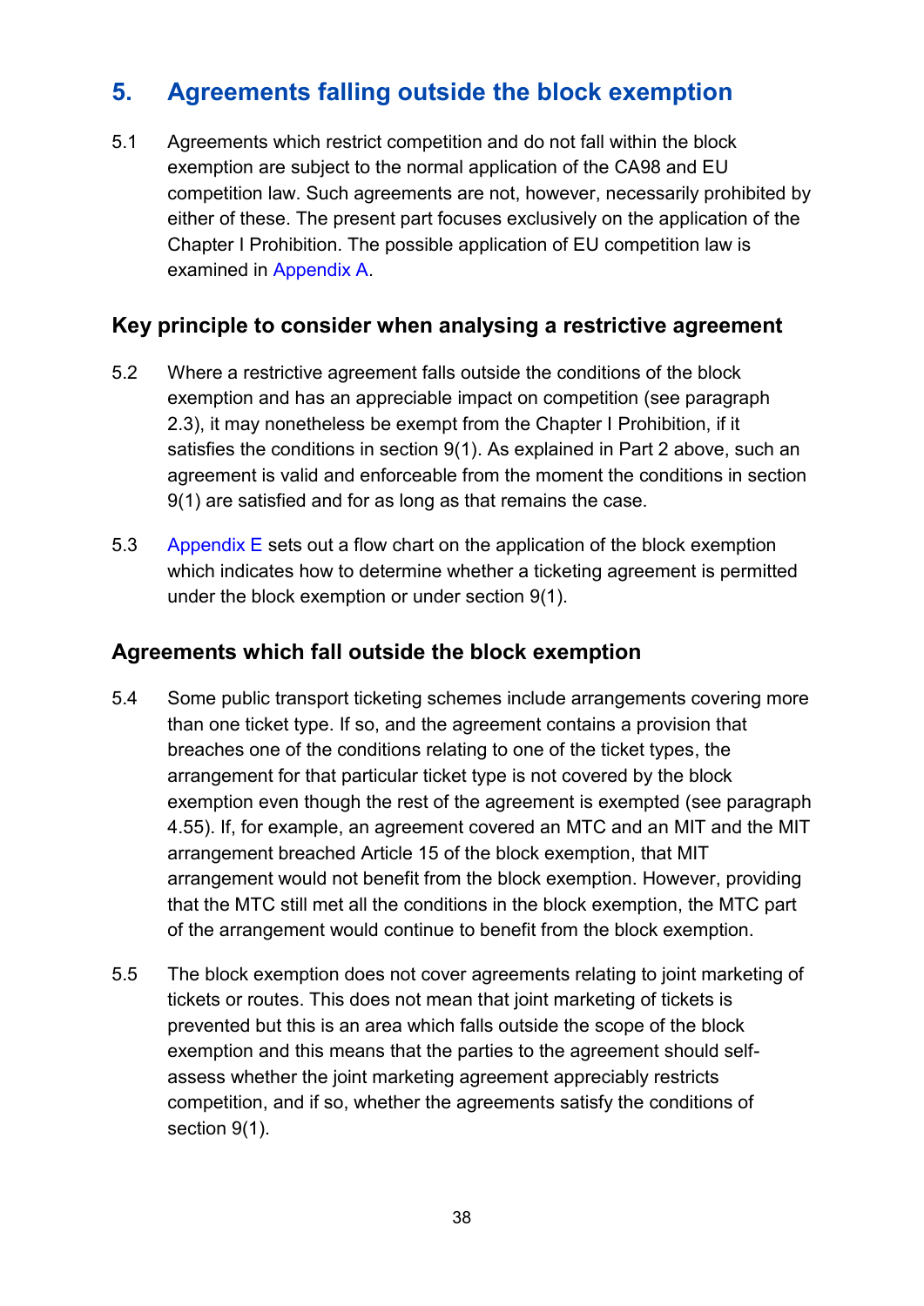# 5. Agreements falling outside the block exemption

5.1 Agreements which restrict competition and do not fall within the block exemption are subject to the normal application of the CA98 and EU competition law. Such agreements are not, however, necessarily prohibited by either of these. The present part focuses exclusively on the application of the Chapter I Prohibition. The possible application of EU competition law is examined in Appendix A.

## Key principle to consider when analysing a restrictive agreement

5.2 Where a restrictive agreement falls outside the conditions of the block exemption and has an appreciable impact on competition (see paragraph 2.3), it may nonetheless be exempt from the Chapter I Prohibition, if it satisfies the conditions in section 9(1). As explained in Part 2 above, such an agreement is valid and enforceable from the moment the conditions in section 9(1) are satisfied and for as long as that remains the case.

5.3 Appendix E sets out a flow chart on the application of the block exemption which indicates how to determine whether a ticketing agreement is permitted under the block exemption or under section 9(1).

## Agreements which fall outside the block exemption

5.4 Some public transport ticketing schemes include arrangements covering more than one ticket type. If so, and the agreement contains a provision that breaches one of the conditions relating to one of the ticket types, the arrangement for that particular ticket type is not covered by the block exemption even though the rest of the agreement is exempted (see paragraph 4.55). If, for example, an agreement covered an MTC and an MIT and the MIT arrangement breached Article 15 of the block exemption, that MIT arrangement would not benefit from the block exemption. However, providing that the MTC still met all the conditions in the block exemption, the MTC part of the arrangement would continue to benefit from the block exemption.

5.5 The block exemption does not cover agreements relating to joint marketing of tickets or routes. This does not mean that joint marketing of tickets is prevented but this is an area which falls outside the scope of the block exemption and this means that the parties to the agreement should self-assess whether the joint marketing agreement appreciably restricts competition, and if so, whether the agreements satisfy the conditions of section 9(1).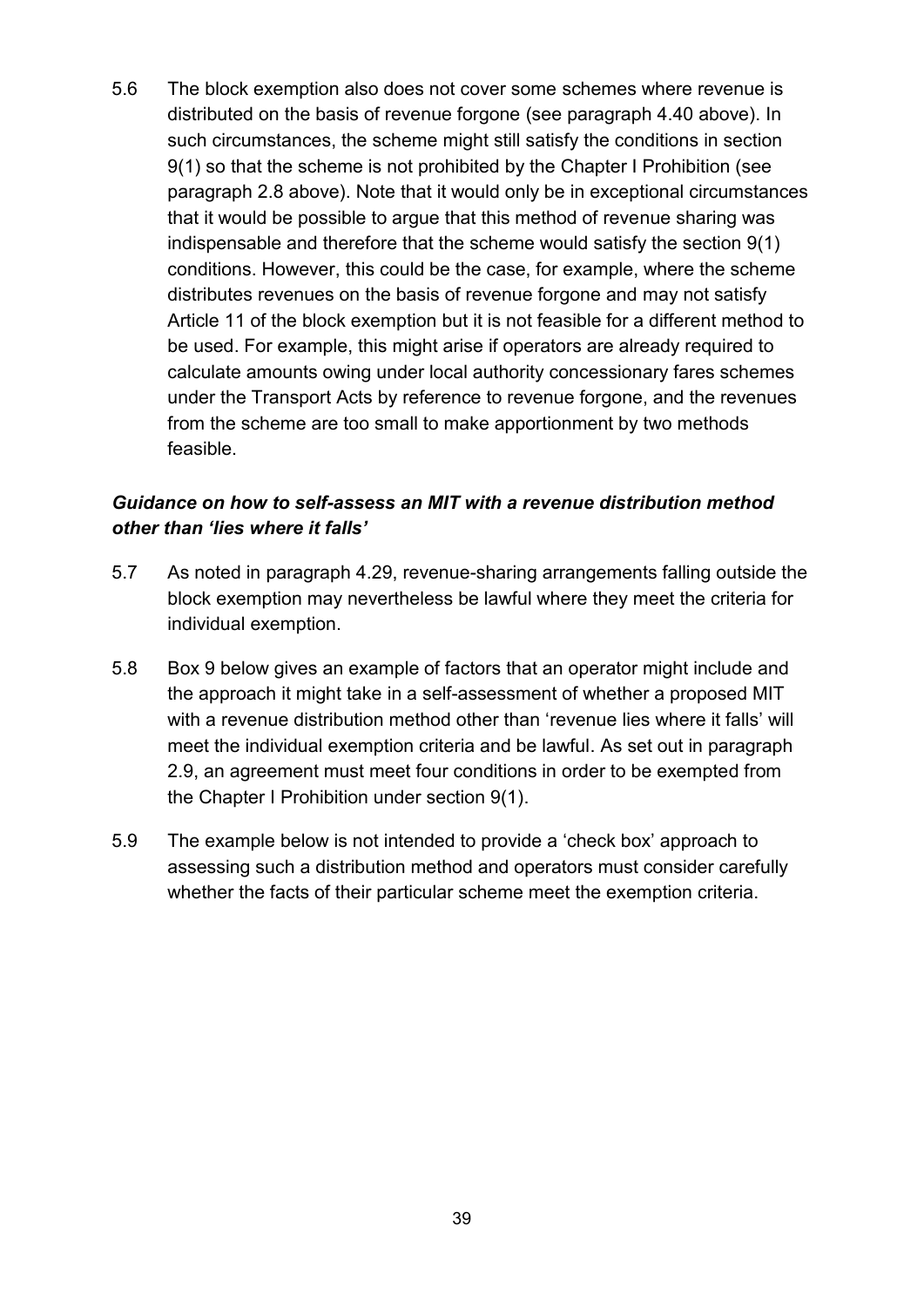5.6 The block exemption also does not cover some schemes where revenue is distributed on the basis of revenue forgone (see paragraph 4.40 above). In such circumstances, the scheme might still satisfy the conditions in section 9(1) so that the scheme is not prohibited by the Chapter I Prohibition (see paragraph 2.8 above). Note that it would only be in exceptional circumstances that it would be possible to argue that this method of revenue sharing was indispensable and therefore that the scheme would satisfy the section 9(1) conditions. However, this could be the case, for example, where the scheme distributes revenues on the basis of revenue forgone and may not satisfy Article 11 of the block exemption but it is not feasible for a different method to be used. For example, this might arise if operators are already required to calculate amounts owing under local authority concessionary fares schemes under the Transport Acts by reference to revenue forgone, and the revenues from the scheme are too small to make apportionment by two methods feasible.

### *Guidance on how to self-assess an MIT with a revenue distribution method other than 'lies where it falls'*

5.7 As noted in paragraph 4.29, revenue-sharing arrangements falling outside the block exemption may nevertheless be lawful where they meet the criteria for individual exemption.

5.8 Box 9 below gives an example of factors that an operator might include and the approach it might take in a self-assessment of whether a proposed MIT with a revenue distribution method other than 'revenue lies where it falls' will meet the individual exemption criteria and be lawful. As set out in paragraph 2.9, an agreement must meet four conditions in order to be exempted from the Chapter I Prohibition under section 9(1).

5.9 The example below is not intended to provide a 'check box' approach to assessing such a distribution method and operators must consider carefully whether the facts of their particular scheme meet the exemption criteria.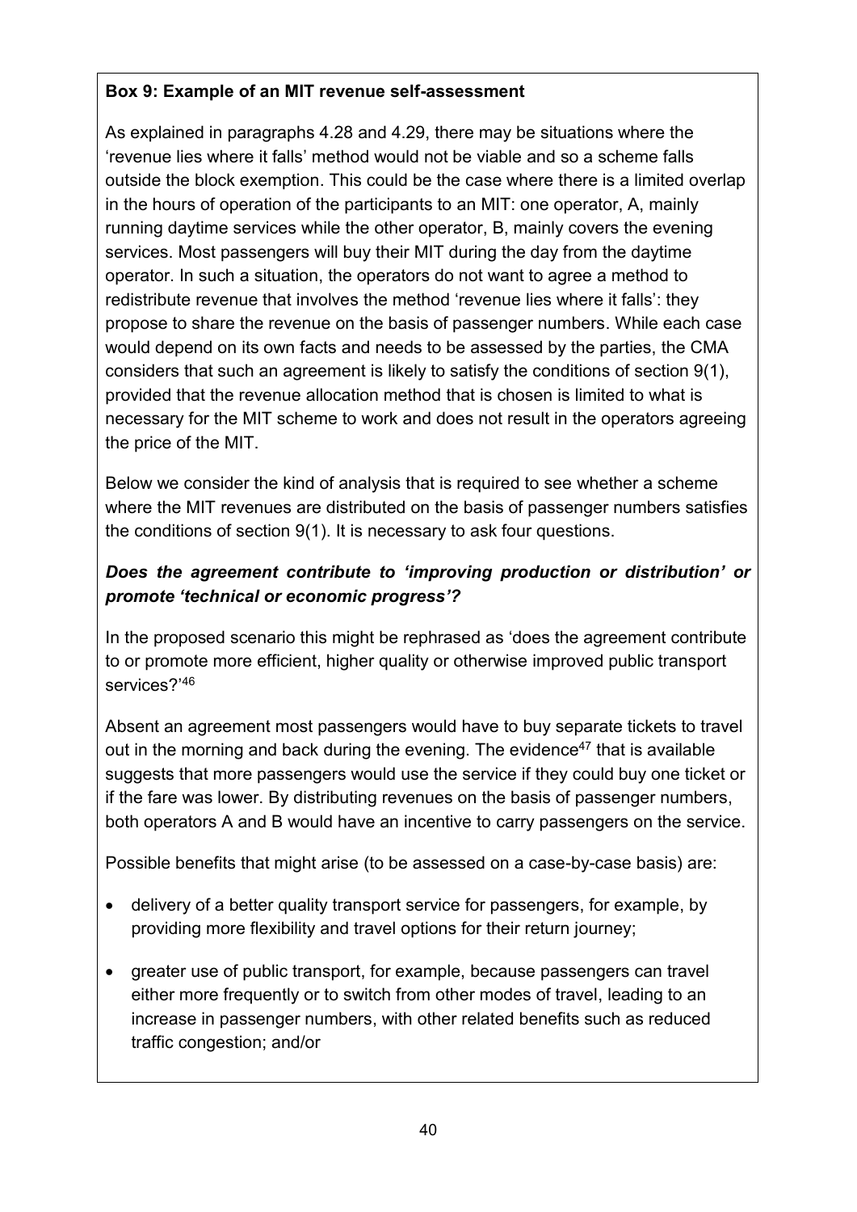**Box 9: Example of an MIT revenue self-assessment**

As explained in paragraphs 4.28 and 4.29, there may be situations where the 'revenue lies where it falls' method would not be viable and so a scheme falls outside the block exemption. This could be the case where there is a limited overlap in the hours of operation of the participants to an MIT: one operator, A, mainly running daytime services while the other operator, B, mainly covers the evening services. Most passengers will buy their MIT during the day from the daytime operator. In such a situation, the operators do not want to agree a method to redistribute revenue that involves the method 'revenue lies where it falls': they propose to share the revenue on the basis of passenger numbers. While each case would depend on its own facts and needs to be assessed by the parties, the CMA considers that such an agreement is likely to satisfy the conditions of section 9(1), provided that the revenue allocation method that is chosen is limited to what is necessary for the MIT scheme to work and does not result in the operators agreeing the price of the MIT.

Below we consider the kind of analysis that is required to see whether a scheme where the MIT revenues are distributed on the basis of passenger numbers satisfies the conditions of section 9(1). It is necessary to ask four questions.

***Does the agreement contribute to 'improving production or distribution' or promote 'technical or economic progress'?***

In the proposed scenario this might be rephrased as 'does the agreement contribute to or promote more efficient, higher quality or otherwise improved public transport services?'[46]

Absent an agreement most passengers would have to buy separate tickets to travel out in the morning and back during the evening. The evidence[47] that is available suggests that more passengers would use the service if they could buy one ticket or if the fare was lower. By distributing revenues on the basis of passenger numbers, both operators A and B would have an incentive to carry passengers on the service.

Possible benefits that might arise (to be assessed on a case-by-case basis) are:

- delivery of a better quality transport service for passengers, for example, by providing more flexibility and travel options for their return journey;
- greater use of public transport, for example, because passengers can travel either more frequently or to switch from other modes of travel, leading to an increase in passenger numbers, with other related benefits such as reduced traffic congestion; and/or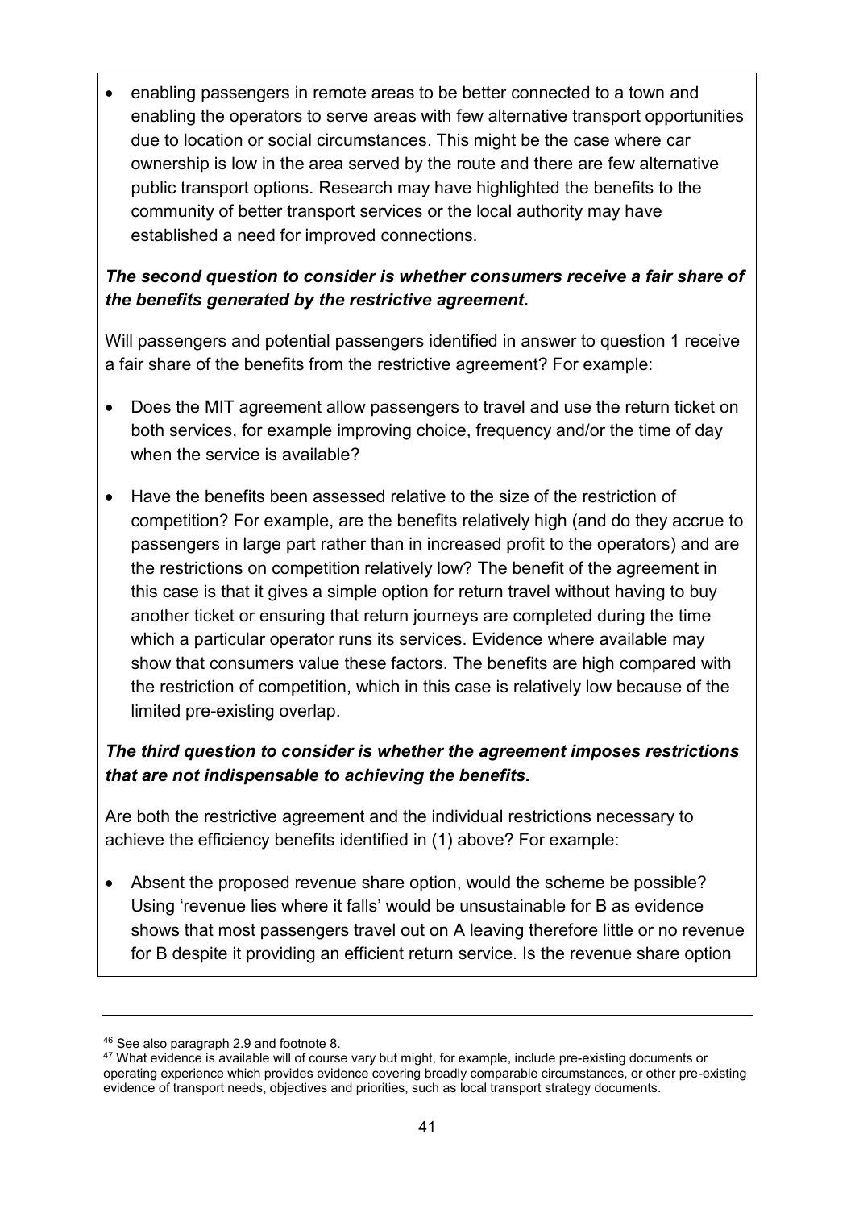- enabling passengers in remote areas to be better connected to a town and enabling the operators to serve areas with few alternative transport opportunities due to location or social circumstances. This might be the case where car ownership is low in the area served by the route and there are few alternative public transport options. Research may have highlighted the benefits to the community of better transport services or the local authority may have established a need for improved connections.

***The second question to consider is whether consumers receive a fair share of the benefits generated by the restrictive agreement.***

Will passengers and potential passengers identified in answer to question 1 receive a fair share of the benefits from the restrictive agreement? For example:

- Does the MIT agreement allow passengers to travel and use the return ticket on both services, for example improving choice, frequency and/or the time of day when the service is available?
- Have the benefits been assessed relative to the size of the restriction of competition? For example, are the benefits relatively high (and do they accrue to passengers in large part rather than in increased profit to the operators) and are the restrictions on competition relatively low? The benefit of the agreement in this case is that it gives a simple option for return travel without having to buy another ticket or ensuring that return journeys are completed during the time which a particular operator runs its services. Evidence where available may show that consumers value these factors. The benefits are high compared with the restriction of competition, which in this case is relatively low because of the limited pre-existing overlap.

***The third question to consider is whether the agreement imposes restrictions that are not indispensable to achieving the benefits.***

Are both the restrictive agreement and the individual restrictions necessary to achieve the efficiency benefits identified in (1) above? For example:

- Absent the proposed revenue share option, would the scheme be possible? Using 'revenue lies where it falls' would be unsustainable for B as evidence shows that most passengers travel out on A leaving therefore little or no revenue for B despite it providing an efficient return service. Is the revenue share option

---

[46] See also paragraph 2.9 and footnote 8.

[47] What evidence is available will of course vary but might, for example, include pre-existing documents or operating experience which provides evidence covering broadly comparable circumstances, or other pre-existing evidence of transport needs, objectives and priorities, such as local transport strategy documents.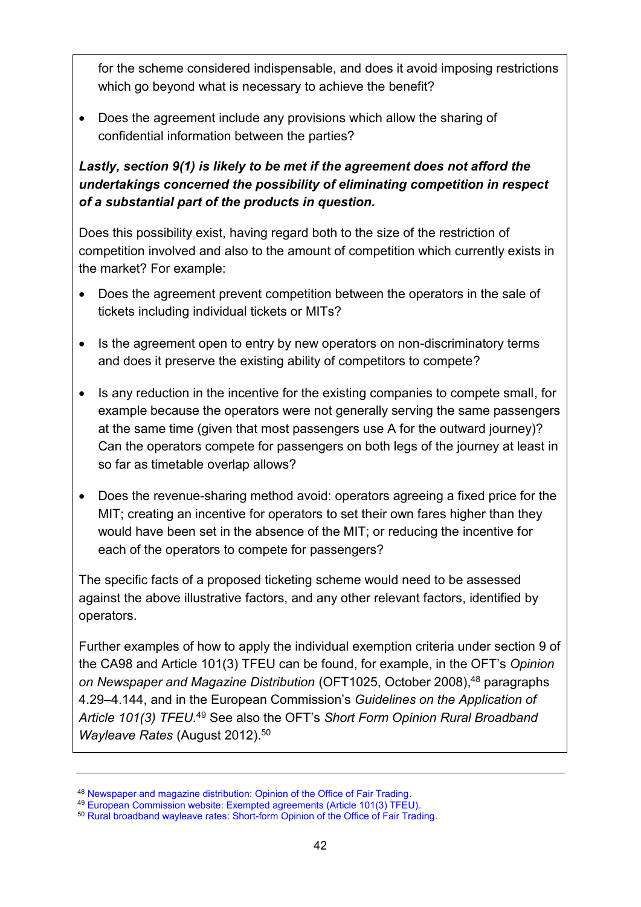for the scheme considered indispensable, and does it avoid imposing restrictions which go beyond what is necessary to achieve the benefit?

- Does the agreement include any provisions which allow the sharing of confidential information between the parties?

***Lastly, section 9(1) is likely to be met if the agreement does not afford the undertakings concerned the possibility of eliminating competition in respect of a substantial part of the products in question.***

Does this possibility exist, having regard both to the size of the restriction of competition involved and also to the amount of competition which currently exists in the market? For example:

- Does the agreement prevent competition between the operators in the sale of tickets including individual tickets or MITs?

- Is the agreement open to entry by new operators on non-discriminatory terms and does it preserve the existing ability of competitors to compete?

- Is any reduction in the incentive for the existing companies to compete small, for example because the operators were not generally serving the same passengers at the same time (given that most passengers use A for the outward journey)? Can the operators compete for passengers on both legs of the journey at least in so far as timetable overlap allows?

- Does the revenue-sharing method avoid: operators agreeing a fixed price for the MIT; creating an incentive for operators to set their own fares higher than they would have been set in the absence of the MIT; or reducing the incentive for each of the operators to compete for passengers?

The specific facts of a proposed ticketing scheme would need to be assessed against the above illustrative factors, and any other relevant factors, identified by operators.

Further examples of how to apply the individual exemption criteria under section 9 of the CA98 and Article 101(3) TFEU can be found, for example, in the OFT's *Opinion on Newspaper and Magazine Distribution* (OFT1025, October 2008),[48] paragraphs 4.29–4.144, and in the European Commission's *Guidelines on the Application of Article 101(3) TFEU.*[49] See also the OFT's *Short Form Opinion Rural Broadband Wayleave Rates* (August 2012).[50]

---

[48] Newspaper and magazine distribution: Opinion of the Office of Fair Trading.
[49] European Commission website: Exempted agreements (Article 101(3) TFEU).
[50] Rural broadband wayleave rates: Short-form Opinion of the Office of Fair Trading.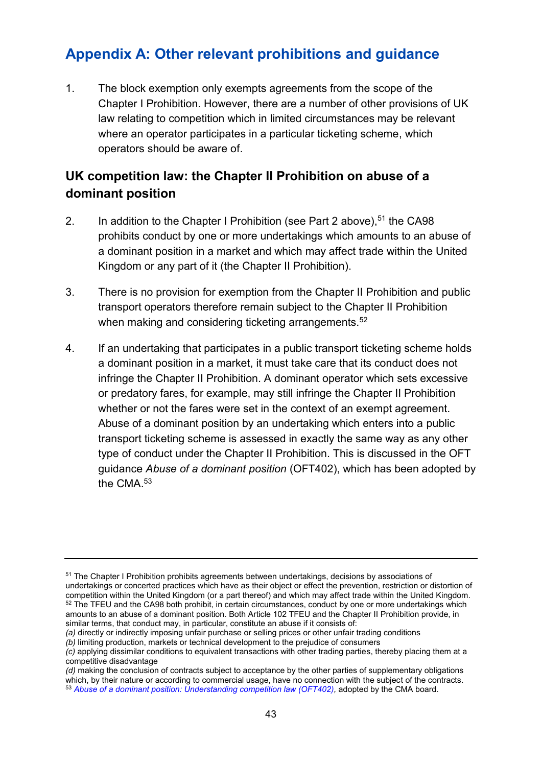# Appendix A: Other relevant prohibitions and guidance

1. The block exemption only exempts agreements from the scope of the Chapter I Prohibition. However, there are a number of other provisions of UK law relating to competition which in limited circumstances may be relevant where an operator participates in a particular ticketing scheme, which operators should be aware of.

## UK competition law: the Chapter II Prohibition on abuse of a dominant position

2. In addition to the Chapter I Prohibition (see Part 2 above),[51] the CA98 prohibits conduct by one or more undertakings which amounts to an abuse of a dominant position in a market and which may affect trade within the United Kingdom or any part of it (the Chapter II Prohibition).

3. There is no provision for exemption from the Chapter II Prohibition and public transport operators therefore remain subject to the Chapter II Prohibition when making and considering ticketing arrangements.[52]

4. If an undertaking that participates in a public transport ticketing scheme holds a dominant position in a market, it must take care that its conduct does not infringe the Chapter II Prohibition. A dominant operator which sets excessive or predatory fares, for example, may still infringe the Chapter II Prohibition whether or not the fares were set in the context of an exempt agreement. Abuse of a dominant position by an undertaking which enters into a public transport ticketing scheme is assessed in exactly the same way as any other type of conduct under the Chapter II Prohibition. This is discussed in the OFT guidance *Abuse of a dominant position* (OFT402), which has been adopted by the CMA.[53]

---

[51] The Chapter I Prohibition prohibits agreements between undertakings, decisions by associations of undertakings or concerted practices which have as their object or effect the prevention, restriction or distortion of competition within the United Kingdom (or a part thereof) and which may affect trade within the United Kingdom.

[52] The TFEU and the CA98 both prohibit, in certain circumstances, conduct by one or more undertakings which amounts to an abuse of a dominant position. Both Article 102 TFEU and the Chapter II Prohibition provide, in similar terms, that conduct may, in particular, constitute an abuse if it consists of:
*(a)* directly or indirectly imposing unfair purchase or selling prices or other unfair trading conditions
*(b)* limiting production, markets or technical development to the prejudice of consumers
*(c)* applying dissimilar conditions to equivalent transactions with other trading parties, thereby placing them at a competitive disadvantage
*(d)* making the conclusion of contracts subject to acceptance by the other parties of supplementary obligations which, by their nature or according to commercial usage, have no connection with the subject of the contracts.

[53] *Abuse of a dominant position: Understanding competition law (OFT402),* adopted by the CMA board.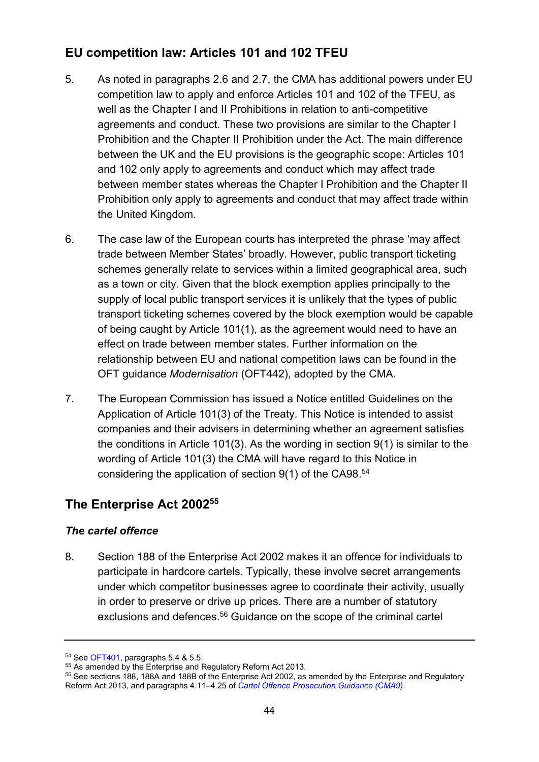## EU competition law: Articles 101 and 102 TFEU

5. As noted in paragraphs 2.6 and 2.7, the CMA has additional powers under EU competition law to apply and enforce Articles 101 and 102 of the TFEU, as well as the Chapter I and II Prohibitions in relation to anti-competitive agreements and conduct. These two provisions are similar to the Chapter I Prohibition and the Chapter II Prohibition under the Act. The main difference between the UK and the EU provisions is the geographic scope: Articles 101 and 102 only apply to agreements and conduct which may affect trade between member states whereas the Chapter I Prohibition and the Chapter II Prohibition only apply to agreements and conduct that may affect trade within the United Kingdom.

6. The case law of the European courts has interpreted the phrase 'may affect trade between Member States' broadly. However, public transport ticketing schemes generally relate to services within a limited geographical area, such as a town or city. Given that the block exemption applies principally to the supply of local public transport services it is unlikely that the types of public transport ticketing schemes covered by the block exemption would be capable of being caught by Article 101(1), as the agreement would need to have an effect on trade between member states. Further information on the relationship between EU and national competition laws can be found in the OFT guidance *Modernisation* (OFT442), adopted by the CMA.

7. The European Commission has issued a Notice entitled Guidelines on the Application of Article 101(3) of the Treaty. This Notice is intended to assist companies and their advisers in determining whether an agreement satisfies the conditions in Article 101(3). As the wording in section 9(1) is similar to the wording of Article 101(3) the CMA will have regard to this Notice in considering the application of section 9(1) of the CA98.[54]

## The Enterprise Act 2002[55]

### *The cartel offence*

8. Section 188 of the Enterprise Act 2002 makes it an offence for individuals to participate in hardcore cartels. Typically, these involve secret arrangements under which competitor businesses agree to coordinate their activity, usually in order to preserve or drive up prices. There are a number of statutory exclusions and defences.[56] Guidance on the scope of the criminal cartel

---

[54] See OFT401, paragraphs 5.4 & 5.5.

[55] As amended by the Enterprise and Regulatory Reform Act 2013.

[56] See sections 188, 188A and 188B of the Enterprise Act 2002, as amended by the Enterprise and Regulatory Reform Act 2013, and paragraphs 4.11–4.25 of *Cartel Offence Prosecution Guidance (CMA9)*.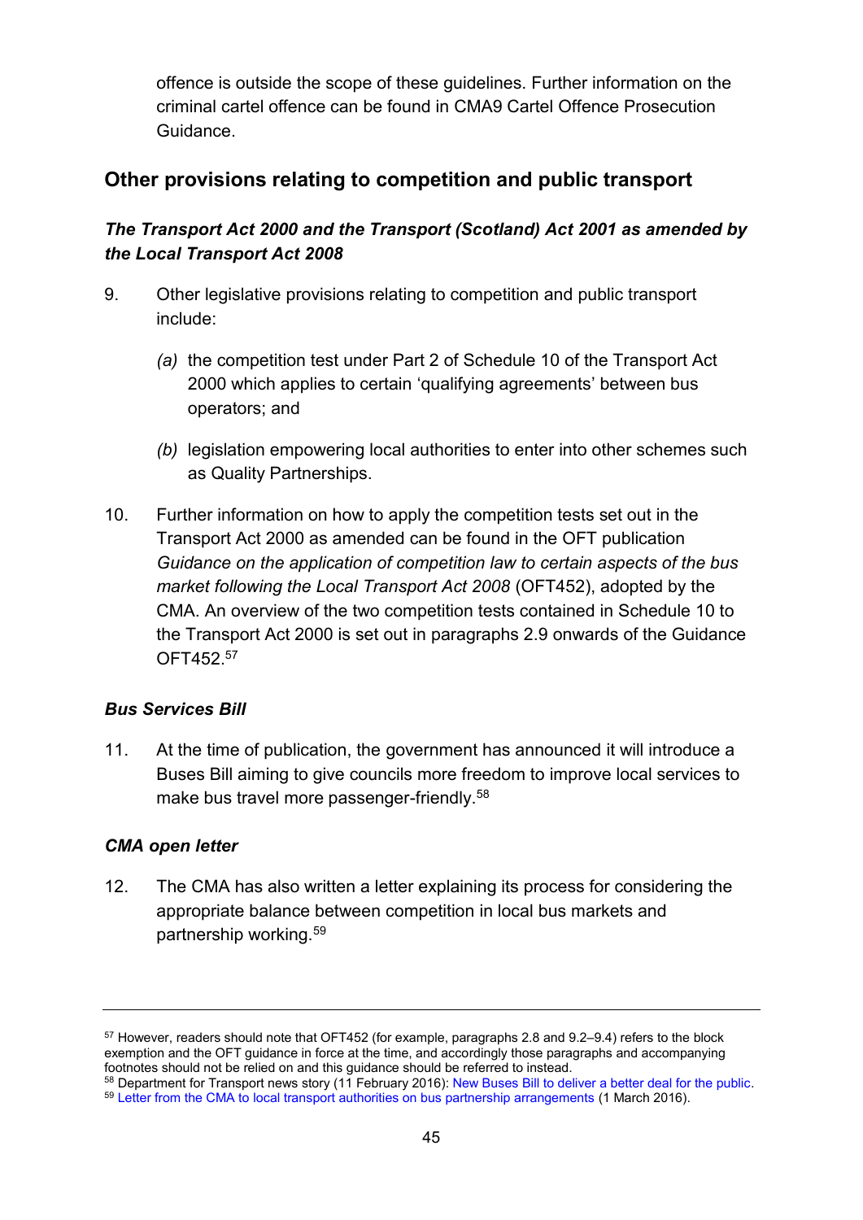offence is outside the scope of these guidelines. Further information on the criminal cartel offence can be found in CMA9 Cartel Offence Prosecution Guidance.

## Other provisions relating to competition and public transport

### *The Transport Act 2000 and the Transport (Scotland) Act 2001 as amended by the Local Transport Act 2008*

9. Other legislative provisions relating to competition and public transport include:

   *(a)* the competition test under Part 2 of Schedule 10 of the Transport Act 2000 which applies to certain 'qualifying agreements' between bus operators; and

   *(b)* legislation empowering local authorities to enter into other schemes such as Quality Partnerships.

10. Further information on how to apply the competition tests set out in the Transport Act 2000 as amended can be found in the OFT publication *Guidance on the application of competition law to certain aspects of the bus market following the Local Transport Act 2008* (OFT452), adopted by the CMA. An overview of the two competition tests contained in Schedule 10 to the Transport Act 2000 is set out in paragraphs 2.9 onwards of the Guidance OFT452.[57]

### *Bus Services Bill*

11. At the time of publication, the government has announced it will introduce a Buses Bill aiming to give councils more freedom to improve local services to make bus travel more passenger-friendly.[58]

### *CMA open letter*

12. The CMA has also written a letter explaining its process for considering the appropriate balance between competition in local bus markets and partnership working.[59]

---

[57] However, readers should note that OFT452 (for example, paragraphs 2.8 and 9.2–9.4) refers to the block exemption and the OFT guidance in force at the time, and accordingly those paragraphs and accompanying footnotes should not be relied on and this guidance should be referred to instead.

[58] Department for Transport news story (11 February 2016): New Buses Bill to deliver a better deal for the public.

[59] Letter from the CMA to local transport authorities on bus partnership arrangements (1 March 2016).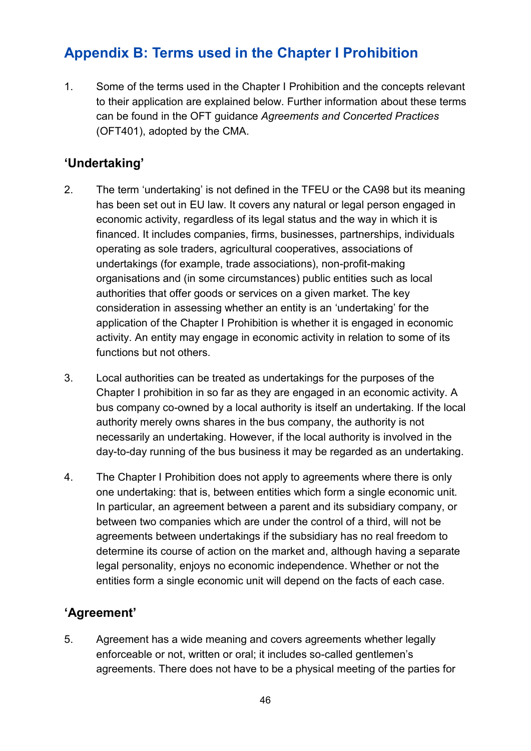## Appendix B: Terms used in the Chapter I Prohibition

1. Some of the terms used in the Chapter I Prohibition and the concepts relevant to their application are explained below. Further information about these terms can be found in the OFT guidance *Agreements and Concerted Practices* (OFT401), adopted by the CMA.

### 'Undertaking'

2. The term 'undertaking' is not defined in the TFEU or the CA98 but its meaning has been set out in EU law. It covers any natural or legal person engaged in economic activity, regardless of its legal status and the way in which it is financed. It includes companies, firms, businesses, partnerships, individuals operating as sole traders, agricultural cooperatives, associations of undertakings (for example, trade associations), non-profit-making organisations and (in some circumstances) public entities such as local authorities that offer goods or services on a given market. The key consideration in assessing whether an entity is an 'undertaking' for the application of the Chapter I Prohibition is whether it is engaged in economic activity. An entity may engage in economic activity in relation to some of its functions but not others.

3. Local authorities can be treated as undertakings for the purposes of the Chapter I prohibition in so far as they are engaged in an economic activity. A bus company co-owned by a local authority is itself an undertaking. If the local authority merely owns shares in the bus company, the authority is not necessarily an undertaking. However, if the local authority is involved in the day-to-day running of the bus business it may be regarded as an undertaking.

4. The Chapter I Prohibition does not apply to agreements where there is only one undertaking: that is, between entities which form a single economic unit. In particular, an agreement between a parent and its subsidiary company, or between two companies which are under the control of a third, will not be agreements between undertakings if the subsidiary has no real freedom to determine its course of action on the market and, although having a separate legal personality, enjoys no economic independence. Whether or not the entities form a single economic unit will depend on the facts of each case.

### 'Agreement'

5. Agreement has a wide meaning and covers agreements whether legally enforceable or not, written or oral; it includes so-called gentlemen's agreements. There does not have to be a physical meeting of the parties for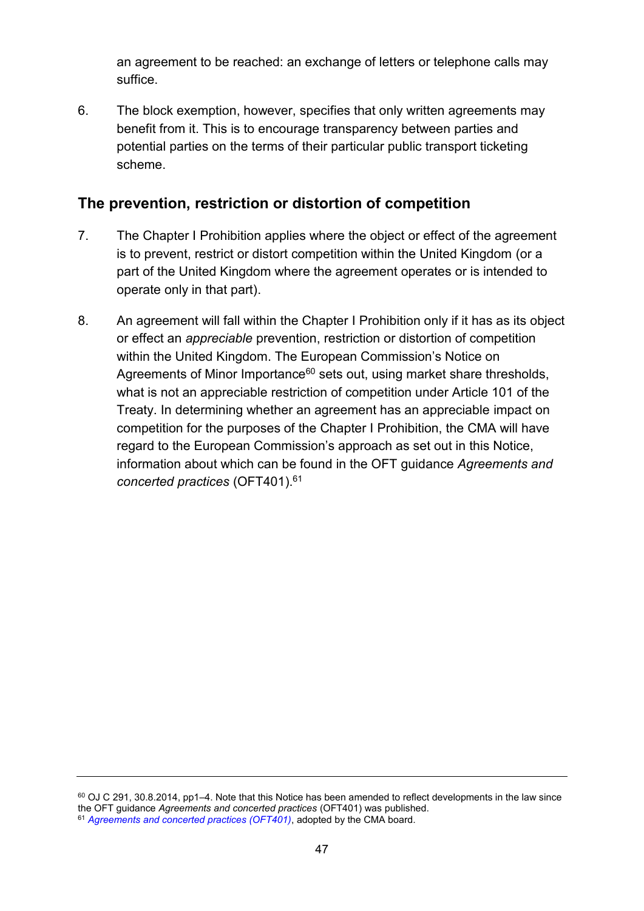an agreement to be reached: an exchange of letters or telephone calls may suffice.

6. The block exemption, however, specifies that only written agreements may benefit from it. This is to encourage transparency between parties and potential parties on the terms of their particular public transport ticketing scheme.

## The prevention, restriction or distortion of competition

7. The Chapter I Prohibition applies where the object or effect of the agreement is to prevent, restrict or distort competition within the United Kingdom (or a part of the United Kingdom where the agreement operates or is intended to operate only in that part).

8. An agreement will fall within the Chapter I Prohibition only if it has as its object or effect an *appreciable* prevention, restriction or distortion of competition within the United Kingdom. The European Commission's Notice on Agreements of Minor Importance[60] sets out, using market share thresholds, what is not an appreciable restriction of competition under Article 101 of the Treaty. In determining whether an agreement has an appreciable impact on competition for the purposes of the Chapter I Prohibition, the CMA will have regard to the European Commission's approach as set out in this Notice, information about which can be found in the OFT guidance *Agreements and concerted practices* (OFT401).[61]

---

[60] OJ C 291, 30.8.2014, pp1–4. Note that this Notice has been amended to reflect developments in the law since the OFT guidance *Agreements and concerted practices* (OFT401) was published.

[61] *Agreements and concerted practices (OFT401)*, adopted by the CMA board.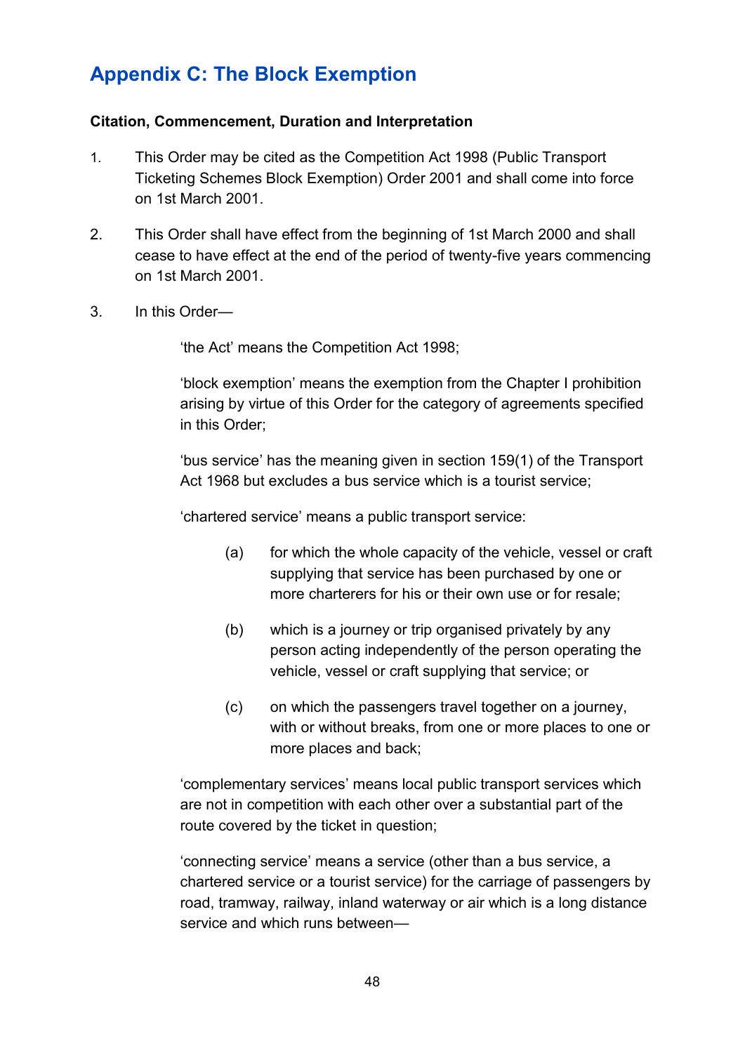# Appendix C: The Block Exemption

**Citation, Commencement, Duration and Interpretation**

1. This Order may be cited as the Competition Act 1998 (Public Transport Ticketing Schemes Block Exemption) Order 2001 and shall come into force on 1st March 2001.

2. This Order shall have effect from the beginning of 1st March 2000 and shall cease to have effect at the end of the period of twenty-five years commencing on 1st March 2001.

3. In this Order—

   'the Act' means the Competition Act 1998;

   'block exemption' means the exemption from the Chapter I prohibition arising by virtue of this Order for the category of agreements specified in this Order;

   'bus service' has the meaning given in section 159(1) of the Transport Act 1968 but excludes a bus service which is a tourist service;

   'chartered service' means a public transport service:

   (a) for which the whole capacity of the vehicle, vessel or craft supplying that service has been purchased by one or more charterers for his or their own use or for resale;

   (b) which is a journey or trip organised privately by any person acting independently of the person operating the vehicle, vessel or craft supplying that service; or

   (c) on which the passengers travel together on a journey, with or without breaks, from one or more places to one or more places and back;

   'complementary services' means local public transport services which are not in competition with each other over a substantial part of the route covered by the ticket in question;

   'connecting service' means a service (other than a bus service, a chartered service or a tourist service) for the carriage of passengers by road, tramway, railway, inland waterway or air which is a long distance service and which runs between—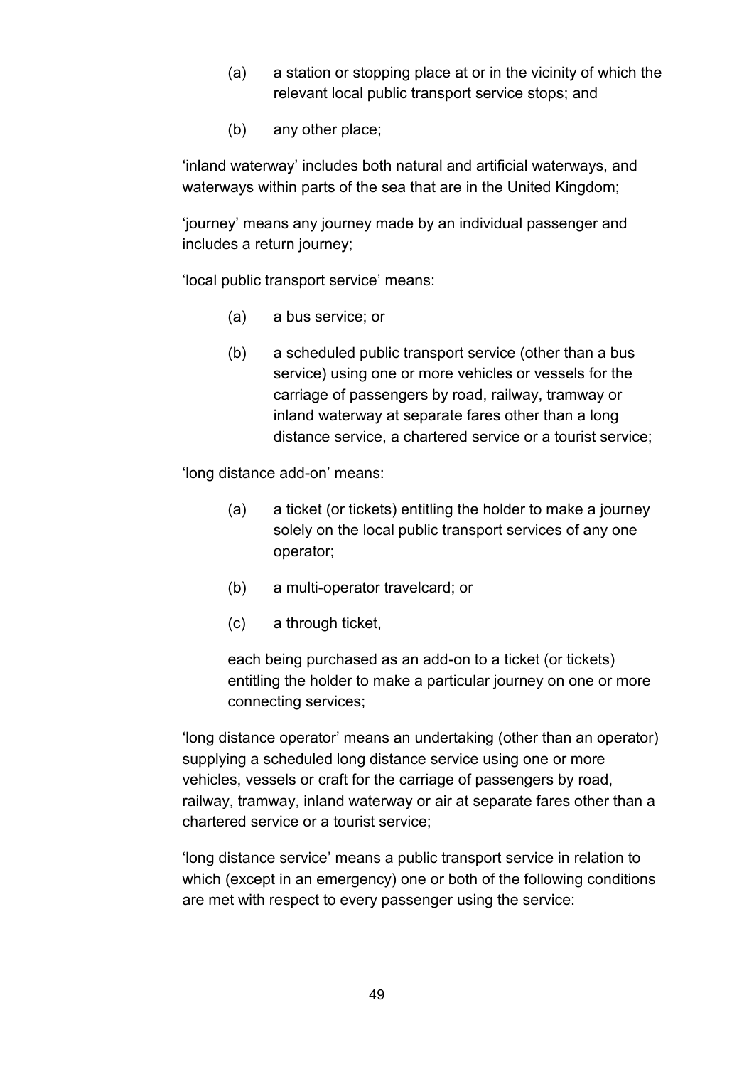(a) a station or stopping place at or in the vicinity of which the relevant local public transport service stops; and

(b) any other place;

'inland waterway' includes both natural and artificial waterways, and waterways within parts of the sea that are in the United Kingdom;

'journey' means any journey made by an individual passenger and includes a return journey;

'local public transport service' means:

(a) a bus service; or

(b) a scheduled public transport service (other than a bus service) using one or more vehicles or vessels for the carriage of passengers by road, railway, tramway or inland waterway at separate fares other than a long distance service, a chartered service or a tourist service;

'long distance add-on' means:

(a) a ticket (or tickets) entitling the holder to make a journey solely on the local public transport services of any one operator;

(b) a multi-operator travelcard; or

(c) a through ticket,

each being purchased as an add-on to a ticket (or tickets) entitling the holder to make a particular journey on one or more connecting services;

'long distance operator' means an undertaking (other than an operator) supplying a scheduled long distance service using one or more vehicles, vessels or craft for the carriage of passengers by road, railway, tramway, inland waterway or air at separate fares other than a chartered service or a tourist service;

'long distance service' means a public transport service in relation to which (except in an emergency) one or both of the following conditions are met with respect to every passenger using the service: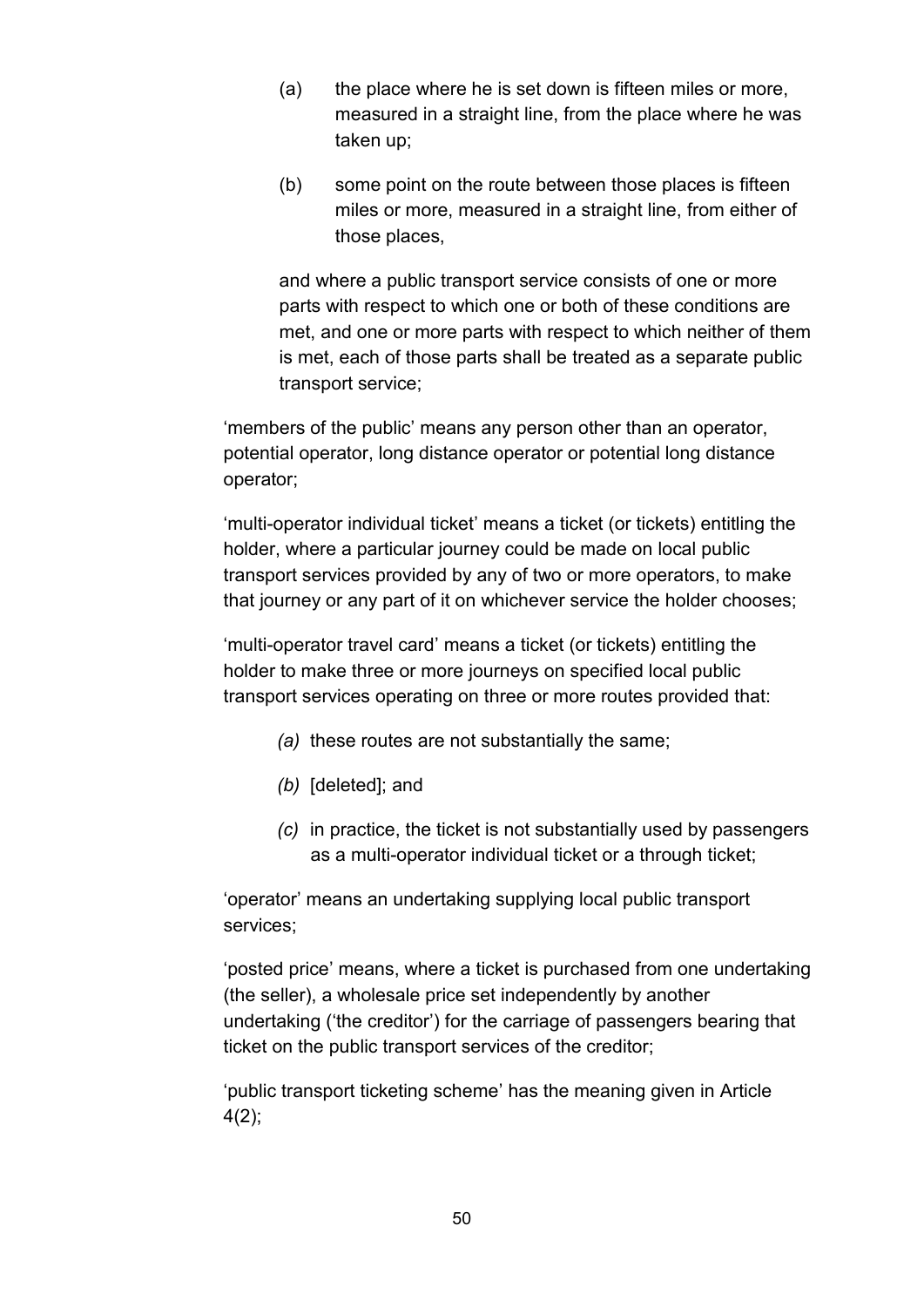(a) the place where he is set down is fifteen miles or more, measured in a straight line, from the place where he was taken up;

(b) some point on the route between those places is fifteen miles or more, measured in a straight line, from either of those places,

and where a public transport service consists of one or more parts with respect to which one or both of these conditions are met, and one or more parts with respect to which neither of them is met, each of those parts shall be treated as a separate public transport service;

'members of the public' means any person other than an operator, potential operator, long distance operator or potential long distance operator;

'multi-operator individual ticket' means a ticket (or tickets) entitling the holder, where a particular journey could be made on local public transport services provided by any of two or more operators, to make that journey or any part of it on whichever service the holder chooses;

'multi-operator travel card' means a ticket (or tickets) entitling the holder to make three or more journeys on specified local public transport services operating on three or more routes provided that:

*(a)* these routes are not substantially the same;

*(b)* [deleted]; and

*(c)* in practice, the ticket is not substantially used by passengers as a multi-operator individual ticket or a through ticket;

'operator' means an undertaking supplying local public transport services;

'posted price' means, where a ticket is purchased from one undertaking (the seller), a wholesale price set independently by another undertaking ('the creditor') for the carriage of passengers bearing that ticket on the public transport services of the creditor;

'public transport ticketing scheme' has the meaning given in Article 4(2);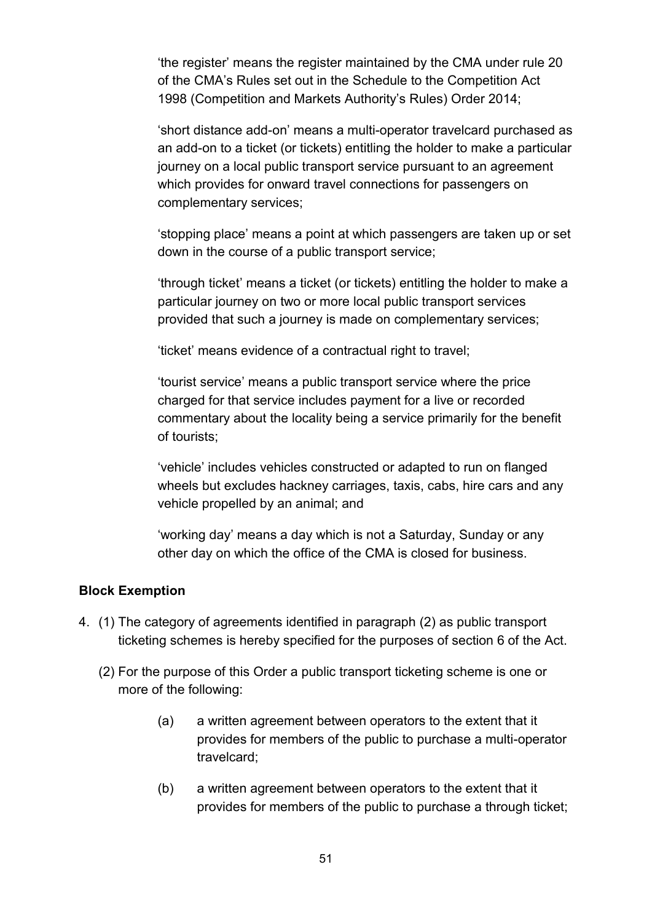'the register' means the register maintained by the CMA under rule 20 of the CMA's Rules set out in the Schedule to the Competition Act 1998 (Competition and Markets Authority's Rules) Order 2014;

'short distance add-on' means a multi-operator travelcard purchased as an add-on to a ticket (or tickets) entitling the holder to make a particular journey on a local public transport service pursuant to an agreement which provides for onward travel connections for passengers on complementary services;

'stopping place' means a point at which passengers are taken up or set down in the course of a public transport service;

'through ticket' means a ticket (or tickets) entitling the holder to make a particular journey on two or more local public transport services provided that such a journey is made on complementary services;

'ticket' means evidence of a contractual right to travel;

'tourist service' means a public transport service where the price charged for that service includes payment for a live or recorded commentary about the locality being a service primarily for the benefit of tourists;

'vehicle' includes vehicles constructed or adapted to run on flanged wheels but excludes hackney carriages, taxis, cabs, hire cars and any vehicle propelled by an animal; and

'working day' means a day which is not a Saturday, Sunday or any other day on which the office of the CMA is closed for business.

**Block Exemption**

4. (1) The category of agreements identified in paragraph (2) as public transport ticketing schemes is hereby specified for the purposes of section 6 of the Act.

   (2) For the purpose of this Order a public transport ticketing scheme is one or more of the following:

      (a) a written agreement between operators to the extent that it provides for members of the public to purchase a multi-operator travelcard;

      (b) a written agreement between operators to the extent that it provides for members of the public to purchase a through ticket;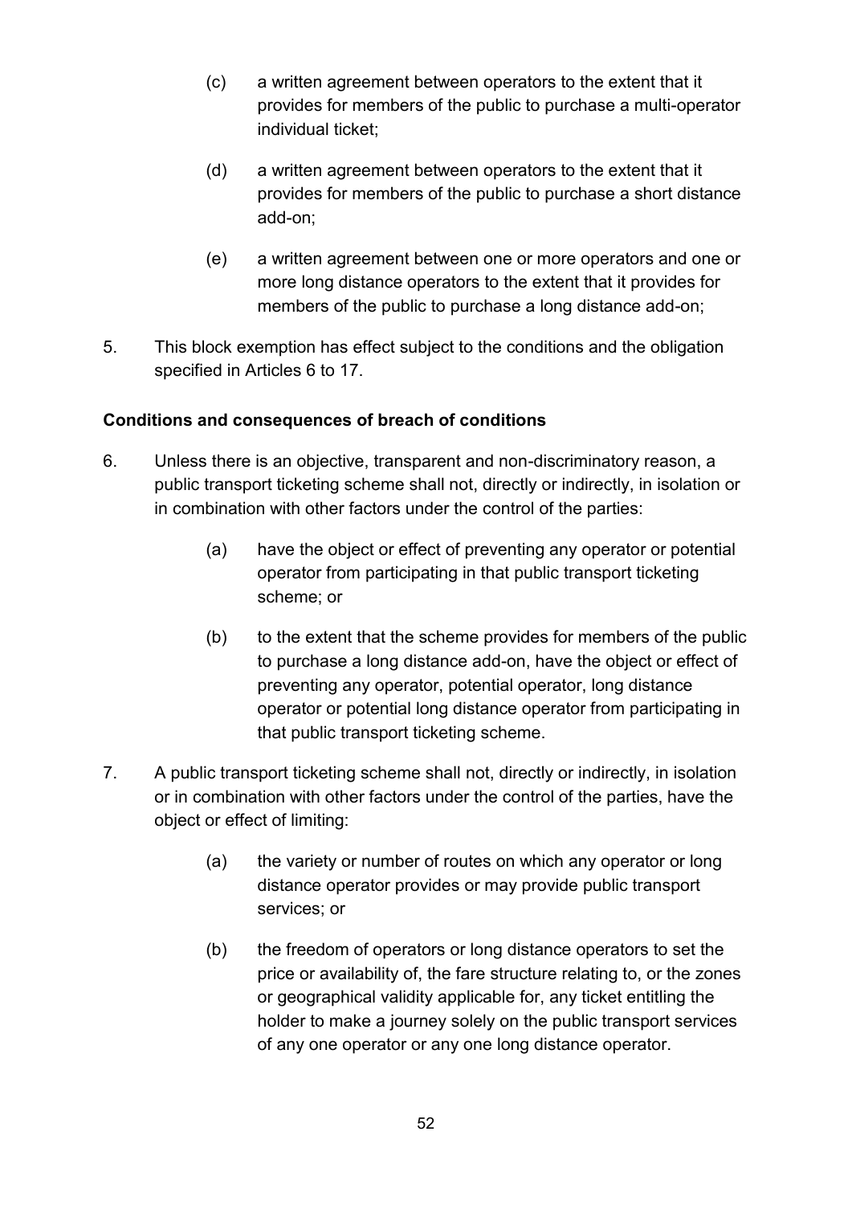(c) a written agreement between operators to the extent that it provides for members of the public to purchase a multi-operator individual ticket;

(d) a written agreement between operators to the extent that it provides for members of the public to purchase a short distance add-on;

(e) a written agreement between one or more operators and one or more long distance operators to the extent that it provides for members of the public to purchase a long distance add-on;

5. This block exemption has effect subject to the conditions and the obligation specified in Articles 6 to 17.

**Conditions and consequences of breach of conditions**

6. Unless there is an objective, transparent and non-discriminatory reason, a public transport ticketing scheme shall not, directly or indirectly, in isolation or in combination with other factors under the control of the parties:

   (a) have the object or effect of preventing any operator or potential operator from participating in that public transport ticketing scheme; or

   (b) to the extent that the scheme provides for members of the public to purchase a long distance add-on, have the object or effect of preventing any operator, potential operator, long distance operator or potential long distance operator from participating in that public transport ticketing scheme.

7. A public transport ticketing scheme shall not, directly or indirectly, in isolation or in combination with other factors under the control of the parties, have the object or effect of limiting:

   (a) the variety or number of routes on which any operator or long distance operator provides or may provide public transport services; or

   (b) the freedom of operators or long distance operators to set the price or availability of, the fare structure relating to, or the zones or geographical validity applicable for, any ticket entitling the holder to make a journey solely on the public transport services of any one operator or any one long distance operator.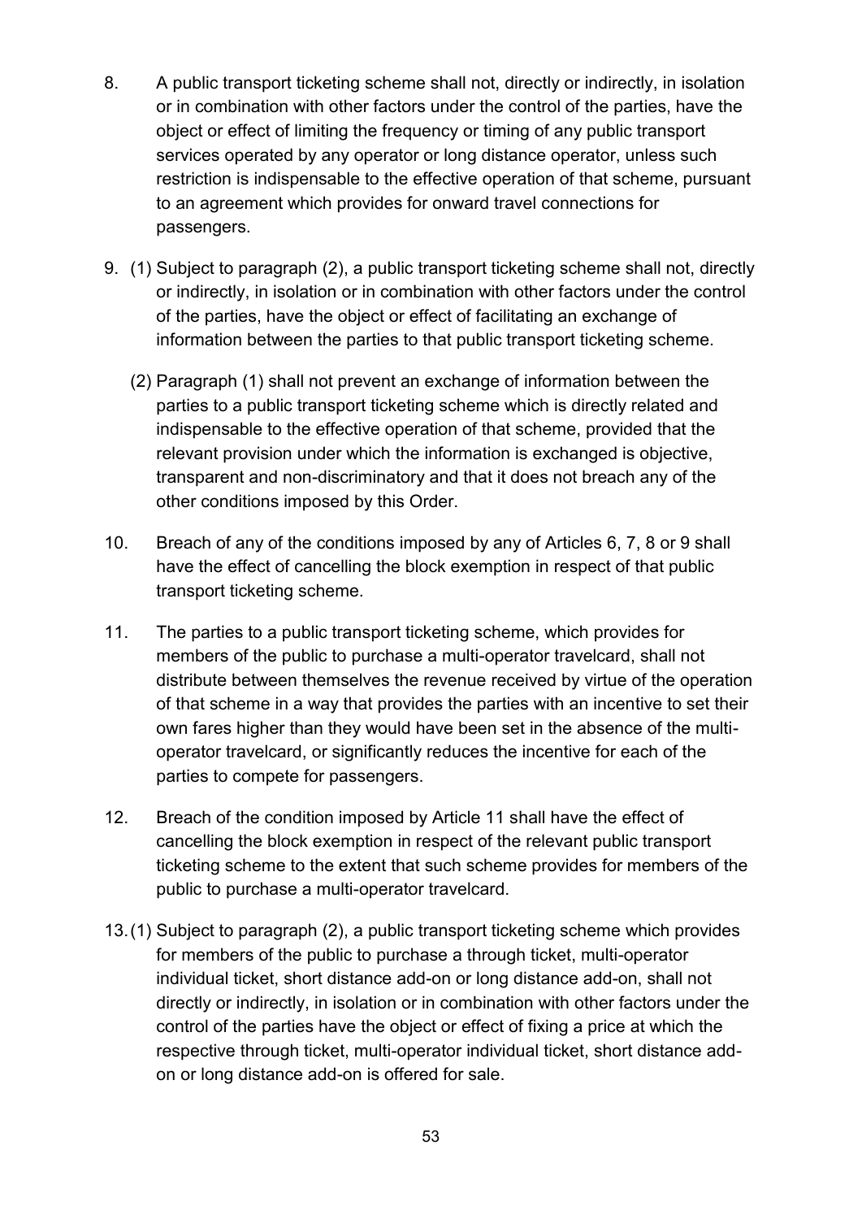8. A public transport ticketing scheme shall not, directly or indirectly, in isolation or in combination with other factors under the control of the parties, have the object or effect of limiting the frequency or timing of any public transport services operated by any operator or long distance operator, unless such restriction is indispensable to the effective operation of that scheme, pursuant to an agreement which provides for onward travel connections for passengers.

9. (1) Subject to paragraph (2), a public transport ticketing scheme shall not, directly or indirectly, in isolation or in combination with other factors under the control of the parties, have the object or effect of facilitating an exchange of information between the parties to that public transport ticketing scheme.

   (2) Paragraph (1) shall not prevent an exchange of information between the parties to a public transport ticketing scheme which is directly related and indispensable to the effective operation of that scheme, provided that the relevant provision under which the information is exchanged is objective, transparent and non-discriminatory and that it does not breach any of the other conditions imposed by this Order.

10. Breach of any of the conditions imposed by any of Articles 6, 7, 8 or 9 shall have the effect of cancelling the block exemption in respect of that public transport ticketing scheme.

11. The parties to a public transport ticketing scheme, which provides for members of the public to purchase a multi-operator travelcard, shall not distribute between themselves the revenue received by virtue of the operation of that scheme in a way that provides the parties with an incentive to set their own fares higher than they would have been set in the absence of the multi-operator travelcard, or significantly reduces the incentive for each of the parties to compete for passengers.

12. Breach of the condition imposed by Article 11 shall have the effect of cancelling the block exemption in respect of the relevant public transport ticketing scheme to the extent that such scheme provides for members of the public to purchase a multi-operator travelcard.

13. (1) Subject to paragraph (2), a public transport ticketing scheme which provides for members of the public to purchase a through ticket, multi-operator individual ticket, short distance add-on or long distance add-on, shall not directly or indirectly, in isolation or in combination with other factors under the control of the parties have the object or effect of fixing a price at which the respective through ticket, multi-operator individual ticket, short distance add-on or long distance add-on is offered for sale.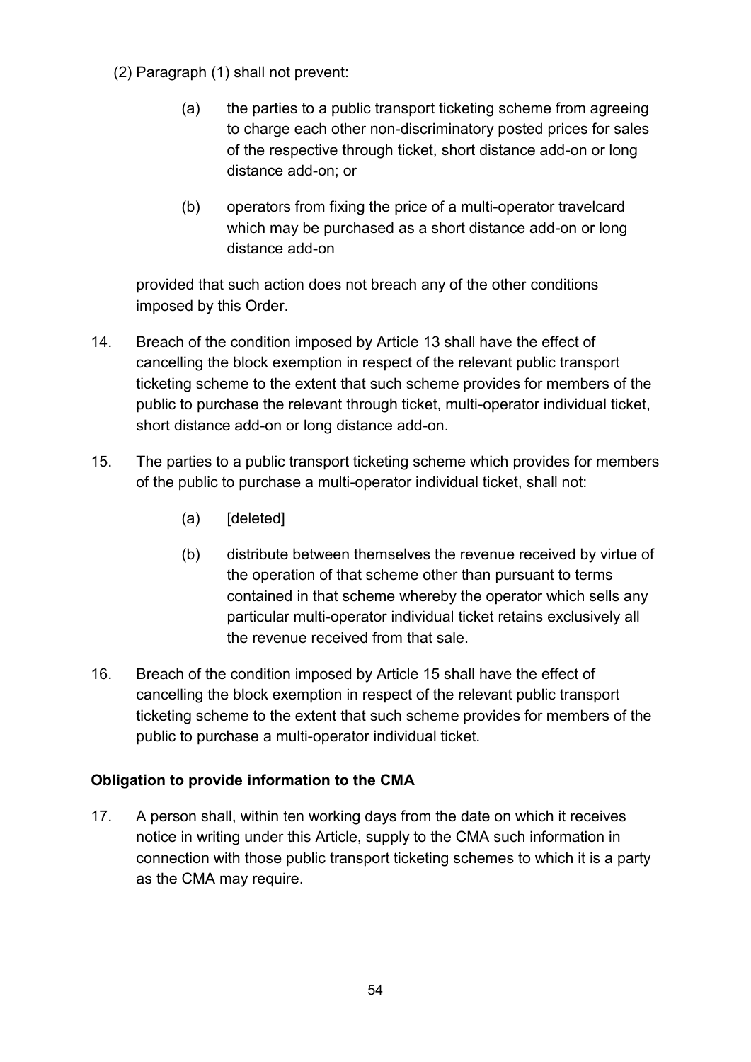(2) Paragraph (1) shall not prevent:

(a) the parties to a public transport ticketing scheme from agreeing to charge each other non-discriminatory posted prices for sales of the respective through ticket, short distance add-on or long distance add-on; or

(b) operators from fixing the price of a multi-operator travelcard which may be purchased as a short distance add-on or long distance add-on

provided that such action does not breach any of the other conditions imposed by this Order.

14. Breach of the condition imposed by Article 13 shall have the effect of cancelling the block exemption in respect of the relevant public transport ticketing scheme to the extent that such scheme provides for members of the public to purchase the relevant through ticket, multi-operator individual ticket, short distance add-on or long distance add-on.

15. The parties to a public transport ticketing scheme which provides for members of the public to purchase a multi-operator individual ticket, shall not:

(a) [deleted]

(b) distribute between themselves the revenue received by virtue of the operation of that scheme other than pursuant to terms contained in that scheme whereby the operator which sells any particular multi-operator individual ticket retains exclusively all the revenue received from that sale.

16. Breach of the condition imposed by Article 15 shall have the effect of cancelling the block exemption in respect of the relevant public transport ticketing scheme to the extent that such scheme provides for members of the public to purchase a multi-operator individual ticket.

**Obligation to provide information to the CMA**

17. A person shall, within ten working days from the date on which it receives notice in writing under this Article, supply to the CMA such information in connection with those public transport ticketing schemes to which it is a party as the CMA may require.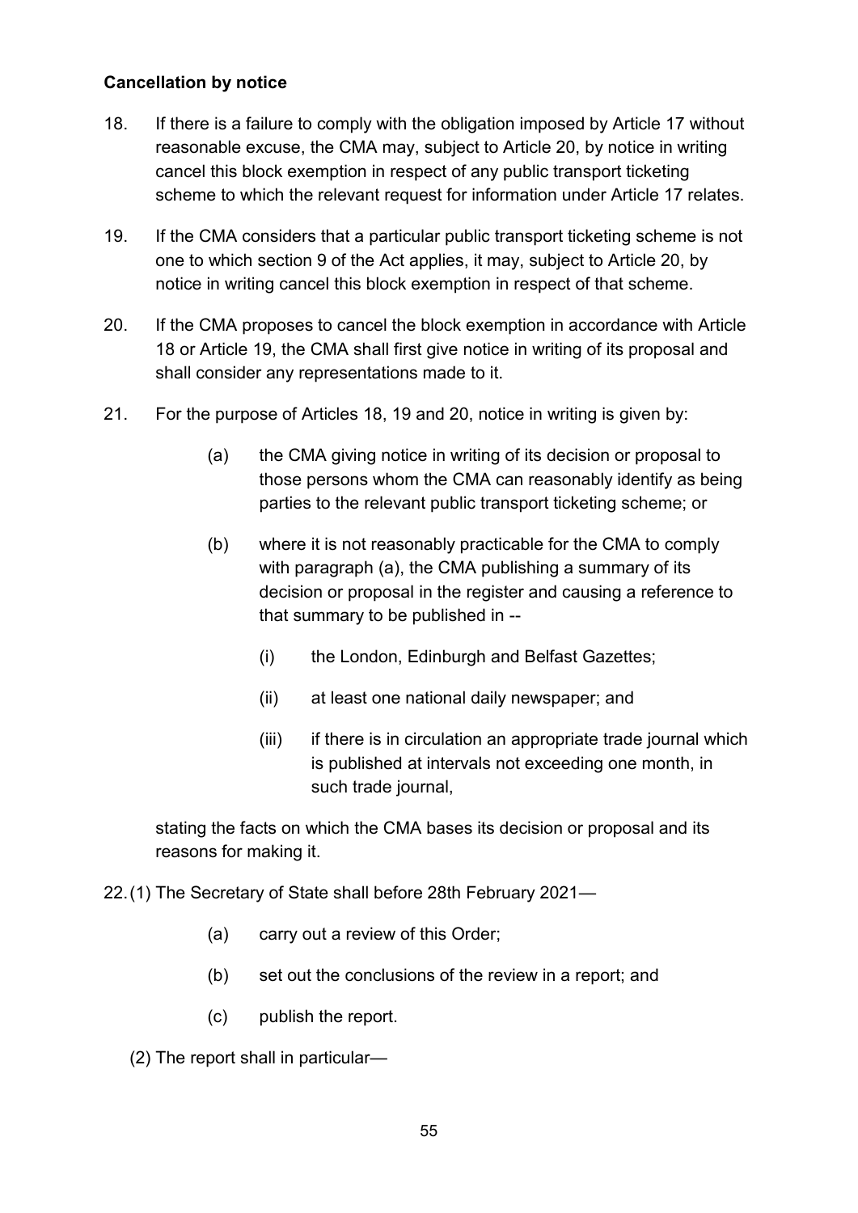**Cancellation by notice**

18. If there is a failure to comply with the obligation imposed by Article 17 without reasonable excuse, the CMA may, subject to Article 20, by notice in writing cancel this block exemption in respect of any public transport ticketing scheme to which the relevant request for information under Article 17 relates.

19. If the CMA considers that a particular public transport ticketing scheme is not one to which section 9 of the Act applies, it may, subject to Article 20, by notice in writing cancel this block exemption in respect of that scheme.

20. If the CMA proposes to cancel the block exemption in accordance with Article 18 or Article 19, the CMA shall first give notice in writing of its proposal and shall consider any representations made to it.

21. For the purpose of Articles 18, 19 and 20, notice in writing is given by:

    (a) the CMA giving notice in writing of its decision or proposal to those persons whom the CMA can reasonably identify as being parties to the relevant public transport ticketing scheme; or

    (b) where it is not reasonably practicable for the CMA to comply with paragraph (a), the CMA publishing a summary of its decision or proposal in the register and causing a reference to that summary to be published in --

        (i) the London, Edinburgh and Belfast Gazettes;

        (ii) at least one national daily newspaper; and

        (iii) if there is in circulation an appropriate trade journal which is published at intervals not exceeding one month, in such trade journal,

    stating the facts on which the CMA bases its decision or proposal and its reasons for making it.

22. (1) The Secretary of State shall before 28th February 2021—

    (a) carry out a review of this Order;

    (b) set out the conclusions of the review in a report; and

    (c) publish the report.

  (2) The report shall in particular—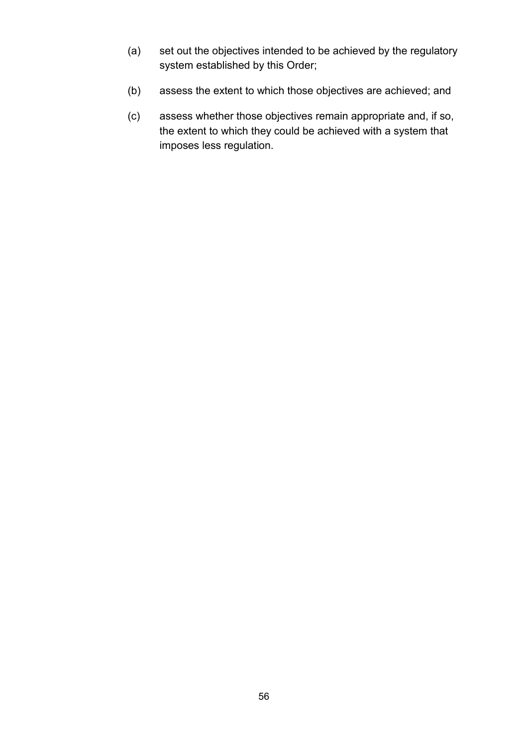(a) set out the objectives intended to be achieved by the regulatory system established by this Order;

(b) assess the extent to which those objectives are achieved; and

(c) assess whether those objectives remain appropriate and, if so, the extent to which they could be achieved with a system that imposes less regulation.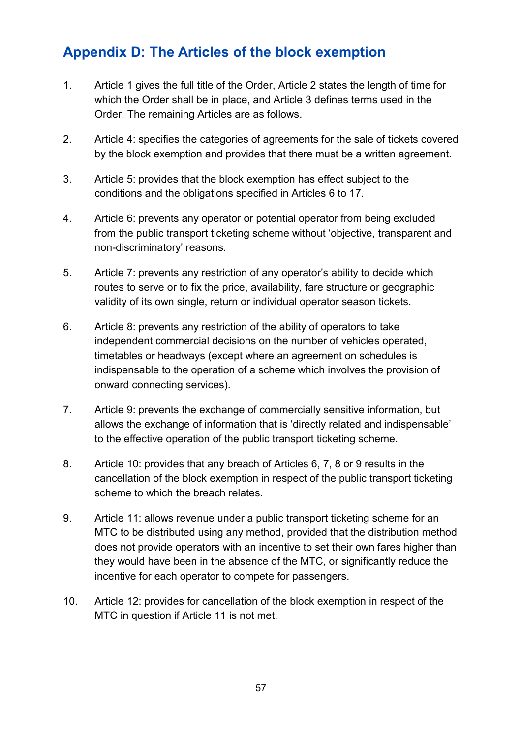## Appendix D: The Articles of the block exemption

1. Article 1 gives the full title of the Order, Article 2 states the length of time for which the Order shall be in place, and Article 3 defines terms used in the Order. The remaining Articles are as follows.

2. Article 4: specifies the categories of agreements for the sale of tickets covered by the block exemption and provides that there must be a written agreement.

3. Article 5: provides that the block exemption has effect subject to the conditions and the obligations specified in Articles 6 to 17.

4. Article 6: prevents any operator or potential operator from being excluded from the public transport ticketing scheme without 'objective, transparent and non-discriminatory' reasons.

5. Article 7: prevents any restriction of any operator's ability to decide which routes to serve or to fix the price, availability, fare structure or geographic validity of its own single, return or individual operator season tickets.

6. Article 8: prevents any restriction of the ability of operators to take independent commercial decisions on the number of vehicles operated, timetables or headways (except where an agreement on schedules is indispensable to the operation of a scheme which involves the provision of onward connecting services).

7. Article 9: prevents the exchange of commercially sensitive information, but allows the exchange of information that is 'directly related and indispensable' to the effective operation of the public transport ticketing scheme.

8. Article 10: provides that any breach of Articles 6, 7, 8 or 9 results in the cancellation of the block exemption in respect of the public transport ticketing scheme to which the breach relates.

9. Article 11: allows revenue under a public transport ticketing scheme for an MTC to be distributed using any method, provided that the distribution method does not provide operators with an incentive to set their own fares higher than they would have been in the absence of the MTC, or significantly reduce the incentive for each operator to compete for passengers.

10. Article 12: provides for cancellation of the block exemption in respect of the MTC in question if Article 11 is not met.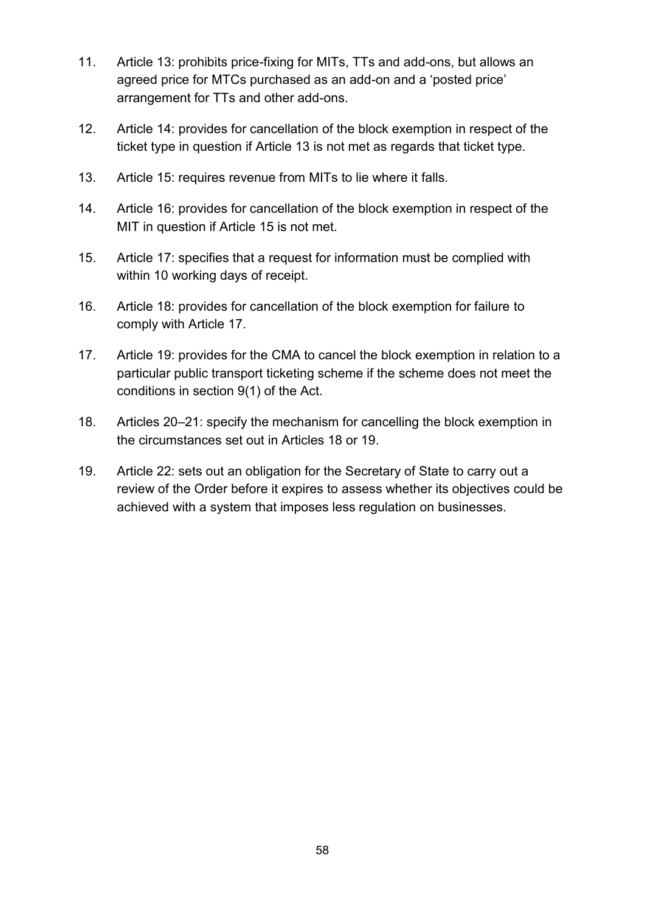11. Article 13: prohibits price-fixing for MITs, TTs and add-ons, but allows an agreed price for MTCs purchased as an add-on and a 'posted price' arrangement for TTs and other add-ons.

12. Article 14: provides for cancellation of the block exemption in respect of the ticket type in question if Article 13 is not met as regards that ticket type.

13. Article 15: requires revenue from MITs to lie where it falls.

14. Article 16: provides for cancellation of the block exemption in respect of the MIT in question if Article 15 is not met.

15. Article 17: specifies that a request for information must be complied with within 10 working days of receipt.

16. Article 18: provides for cancellation of the block exemption for failure to comply with Article 17.

17. Article 19: provides for the CMA to cancel the block exemption in relation to a particular public transport ticketing scheme if the scheme does not meet the conditions in section 9(1) of the Act.

18. Articles 20–21: specify the mechanism for cancelling the block exemption in the circumstances set out in Articles 18 or 19.

19. Article 22: sets out an obligation for the Secretary of State to carry out a review of the Order before it expires to assess whether its objectives could be achieved with a system that imposes less regulation on businesses.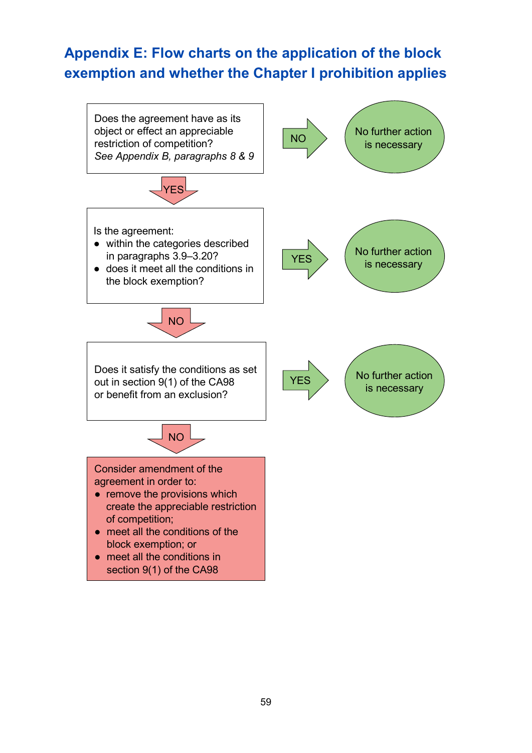## Appendix E: Flow charts on the application of the block exemption and whether the Chapter I prohibition applies

Does the agreement have as its object or effect an appreciable restriction of competition?
*See Appendix B, paragraphs 8 & 9*

NO → No further action is necessary

YES ↓

Is the agreement:

- within the categories described in paragraphs 3.9–3.20?
- does it meet all the conditions in the block exemption?

YES → No further action is necessary

NO ↓

Does it satisfy the conditions as set out in section 9(1) of the CA98 or benefit from an exclusion?

YES → No further action is necessary

NO ↓

Consider amendment of the agreement in order to:

- remove the provisions which create the appreciable restriction of competition;
- meet all the conditions of the block exemption; or
- meet all the conditions in section 9(1) of the CA98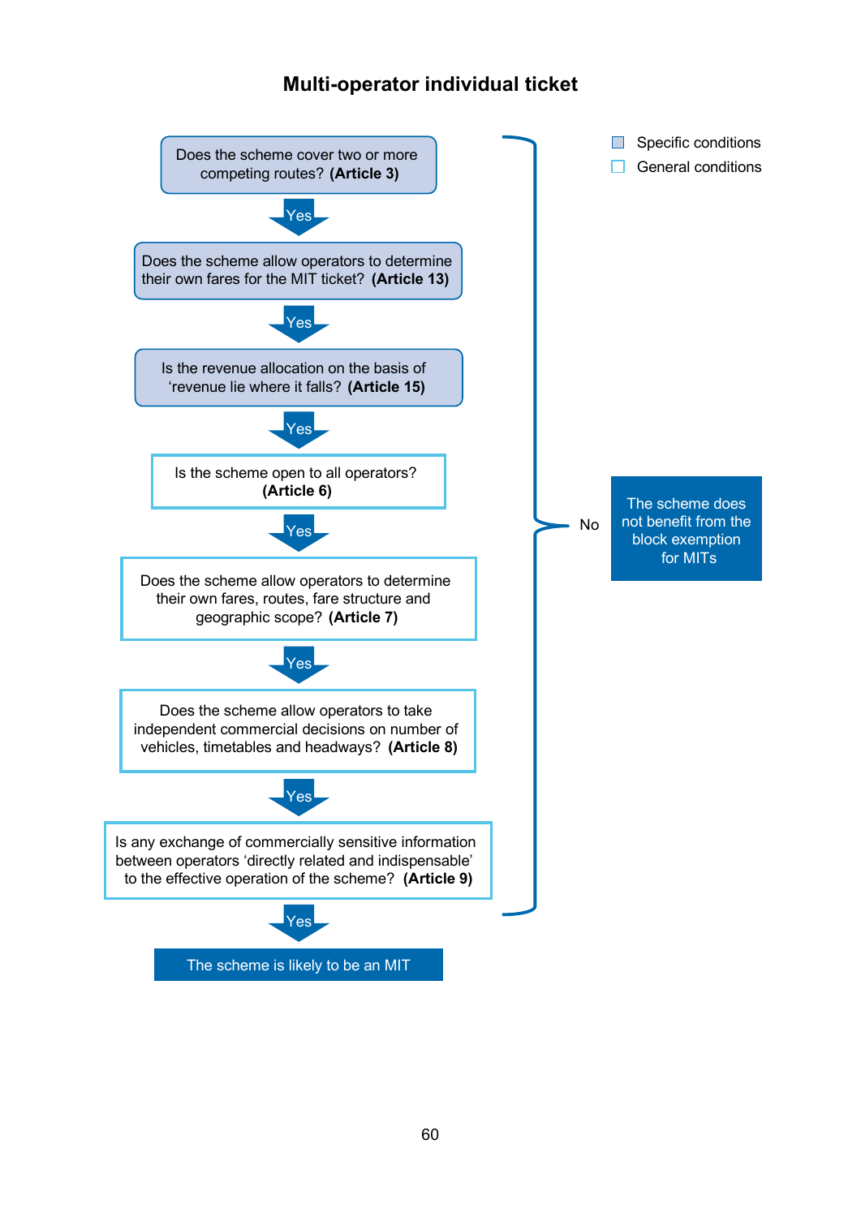## Multi-operator individual ticket

- Specific conditions
- General conditions

Does the scheme cover two or more competing routes? **(Article 3)**

Yes

Does the scheme allow operators to determine their own fares for the MIT ticket? **(Article 13)**

Yes

Is the revenue allocation on the basis of 'revenue lie where it falls? **(Article 15)**

Yes

Is the scheme open to all operators? **(Article 6)**

Yes

Does the scheme allow operators to determine their own fares, routes, fare structure and geographic scope? **(Article 7)**

Yes

Does the scheme allow operators to take independent commercial decisions on number of vehicles, timetables and headways? **(Article 8)**

Yes

Is any exchange of commercially sensitive information between operators 'directly related and indispensable' to the effective operation of the scheme? **(Article 9)**

Yes

The scheme is likely to be an MIT

No

The scheme does not benefit from the block exemption for MITs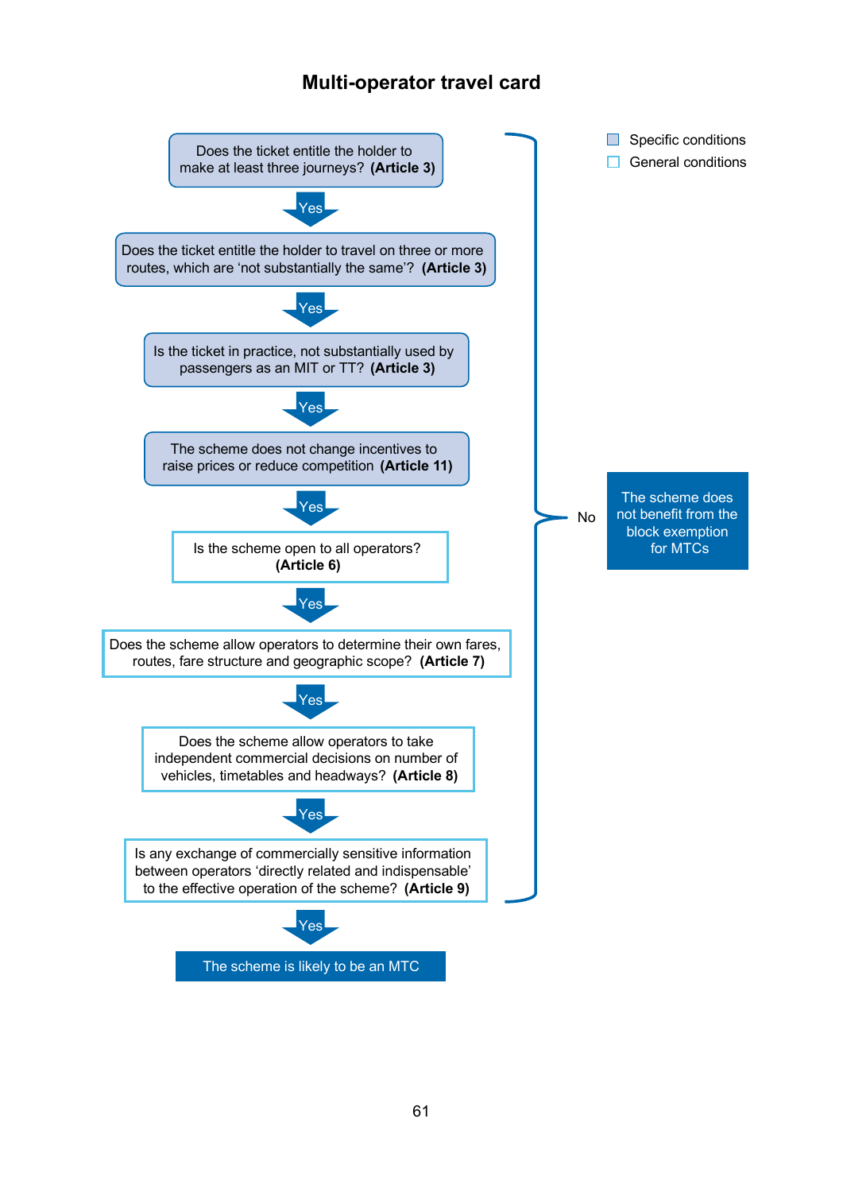# Multi-operator travel card

Specific conditions

General conditions

Does the ticket entitle the holder to make at least three journeys? **(Article 3)**

Yes

Does the ticket entitle the holder to travel on three or more routes, which are 'not substantially the same'? **(Article 3)**

Yes

Is the ticket in practice, not substantially used by passengers as an MIT or TT? **(Article 3)**

Yes

The scheme does not change incentives to raise prices or reduce competition **(Article 11)**

Yes

Is the scheme open to all operators? **(Article 6)**

Yes

Does the scheme allow operators to determine their own fares, routes, fare structure and geographic scope? **(Article 7)**

Yes

Does the scheme allow operators to take independent commercial decisions on number of vehicles, timetables and headways? **(Article 8)**

Yes

Is any exchange of commercially sensitive information between operators 'directly related and indispensable' to the effective operation of the scheme? **(Article 9)**

Yes

The scheme is likely to be an MTC

No

The scheme does not benefit from the block exemption for MTCs